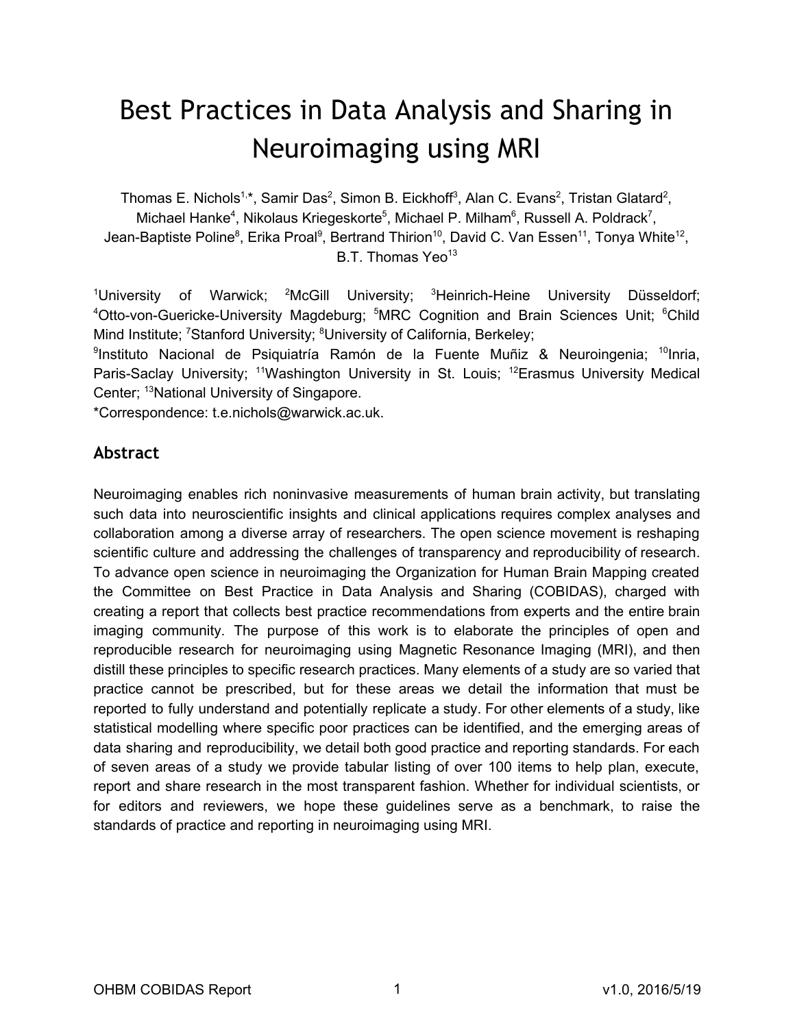# Best Practices in Data Analysis and Sharing in Neuroimaging using MRI

Thomas E. Nichols[1,*], Samir Das[2], Simon B. Eickhoff[3], Alan C. Evans[2], Tristan Glatard[2], Michael Hanke[4], Nikolaus Kriegeskorte[5], Michael P. Milham[6], Russell A. Poldrack[7], Jean-Baptiste Poline[8], Erika Proal[9], Bertrand Thirion[10], David C. Van Essen[11], Tonya White[12], B.T. Thomas Yeo[13]

[1]University of Warwick; [2]McGill University; [3]Heinrich-Heine University Düsseldorf; [4]Otto-von-Guericke-University Magdeburg; [5]MRC Cognition and Brain Sciences Unit; [6]Child Mind Institute; [7]Stanford University; [8]University of California, Berkeley; [9]Instituto Nacional de Psiquiatría Ramón de la Fuente Muñiz & Neuroingenia; [10]Inria, Paris-Saclay University; [11]Washington University in St. Louis; [12]Erasmus University Medical Center; [13]National University of Singapore.

*Correspondence: t.e.nichols@warwick.ac.uk.

## Abstract

Neuroimaging enables rich noninvasive measurements of human brain activity, but translating such data into neuroscientific insights and clinical applications requires complex analyses and collaboration among a diverse array of researchers. The open science movement is reshaping scientific culture and addressing the challenges of transparency and reproducibility of research. To advance open science in neuroimaging the Organization for Human Brain Mapping created the Committee on Best Practice in Data Analysis and Sharing (COBIDAS), charged with creating a report that collects best practice recommendations from experts and the entire brain imaging community. The purpose of this work is to elaborate the principles of open and reproducible research for neuroimaging using Magnetic Resonance Imaging (MRI), and then distill these principles to specific research practices. Many elements of a study are so varied that practice cannot be prescribed, but for these areas we detail the information that must be reported to fully understand and potentially replicate a study. For other elements of a study, like statistical modelling where specific poor practices can be identified, and the emerging areas of data sharing and reproducibility, we detail both good practice and reporting standards. For each of seven areas of a study we provide tabular listing of over 100 items to help plan, execute, report and share research in the most transparent fashion. Whether for individual scientists, or for editors and reviewers, we hope these guidelines serve as a benchmark, to raise the standards of practice and reporting in neuroimaging using MRI.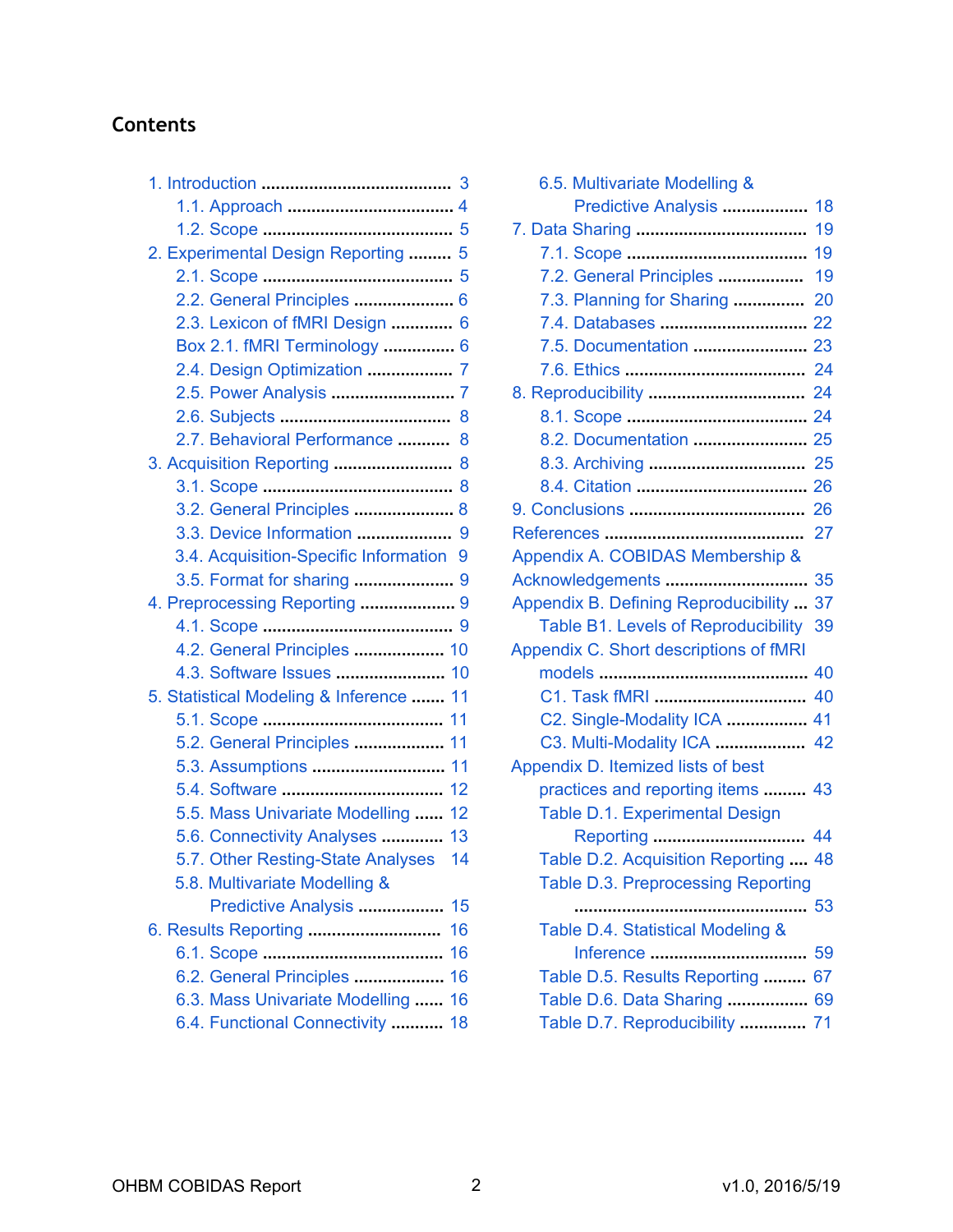## Contents

- 1. Introduction ........................................ 3
  - 1.1. Approach ................................... 4
  - 1.2. Scope ........................................ 5
- 2. Experimental Design Reporting ......... 5
  - 2.1. Scope ........................................ 5
  - 2.2. General Principles ..................... 6
  - 2.3. Lexicon of fMRI Design ............. 6
  - Box 2.1. fMRI Terminology ............... 6
  - 2.4. Design Optimization .................. 7
  - 2.5. Power Analysis .......................... 7
  - 2.6. Subjects .................................... 8
  - 2.7. Behavioral Performance ........... 8
- 3. Acquisition Reporting ......................... 8
  - 3.1. Scope ........................................ 8
  - 3.2. General Principles ..................... 8
  - 3.3. Device Information .................... 9
  - 3.4. Acquisition-Specific Information 9
  - 3.5. Format for sharing ..................... 9
- 4. Preprocessing Reporting .................... 9
  - 4.1. Scope ........................................ 9
  - 4.2. General Principles ................... 10
  - 4.3. Software Issues ....................... 10
- 5. Statistical Modeling & Inference ....... 11
  - 5.1. Scope ...................................... 11
  - 5.2. General Principles ................... 11
  - 5.3. Assumptions ............................ 11
  - 5.4. Software .................................. 12
  - 5.5. Mass Univariate Modelling ...... 12
  - 5.6. Connectivity Analyses ............. 13
  - 5.7. Other Resting-State Analyses 14
  - 5.8. Multivariate Modelling & Predictive Analysis .................. 15
- 6. Results Reporting ............................ 16
  - 6.1. Scope ...................................... 16
  - 6.2. General Principles ................... 16
  - 6.3. Mass Univariate Modelling ...... 16
  - 6.4. Functional Connectivity ........... 18
  - 6.5. Multivariate Modelling & Predictive Analysis .................. 18
- 7. Data Sharing .................................... 19
  - 7.1. Scope ...................................... 19
  - 7.2. General Principles ................. 19
  - 7.3. Planning for Sharing ............... 20
  - 7.4. Databases ............................... 22
  - 7.5. Documentation ........................ 23
  - 7.6. Ethics ...................................... 24
- 8. Reproducibility ................................ 24
  - 8.1. Scope ...................................... 24
  - 8.2. Documentation ........................ 25
  - 8.3. Archiving ................................ 25
  - 8.4. Citation .................................... 26
- 9. Conclusions ..................................... 26
- References .......................................... 27
- Appendix A. COBIDAS Membership & Acknowledgements ............................. 35
- Appendix B. Defining Reproducibility ... 37
  - Table B1. Levels of Reproducibility 39
- Appendix C. Short descriptions of fMRI models ........................................... 40
  - C1. Task fMRI ................................ 40
  - C2. Single-Modality ICA ................. 41
  - C3. Multi-Modality ICA ................... 42
- Appendix D. Itemized lists of best practices and reporting items ......... 43
  - Table D.1. Experimental Design Reporting ................................ 44
  - Table D.2. Acquisition Reporting .... 48
  - Table D.3. Preprocessing Reporting ................................................ 53
  - Table D.4. Statistical Modeling & Inference ................................. 59
  - Table D.5. Results Reporting ......... 67
  - Table D.6. Data Sharing ................. 69
  - Table D.7. Reproducibility .............. 71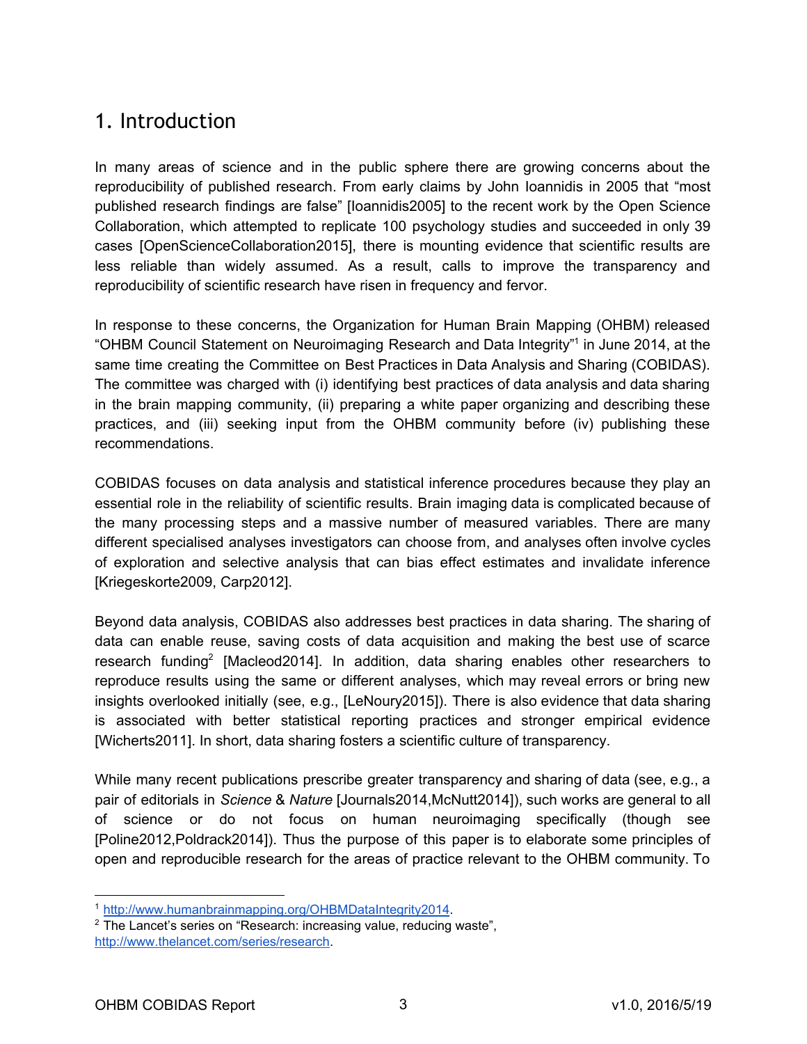## 1. Introduction

In many areas of science and in the public sphere there are growing concerns about the reproducibility of published research. From early claims by John Ioannidis in 2005 that "most published research findings are false" [Ioannidis2005] to the recent work by the Open Science Collaboration, which attempted to replicate 100 psychology studies and succeeded in only 39 cases [OpenScienceCollaboration2015], there is mounting evidence that scientific results are less reliable than widely assumed. As a result, calls to improve the transparency and reproducibility of scientific research have risen in frequency and fervor.

In response to these concerns, the Organization for Human Brain Mapping (OHBM) released "OHBM Council Statement on Neuroimaging Research and Data Integrity"[1] in June 2014, at the same time creating the Committee on Best Practices in Data Analysis and Sharing (COBIDAS). The committee was charged with (i) identifying best practices of data analysis and data sharing in the brain mapping community, (ii) preparing a white paper organizing and describing these practices, and (iii) seeking input from the OHBM community before (iv) publishing these recommendations.

COBIDAS focuses on data analysis and statistical inference procedures because they play an essential role in the reliability of scientific results. Brain imaging data is complicated because of the many processing steps and a massive number of measured variables. There are many different specialised analyses investigators can choose from, and analyses often involve cycles of exploration and selective analysis that can bias effect estimates and invalidate inference [Kriegeskorte2009, Carp2012].

Beyond data analysis, COBIDAS also addresses best practices in data sharing. The sharing of data can enable reuse, saving costs of data acquisition and making the best use of scarce research funding[2] [Macleod2014]. In addition, data sharing enables other researchers to reproduce results using the same or different analyses, which may reveal errors or bring new insights overlooked initially (see, e.g., [LeNoury2015]). There is also evidence that data sharing is associated with better statistical reporting practices and stronger empirical evidence [Wicherts2011]. In short, data sharing fosters a scientific culture of transparency.

While many recent publications prescribe greater transparency and sharing of data (see, e.g., a pair of editorials in *Science* & *Nature* [Journals2014,McNutt2014]), such works are general to all of science or do not focus on human neuroimaging specifically (though see [Poline2012,Poldrack2014]). Thus the purpose of this paper is to elaborate some principles of open and reproducible research for the areas of practice relevant to the OHBM community. To

---

[1] http://www.humanbrainmapping.org/OHBMDataIntegrity2014.

[2] The Lancet's series on "Research: increasing value, reducing waste", http://www.thelancet.com/series/research.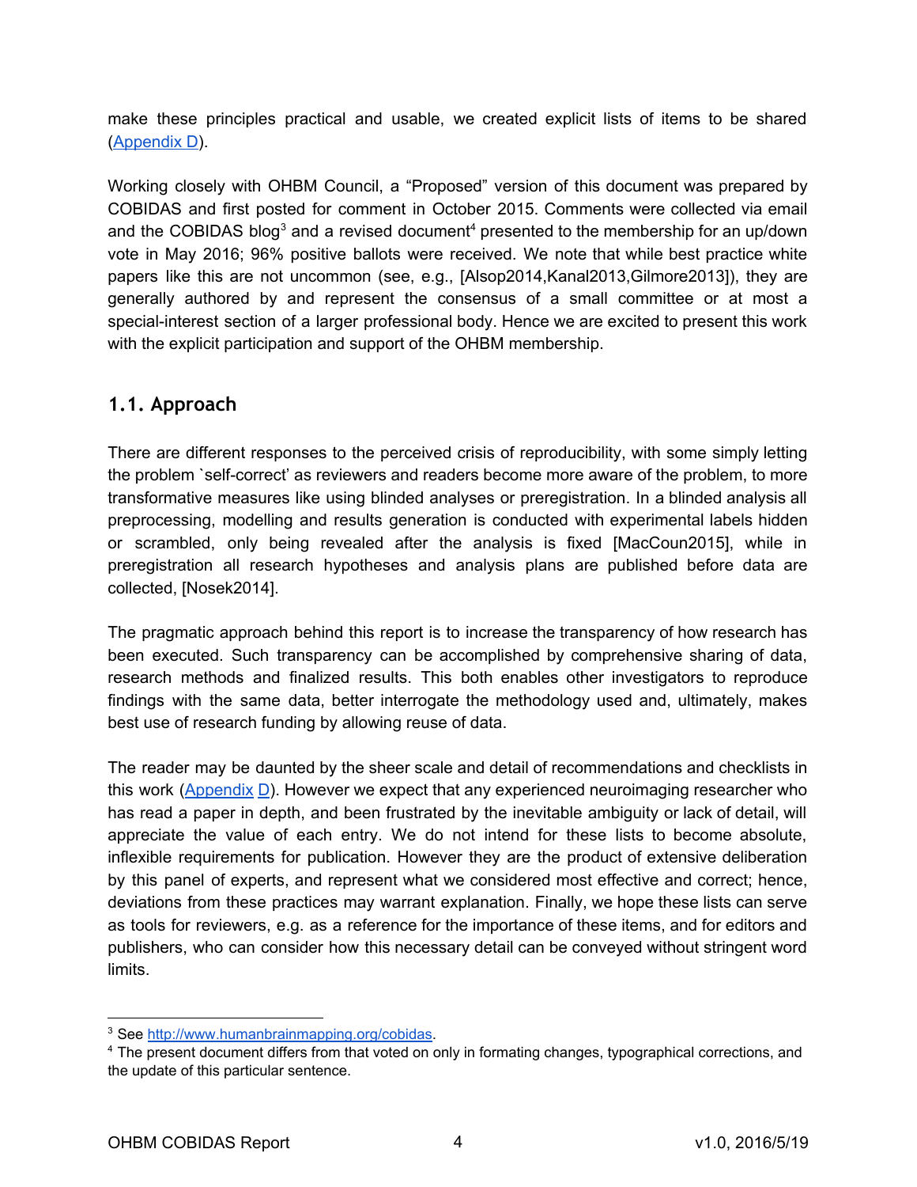make these principles practical and usable, we created explicit lists of items to be shared (Appendix D).

Working closely with OHBM Council, a "Proposed" version of this document was prepared by COBIDAS and first posted for comment in October 2015. Comments were collected via email and the COBIDAS blog[3] and a revised document[4] presented to the membership for an up/down vote in May 2016; 96% positive ballots were received. We note that while best practice white papers like this are not uncommon (see, e.g., [Alsop2014,Kanal2013,Gilmore2013]), they are generally authored by and represent the consensus of a small committee or at most a special-interest section of a larger professional body. Hence we are excited to present this work with the explicit participation and support of the OHBM membership.

## 1.1. Approach

There are different responses to the perceived crisis of reproducibility, with some simply letting the problem `self-correct' as reviewers and readers become more aware of the problem, to more transformative measures like using blinded analyses or preregistration. In a blinded analysis all preprocessing, modelling and results generation is conducted with experimental labels hidden or scrambled, only being revealed after the analysis is fixed [MacCoun2015], while in preregistration all research hypotheses and analysis plans are published before data are collected, [Nosek2014].

The pragmatic approach behind this report is to increase the transparency of how research has been executed. Such transparency can be accomplished by comprehensive sharing of data, research methods and finalized results. This both enables other investigators to reproduce findings with the same data, better interrogate the methodology used and, ultimately, makes best use of research funding by allowing reuse of data.

The reader may be daunted by the sheer scale and detail of recommendations and checklists in this work (Appendix D). However we expect that any experienced neuroimaging researcher who has read a paper in depth, and been frustrated by the inevitable ambiguity or lack of detail, will appreciate the value of each entry. We do not intend for these lists to become absolute, inflexible requirements for publication. However they are the product of extensive deliberation by this panel of experts, and represent what we considered most effective and correct; hence, deviations from these practices may warrant explanation. Finally, we hope these lists can serve as tools for reviewers, e.g. as a reference for the importance of these items, and for editors and publishers, who can consider how this necessary detail can be conveyed without stringent word limits.

---

[3] See http://www.humanbrainmapping.org/cobidas.

[4] The present document differs from that voted on only in formating changes, typographical corrections, and the update of this particular sentence.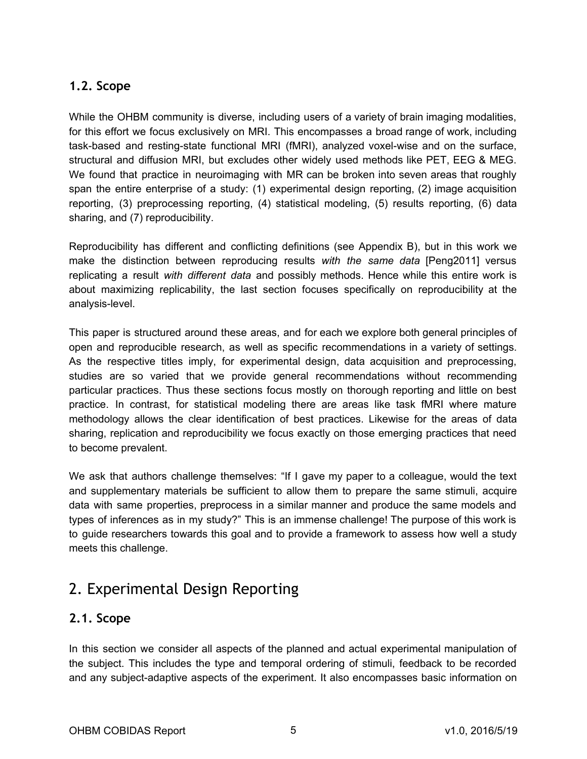### 1.2. Scope

While the OHBM community is diverse, including users of a variety of brain imaging modalities, for this effort we focus exclusively on MRI. This encompasses a broad range of work, including task-based and resting-state functional MRI (fMRI), analyzed voxel-wise and on the surface, structural and diffusion MRI, but excludes other widely used methods like PET, EEG & MEG. We found that practice in neuroimaging with MR can be broken into seven areas that roughly span the entire enterprise of a study: (1) experimental design reporting, (2) image acquisition reporting, (3) preprocessing reporting, (4) statistical modeling, (5) results reporting, (6) data sharing, and (7) reproducibility.

Reproducibility has different and conflicting definitions (see Appendix B), but in this work we make the distinction between reproducing results *with the same data* [Peng2011] versus replicating a result *with different data* and possibly methods. Hence while this entire work is about maximizing replicability, the last section focuses specifically on reproducibility at the analysis-level.

This paper is structured around these areas, and for each we explore both general principles of open and reproducible research, as well as specific recommendations in a variety of settings. As the respective titles imply, for experimental design, data acquisition and preprocessing, studies are so varied that we provide general recommendations without recommending particular practices. Thus these sections focus mostly on thorough reporting and little on best practice. In contrast, for statistical modeling there are areas like task fMRI where mature methodology allows the clear identification of best practices. Likewise for the areas of data sharing, replication and reproducibility we focus exactly on those emerging practices that need to become prevalent.

We ask that authors challenge themselves: “If I gave my paper to a colleague, would the text and supplementary materials be sufficient to allow them to prepare the same stimuli, acquire data with same properties, preprocess in a similar manner and produce the same models and types of inferences as in my study?” This is an immense challenge! The purpose of this work is to guide researchers towards this goal and to provide a framework to assess how well a study meets this challenge.

## 2. Experimental Design Reporting

### 2.1. Scope

In this section we consider all aspects of the planned and actual experimental manipulation of the subject. This includes the type and temporal ordering of stimuli, feedback to be recorded and any subject-adaptive aspects of the experiment. It also encompasses basic information on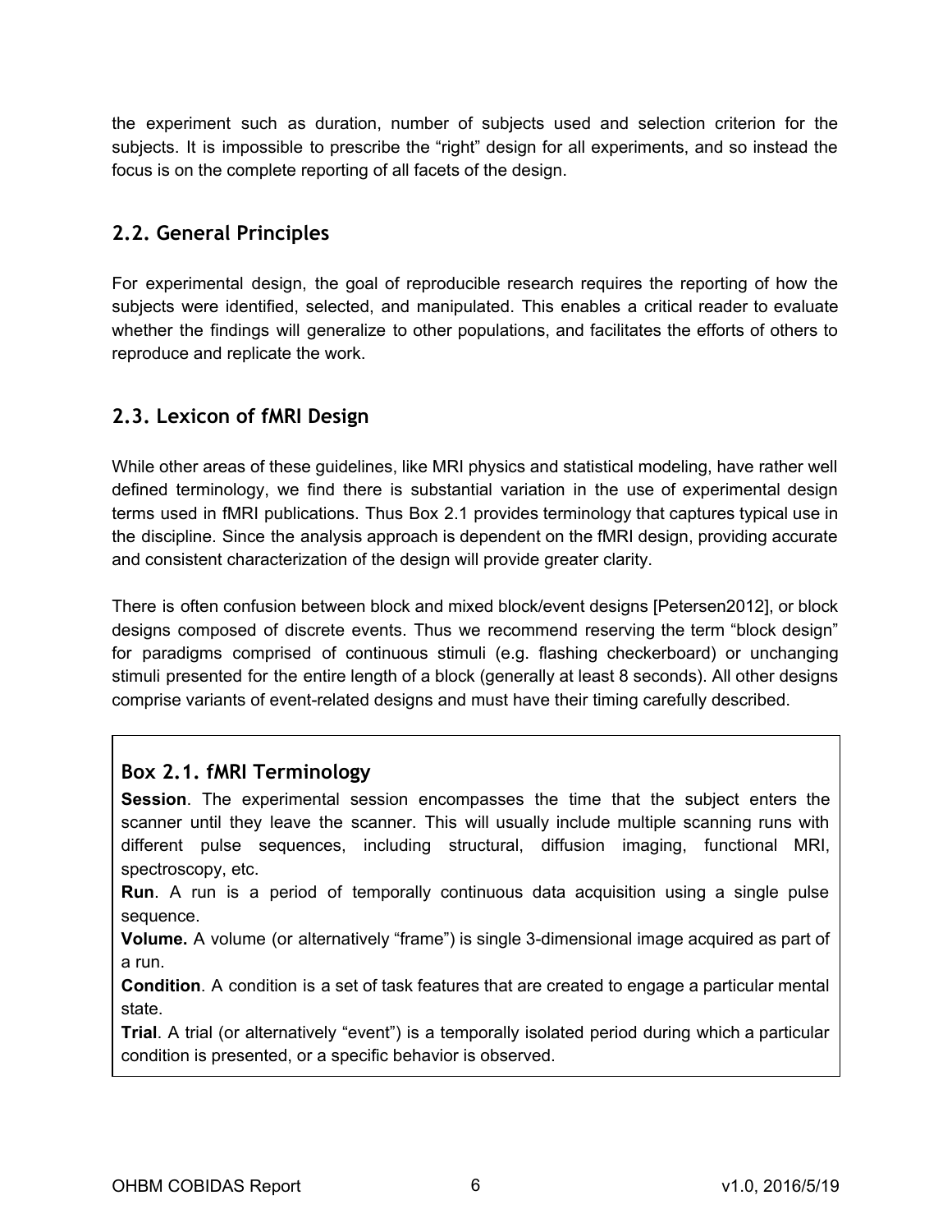the experiment such as duration, number of subjects used and selection criterion for the subjects. It is impossible to prescribe the "right" design for all experiments, and so instead the focus is on the complete reporting of all facets of the design.

## 2.2. General Principles

For experimental design, the goal of reproducible research requires the reporting of how the subjects were identified, selected, and manipulated. This enables a critical reader to evaluate whether the findings will generalize to other populations, and facilitates the efforts of others to reproduce and replicate the work.

## 2.3. Lexicon of fMRI Design

While other areas of these guidelines, like MRI physics and statistical modeling, have rather well defined terminology, we find there is substantial variation in the use of experimental design terms used in fMRI publications. Thus Box 2.1 provides terminology that captures typical use in the discipline. Since the analysis approach is dependent on the fMRI design, providing accurate and consistent characterization of the design will provide greater clarity.

There is often confusion between block and mixed block/event designs [Petersen2012], or block designs composed of discrete events. Thus we recommend reserving the term "block design" for paradigms comprised of continuous stimuli (e.g. flashing checkerboard) or unchanging stimuli presented for the entire length of a block (generally at least 8 seconds). All other designs comprise variants of event-related designs and must have their timing carefully described.

### Box 2.1. fMRI Terminology

**Session**. The experimental session encompasses the time that the subject enters the scanner until they leave the scanner. This will usually include multiple scanning runs with different pulse sequences, including structural, diffusion imaging, functional MRI, spectroscopy, etc.

**Run**. A run is a period of temporally continuous data acquisition using a single pulse sequence.

**Volume.** A volume (or alternatively "frame") is single 3-dimensional image acquired as part of a run.

**Condition**. A condition is a set of task features that are created to engage a particular mental state.

**Trial**. A trial (or alternatively "event") is a temporally isolated period during which a particular condition is presented, or a specific behavior is observed.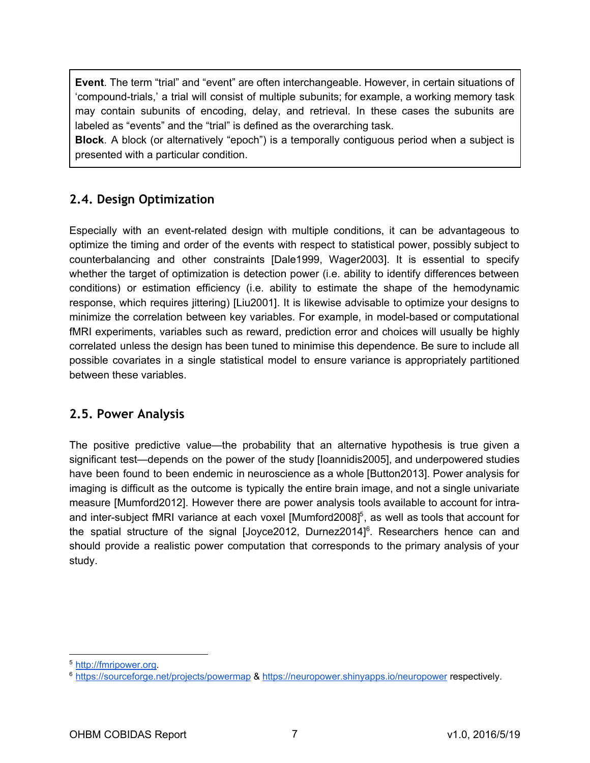**Event**. The term "trial" and "event" are often interchangeable. However, in certain situations of 'compound-trials,' a trial will consist of multiple subunits; for example, a working memory task may contain subunits of encoding, delay, and retrieval. In these cases the subunits are labeled as "events" and the "trial" is defined as the overarching task.
**Block**. A block (or alternatively "epoch") is a temporally contiguous period when a subject is presented with a particular condition.

## 2.4. Design Optimization

Especially with an event-related design with multiple conditions, it can be advantageous to optimize the timing and order of the events with respect to statistical power, possibly subject to counterbalancing and other constraints [Dale1999, Wager2003]. It is essential to specify whether the target of optimization is detection power (i.e. ability to identify differences between conditions) or estimation efficiency (i.e. ability to estimate the shape of the hemodynamic response, which requires jittering) [Liu2001]. It is likewise advisable to optimize your designs to minimize the correlation between key variables. For example, in model-based or computational fMRI experiments, variables such as reward, prediction error and choices will usually be highly correlated unless the design has been tuned to minimise this dependence. Be sure to include all possible covariates in a single statistical model to ensure variance is appropriately partitioned between these variables.

## 2.5. Power Analysis

The positive predictive value—the probability that an alternative hypothesis is true given a significant test—depends on the power of the study [Ioannidis2005], and underpowered studies have been found to been endemic in neuroscience as a whole [Button2013]. Power analysis for imaging is difficult as the outcome is typically the entire brain image, and not a single univariate measure [Mumford2012]. However there are power analysis tools available to account for intra- and inter-subject fMRI variance at each voxel [Mumford2008][5], as well as tools that account for the spatial structure of the signal [Joyce2012, Durnez2014][6]. Researchers hence can and should provide a realistic power computation that corresponds to the primary analysis of your study.

---

[5] http://fmripower.org.

[6] https://sourceforge.net/projects/powermap & https://neuropower.shinyapps.io/neuropower respectively.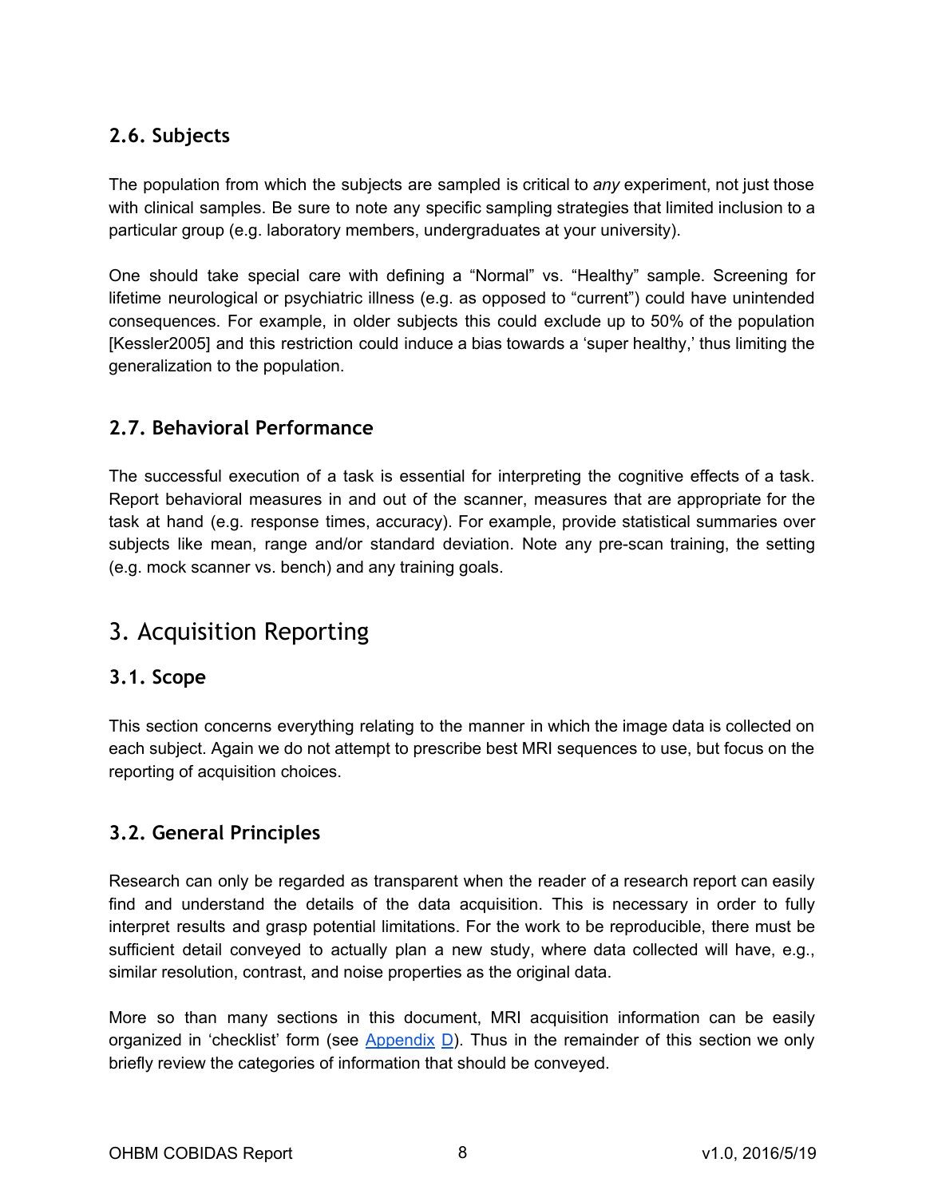### 2.6. Subjects

The population from which the subjects are sampled is critical to *any* experiment, not just those with clinical samples. Be sure to note any specific sampling strategies that limited inclusion to a particular group (e.g. laboratory members, undergraduates at your university).

One should take special care with defining a "Normal" vs. "Healthy" sample. Screening for lifetime neurological or psychiatric illness (e.g. as opposed to "current") could have unintended consequences. For example, in older subjects this could exclude up to 50% of the population [Kessler2005] and this restriction could induce a bias towards a 'super healthy,' thus limiting the generalization to the population.

### 2.7. Behavioral Performance

The successful execution of a task is essential for interpreting the cognitive effects of a task. Report behavioral measures in and out of the scanner, measures that are appropriate for the task at hand (e.g. response times, accuracy). For example, provide statistical summaries over subjects like mean, range and/or standard deviation. Note any pre-scan training, the setting (e.g. mock scanner vs. bench) and any training goals.

## 3. Acquisition Reporting

### 3.1. Scope

This section concerns everything relating to the manner in which the image data is collected on each subject. Again we do not attempt to prescribe best MRI sequences to use, but focus on the reporting of acquisition choices.

### 3.2. General Principles

Research can only be regarded as transparent when the reader of a research report can easily find and understand the details of the data acquisition. This is necessary in order to fully interpret results and grasp potential limitations. For the work to be reproducible, there must be sufficient detail conveyed to actually plan a new study, where data collected will have, e.g., similar resolution, contrast, and noise properties as the original data.

More so than many sections in this document, MRI acquisition information can be easily organized in 'checklist' form (see Appendix D). Thus in the remainder of this section we only briefly review the categories of information that should be conveyed.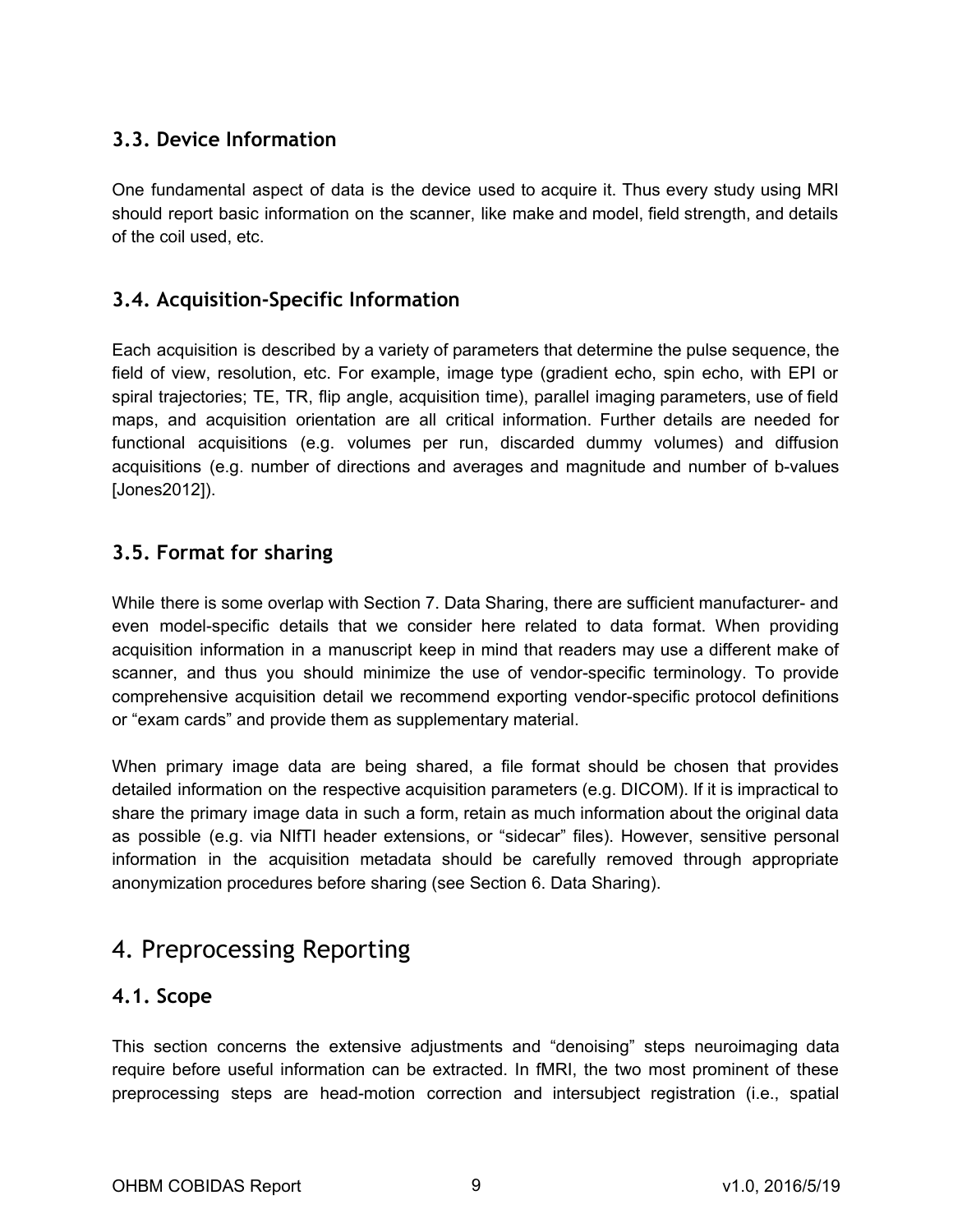### 3.3. Device Information

One fundamental aspect of data is the device used to acquire it. Thus every study using MRI should report basic information on the scanner, like make and model, field strength, and details of the coil used, etc.

### 3.4. Acquisition-Specific Information

Each acquisition is described by a variety of parameters that determine the pulse sequence, the field of view, resolution, etc. For example, image type (gradient echo, spin echo, with EPI or spiral trajectories; TE, TR, flip angle, acquisition time), parallel imaging parameters, use of field maps, and acquisition orientation are all critical information. Further details are needed for functional acquisitions (e.g. volumes per run, discarded dummy volumes) and diffusion acquisitions (e.g. number of directions and averages and magnitude and number of b-values [Jones2012]).

### 3.5. Format for sharing

While there is some overlap with Section 7. Data Sharing, there are sufficient manufacturer- and even model-specific details that we consider here related to data format. When providing acquisition information in a manuscript keep in mind that readers may use a different make of scanner, and thus you should minimize the use of vendor-specific terminology. To provide comprehensive acquisition detail we recommend exporting vendor-specific protocol definitions or "exam cards" and provide them as supplementary material.

When primary image data are being shared, a file format should be chosen that provides detailed information on the respective acquisition parameters (e.g. DICOM). If it is impractical to share the primary image data in such a form, retain as much information about the original data as possible (e.g. via NIfTI header extensions, or "sidecar" files). However, sensitive personal information in the acquisition metadata should be carefully removed through appropriate anonymization procedures before sharing (see Section 6. Data Sharing).

## 4. Preprocessing Reporting

### 4.1. Scope

This section concerns the extensive adjustments and "denoising" steps neuroimaging data require before useful information can be extracted. In fMRI, the two most prominent of these preprocessing steps are head-motion correction and intersubject registration (i.e., spatial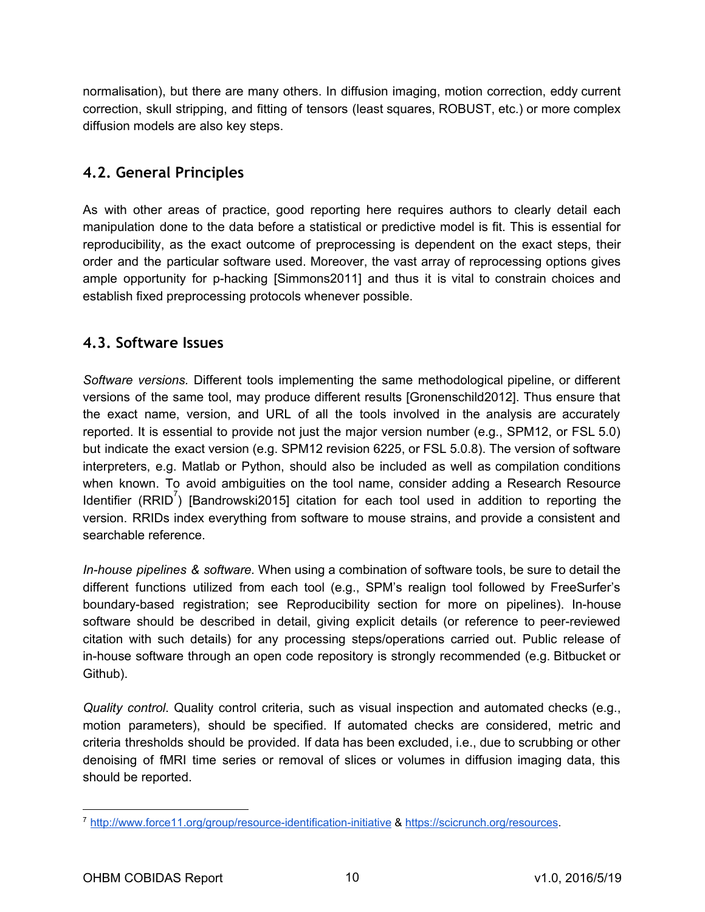normalisation), but there are many others. In diffusion imaging, motion correction, eddy current correction, skull stripping, and fitting of tensors (least squares, ROBUST, etc.) or more complex diffusion models are also key steps.

## 4.2. General Principles

As with other areas of practice, good reporting here requires authors to clearly detail each manipulation done to the data before a statistical or predictive model is fit. This is essential for reproducibility, as the exact outcome of preprocessing is dependent on the exact steps, their order and the particular software used. Moreover, the vast array of reprocessing options gives ample opportunity for p-hacking [Simmons2011] and thus it is vital to constrain choices and establish fixed preprocessing protocols whenever possible.

## 4.3. Software Issues

*Software versions.* Different tools implementing the same methodological pipeline, or different versions of the same tool, may produce different results [Gronenschild2012]. Thus ensure that the exact name, version, and URL of all the tools involved in the analysis are accurately reported. It is essential to provide not just the major version number (e.g., SPM12, or FSL 5.0) but indicate the exact version (e.g. SPM12 revision 6225, or FSL 5.0.8). The version of software interpreters, e.g. Matlab or Python, should also be included as well as compilation conditions when known. To avoid ambiguities on the tool name, consider adding a Research Resource Identifier (RRID[7]) [Bandrowski2015] citation for each tool used in addition to reporting the version. RRIDs index everything from software to mouse strains, and provide a consistent and searchable reference.

*In-house pipelines & software.* When using a combination of software tools, be sure to detail the different functions utilized from each tool (e.g., SPM's realign tool followed by FreeSurfer's boundary-based registration; see Reproducibility section for more on pipelines). In-house software should be described in detail, giving explicit details (or reference to peer-reviewed citation with such details) for any processing steps/operations carried out. Public release of in-house software through an open code repository is strongly recommended (e.g. Bitbucket or Github).

*Quality control.* Quality control criteria, such as visual inspection and automated checks (e.g., motion parameters), should be specified. If automated checks are considered, metric and criteria thresholds should be provided. If data has been excluded, i.e., due to scrubbing or other denoising of fMRI time series or removal of slices or volumes in diffusion imaging data, this should be reported.

[7] http://www.force11.org/group/resource-identification-initiative & https://scicrunch.org/resources.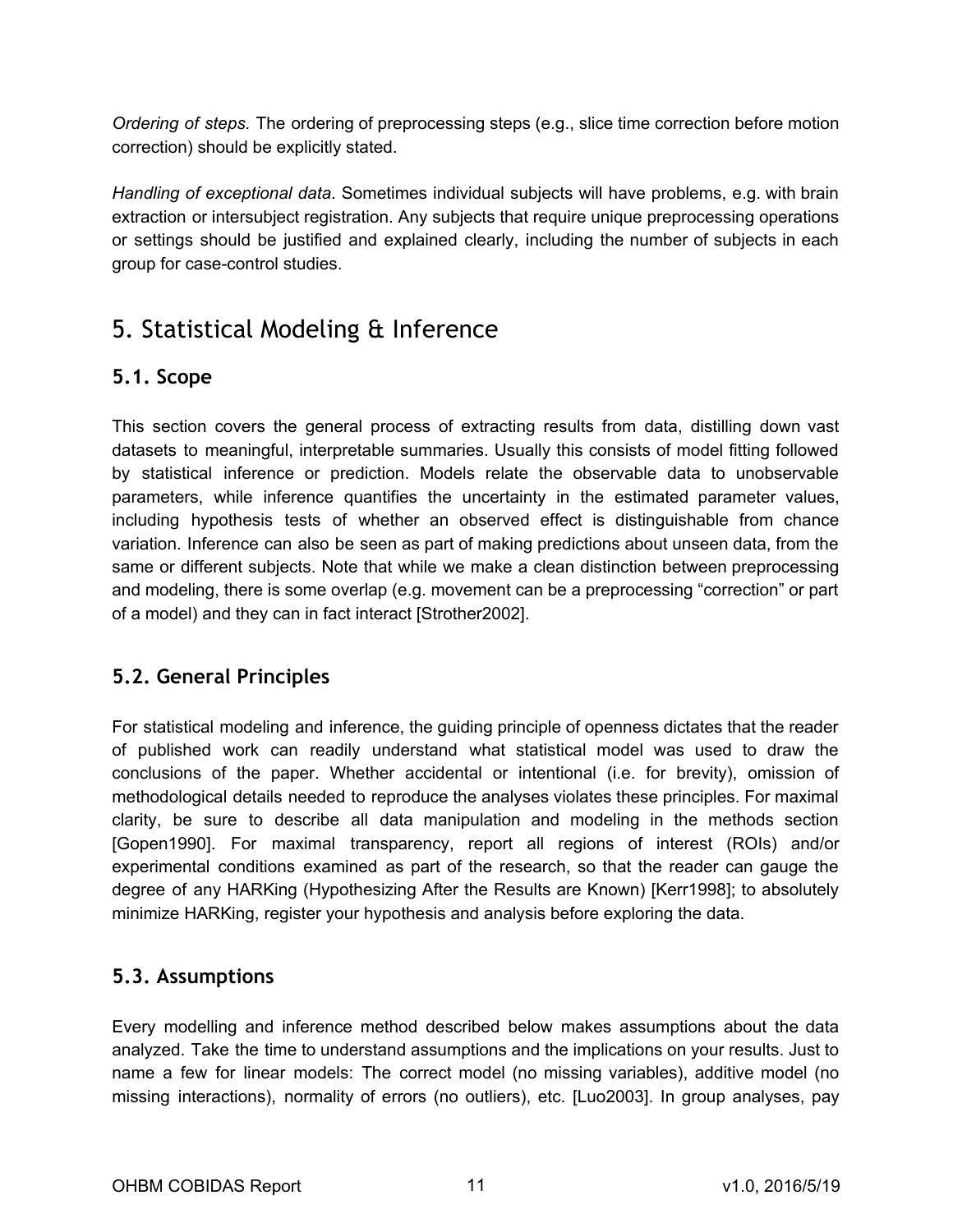*Ordering of steps.* The ordering of preprocessing steps (e.g., slice time correction before motion correction) should be explicitly stated.

*Handling of exceptional data.* Sometimes individual subjects will have problems, e.g. with brain extraction or intersubject registration. Any subjects that require unique preprocessing operations or settings should be justified and explained clearly, including the number of subjects in each group for case-control studies.

# 5. Statistical Modeling & Inference

## 5.1. Scope

This section covers the general process of extracting results from data, distilling down vast datasets to meaningful, interpretable summaries. Usually this consists of model fitting followed by statistical inference or prediction. Models relate the observable data to unobservable parameters, while inference quantifies the uncertainty in the estimated parameter values, including hypothesis tests of whether an observed effect is distinguishable from chance variation. Inference can also be seen as part of making predictions about unseen data, from the same or different subjects. Note that while we make a clean distinction between preprocessing and modeling, there is some overlap (e.g. movement can be a preprocessing "correction" or part of a model) and they can in fact interact [Strother2002].

## 5.2. General Principles

For statistical modeling and inference, the guiding principle of openness dictates that the reader of published work can readily understand what statistical model was used to draw the conclusions of the paper. Whether accidental or intentional (i.e. for brevity), omission of methodological details needed to reproduce the analyses violates these principles. For maximal clarity, be sure to describe all data manipulation and modeling in the methods section [Gopen1990]. For maximal transparency, report all regions of interest (ROIs) and/or experimental conditions examined as part of the research, so that the reader can gauge the degree of any HARKing (Hypothesizing After the Results are Known) [Kerr1998]; to absolutely minimize HARKing, register your hypothesis and analysis before exploring the data.

## 5.3. Assumptions

Every modelling and inference method described below makes assumptions about the data analyzed. Take the time to understand assumptions and the implications on your results. Just to name a few for linear models: The correct model (no missing variables), additive model (no missing interactions), normality of errors (no outliers), etc. [Luo2003]. In group analyses, pay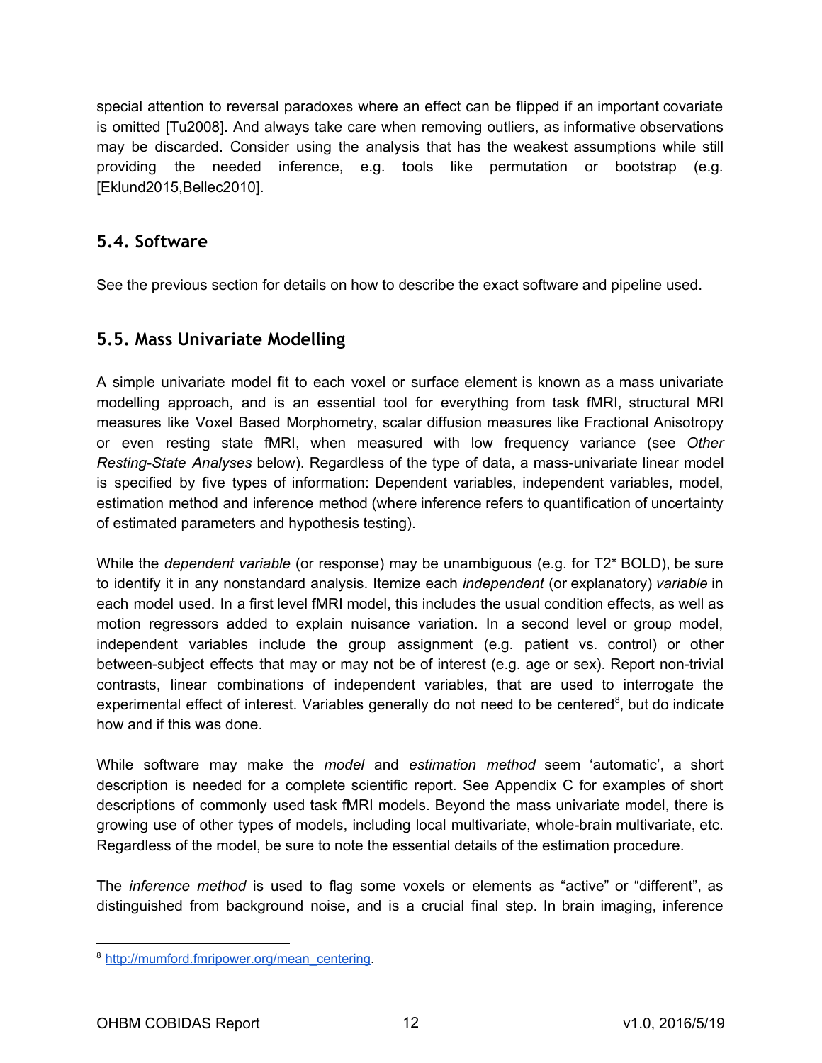special attention to reversal paradoxes where an effect can be flipped if an important covariate is omitted [Tu2008]. And always take care when removing outliers, as informative observations may be discarded. Consider using the analysis that has the weakest assumptions while still providing the needed inference, e.g. tools like permutation or bootstrap (e.g. [Eklund2015,Bellec2010].

## 5.4. Software

See the previous section for details on how to describe the exact software and pipeline used.

## 5.5. Mass Univariate Modelling

A simple univariate model fit to each voxel or surface element is known as a mass univariate modelling approach, and is an essential tool for everything from task fMRI, structural MRI measures like Voxel Based Morphometry, scalar diffusion measures like Fractional Anisotropy or even resting state fMRI, when measured with low frequency variance (see *Other Resting-State Analyses* below). Regardless of the type of data, a mass-univariate linear model is specified by five types of information: Dependent variables, independent variables, model, estimation method and inference method (where inference refers to quantification of uncertainty of estimated parameters and hypothesis testing).

While the *dependent variable* (or response) may be unambiguous (e.g. for T2* BOLD), be sure to identify it in any nonstandard analysis. Itemize each *independent* (or explanatory) *variable* in each model used. In a first level fMRI model, this includes the usual condition effects, as well as motion regressors added to explain nuisance variation. In a second level or group model, independent variables include the group assignment (e.g. patient vs. control) or other between-subject effects that may or may not be of interest (e.g. age or sex). Report non-trivial contrasts, linear combinations of independent variables, that are used to interrogate the experimental effect of interest. Variables generally do not need to be centered[8], but do indicate how and if this was done.

While software may make the *model* and *estimation method* seem 'automatic', a short description is needed for a complete scientific report. See Appendix C for examples of short descriptions of commonly used task fMRI models. Beyond the mass univariate model, there is growing use of other types of models, including local multivariate, whole-brain multivariate, etc. Regardless of the model, be sure to note the essential details of the estimation procedure.

The *inference method* is used to flag some voxels or elements as "active" or "different", as distinguished from background noise, and is a crucial final step. In brain imaging, inference

[8] http://mumford.fmripower.org/mean_centering.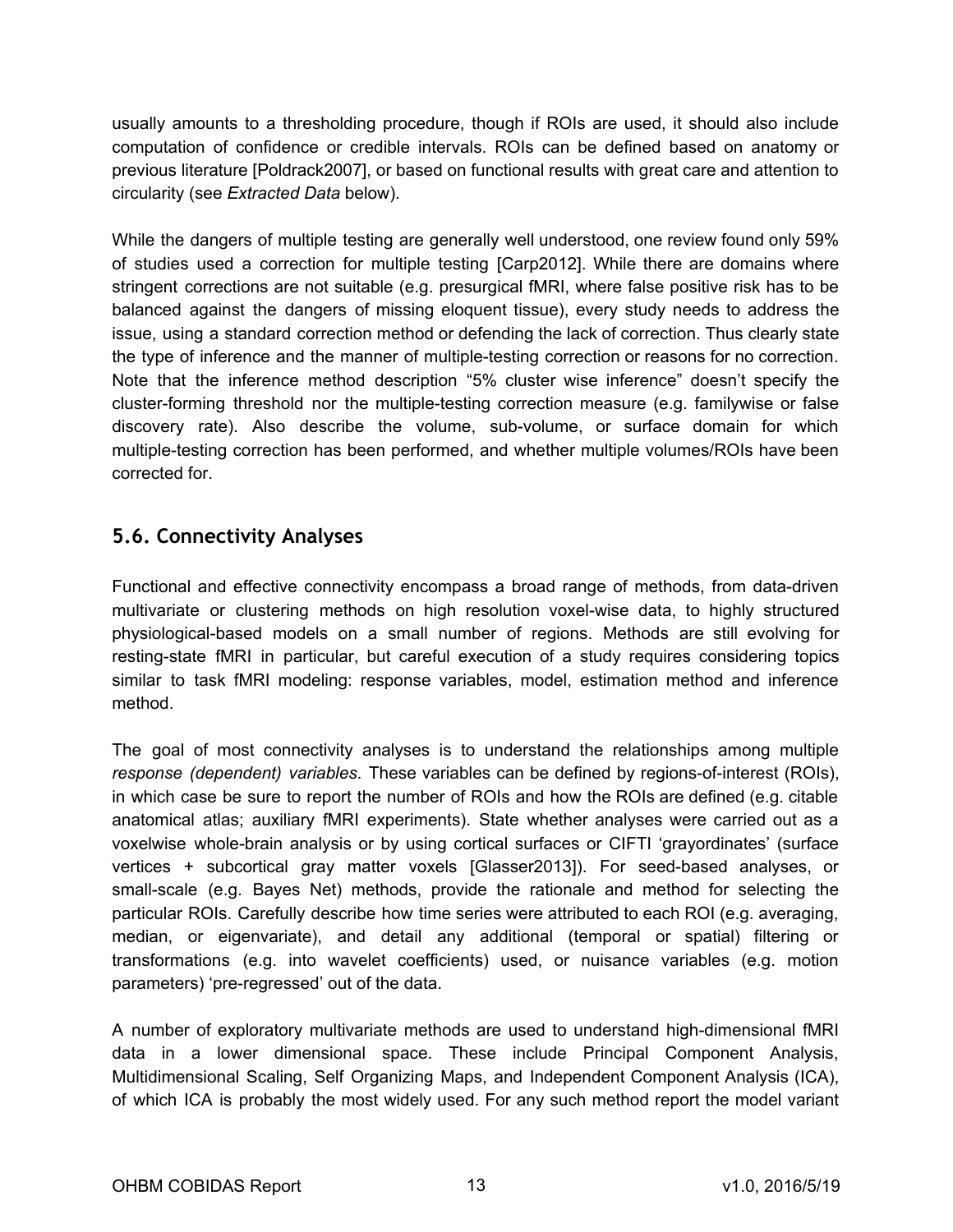usually amounts to a thresholding procedure, though if ROIs are used, it should also include computation of confidence or credible intervals. ROIs can be defined based on anatomy or previous literature [Poldrack2007], or based on functional results with great care and attention to circularity (see *Extracted Data* below).

While the dangers of multiple testing are generally well understood, one review found only 59% of studies used a correction for multiple testing [Carp2012]. While there are domains where stringent corrections are not suitable (e.g. presurgical fMRI, where false positive risk has to be balanced against the dangers of missing eloquent tissue), every study needs to address the issue, using a standard correction method or defending the lack of correction. Thus clearly state the type of inference and the manner of multiple-testing correction or reasons for no correction. Note that the inference method description "5% cluster wise inference" doesn't specify the cluster-forming threshold nor the multiple-testing correction measure (e.g. familywise or false discovery rate). Also describe the volume, sub-volume, or surface domain for which multiple-testing correction has been performed, and whether multiple volumes/ROIs have been corrected for.

## 5.6. Connectivity Analyses

Functional and effective connectivity encompass a broad range of methods, from data-driven multivariate or clustering methods on high resolution voxel-wise data, to highly structured physiological-based models on a small number of regions. Methods are still evolving for resting-state fMRI in particular, but careful execution of a study requires considering topics similar to task fMRI modeling: response variables, model, estimation method and inference method.

The goal of most connectivity analyses is to understand the relationships among multiple *response (dependent) variables*. These variables can be defined by regions-of-interest (ROIs), in which case be sure to report the number of ROIs and how the ROIs are defined (e.g. citable anatomical atlas; auxiliary fMRI experiments). State whether analyses were carried out as a voxelwise whole-brain analysis or by using cortical surfaces or CIFTI 'grayordinates' (surface vertices + subcortical gray matter voxels [Glasser2013]). For seed-based analyses, or small-scale (e.g. Bayes Net) methods, provide the rationale and method for selecting the particular ROIs. Carefully describe how time series were attributed to each ROI (e.g. averaging, median, or eigenvariate), and detail any additional (temporal or spatial) filtering or transformations (e.g. into wavelet coefficients) used, or nuisance variables (e.g. motion parameters) 'pre-regressed' out of the data.

A number of exploratory multivariate methods are used to understand high-dimensional fMRI data in a lower dimensional space. These include Principal Component Analysis, Multidimensional Scaling, Self Organizing Maps, and Independent Component Analysis (ICA), of which ICA is probably the most widely used. For any such method report the model variant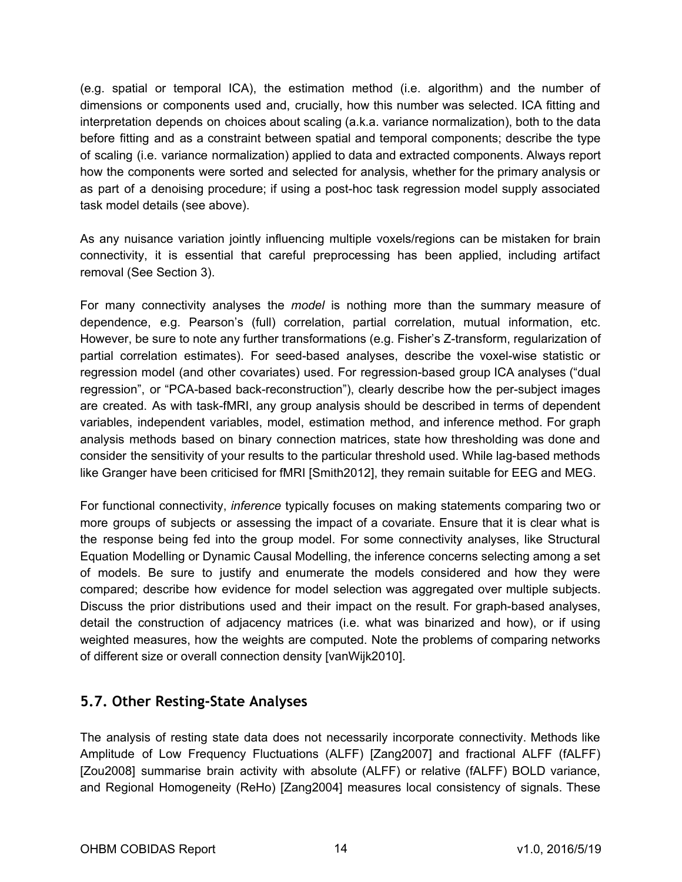(e.g. spatial or temporal ICA), the estimation method (i.e. algorithm) and the number of dimensions or components used and, crucially, how this number was selected. ICA fitting and interpretation depends on choices about scaling (a.k.a. variance normalization), both to the data before fitting and as a constraint between spatial and temporal components; describe the type of scaling (i.e. variance normalization) applied to data and extracted components. Always report how the components were sorted and selected for analysis, whether for the primary analysis or as part of a denoising procedure; if using a post-hoc task regression model supply associated task model details (see above).

As any nuisance variation jointly influencing multiple voxels/regions can be mistaken for brain connectivity, it is essential that careful preprocessing has been applied, including artifact removal (See Section 3).

For many connectivity analyses the *model* is nothing more than the summary measure of dependence, e.g. Pearson's (full) correlation, partial correlation, mutual information, etc. However, be sure to note any further transformations (e.g. Fisher's Z-transform, regularization of partial correlation estimates). For seed-based analyses, describe the voxel-wise statistic or regression model (and other covariates) used. For regression-based group ICA analyses ("dual regression", or "PCA-based back-reconstruction"), clearly describe how the per-subject images are created. As with task-fMRI, any group analysis should be described in terms of dependent variables, independent variables, model, estimation method, and inference method. For graph analysis methods based on binary connection matrices, state how thresholding was done and consider the sensitivity of your results to the particular threshold used. While lag-based methods like Granger have been criticised for fMRI [Smith2012], they remain suitable for EEG and MEG.

For functional connectivity, *inference* typically focuses on making statements comparing two or more groups of subjects or assessing the impact of a covariate. Ensure that it is clear what is the response being fed into the group model. For some connectivity analyses, like Structural Equation Modelling or Dynamic Causal Modelling, the inference concerns selecting among a set of models. Be sure to justify and enumerate the models considered and how they were compared; describe how evidence for model selection was aggregated over multiple subjects. Discuss the prior distributions used and their impact on the result. For graph-based analyses, detail the construction of adjacency matrices (i.e. what was binarized and how), or if using weighted measures, how the weights are computed. Note the problems of comparing networks of different size or overall connection density [vanWijk2010].

## 5.7. Other Resting-State Analyses

The analysis of resting state data does not necessarily incorporate connectivity. Methods like Amplitude of Low Frequency Fluctuations (ALFF) [Zang2007] and fractional ALFF (fALFF) [Zou2008] summarise brain activity with absolute (ALFF) or relative (fALFF) BOLD variance, and Regional Homogeneity (ReHo) [Zang2004] measures local consistency of signals. These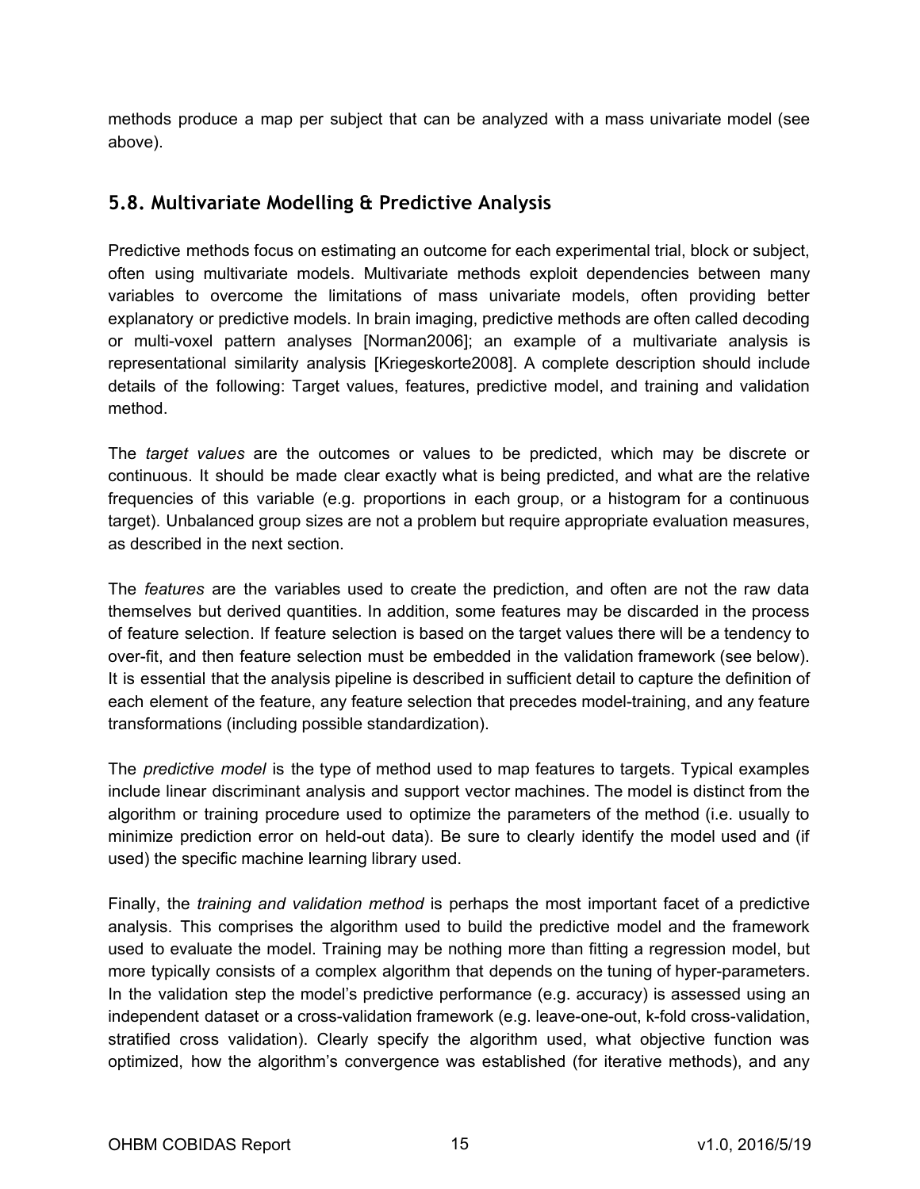methods produce a map per subject that can be analyzed with a mass univariate model (see above).

## 5.8. Multivariate Modelling & Predictive Analysis

Predictive methods focus on estimating an outcome for each experimental trial, block or subject, often using multivariate models. Multivariate methods exploit dependencies between many variables to overcome the limitations of mass univariate models, often providing better explanatory or predictive models. In brain imaging, predictive methods are often called decoding or multi-voxel pattern analyses [Norman2006]; an example of a multivariate analysis is representational similarity analysis [Kriegeskorte2008]. A complete description should include details of the following: Target values, features, predictive model, and training and validation method.

The *target values* are the outcomes or values to be predicted, which may be discrete or continuous. It should be made clear exactly what is being predicted, and what are the relative frequencies of this variable (e.g. proportions in each group, or a histogram for a continuous target). Unbalanced group sizes are not a problem but require appropriate evaluation measures, as described in the next section.

The *features* are the variables used to create the prediction, and often are not the raw data themselves but derived quantities. In addition, some features may be discarded in the process of feature selection. If feature selection is based on the target values there will be a tendency to over-fit, and then feature selection must be embedded in the validation framework (see below). It is essential that the analysis pipeline is described in sufficient detail to capture the definition of each element of the feature, any feature selection that precedes model-training, and any feature transformations (including possible standardization).

The *predictive model* is the type of method used to map features to targets. Typical examples include linear discriminant analysis and support vector machines. The model is distinct from the algorithm or training procedure used to optimize the parameters of the method (i.e. usually to minimize prediction error on held-out data). Be sure to clearly identify the model used and (if used) the specific machine learning library used.

Finally, the *training and validation method* is perhaps the most important facet of a predictive analysis. This comprises the algorithm used to build the predictive model and the framework used to evaluate the model. Training may be nothing more than fitting a regression model, but more typically consists of a complex algorithm that depends on the tuning of hyper-parameters. In the validation step the model's predictive performance (e.g. accuracy) is assessed using an independent dataset or a cross-validation framework (e.g. leave-one-out, k-fold cross-validation, stratified cross validation). Clearly specify the algorithm used, what objective function was optimized, how the algorithm's convergence was established (for iterative methods), and any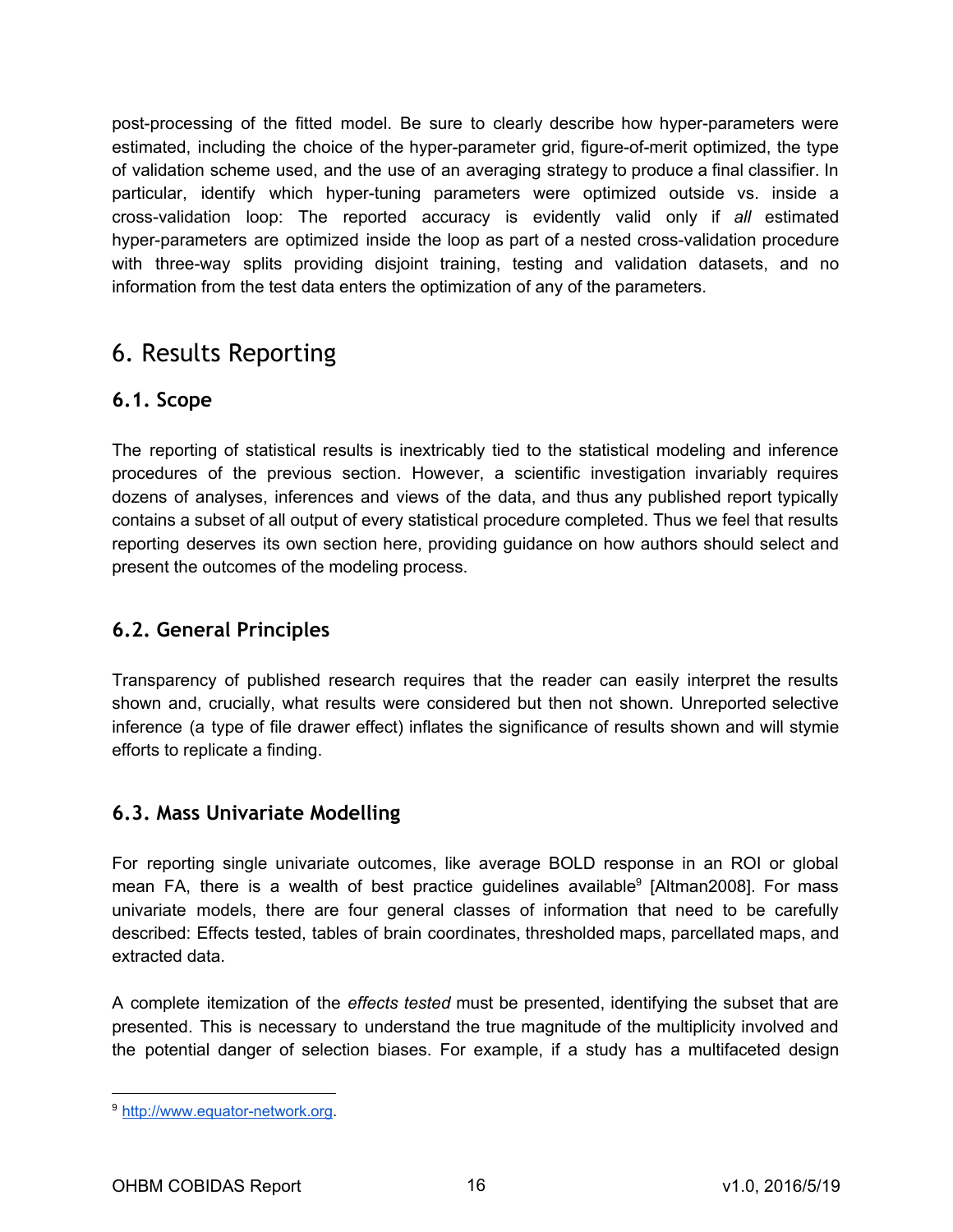post-processing of the fitted model. Be sure to clearly describe how hyper-parameters were estimated, including the choice of the hyper-parameter grid, figure-of-merit optimized, the type of validation scheme used, and the use of an averaging strategy to produce a final classifier. In particular, identify which hyper-tuning parameters were optimized outside vs. inside a cross-validation loop: The reported accuracy is evidently valid only if *all* estimated hyper-parameters are optimized inside the loop as part of a nested cross-validation procedure with three-way splits providing disjoint training, testing and validation datasets, and no information from the test data enters the optimization of any of the parameters.

# 6. Results Reporting

## 6.1. Scope

The reporting of statistical results is inextricably tied to the statistical modeling and inference procedures of the previous section. However, a scientific investigation invariably requires dozens of analyses, inferences and views of the data, and thus any published report typically contains a subset of all output of every statistical procedure completed. Thus we feel that results reporting deserves its own section here, providing guidance on how authors should select and present the outcomes of the modeling process.

## 6.2. General Principles

Transparency of published research requires that the reader can easily interpret the results shown and, crucially, what results were considered but then not shown. Unreported selective inference (a type of file drawer effect) inflates the significance of results shown and will stymie efforts to replicate a finding.

## 6.3. Mass Univariate Modelling

For reporting single univariate outcomes, like average BOLD response in an ROI or global mean FA, there is a wealth of best practice guidelines available[9] [Altman2008]. For mass univariate models, there are four general classes of information that need to be carefully described: Effects tested, tables of brain coordinates, thresholded maps, parcellated maps, and extracted data.

A complete itemization of the *effects tested* must be presented, identifying the subset that are presented. This is necessary to understand the true magnitude of the multiplicity involved and the potential danger of selection biases. For example, if a study has a multifaceted design

[9] http://www.equator-network.org.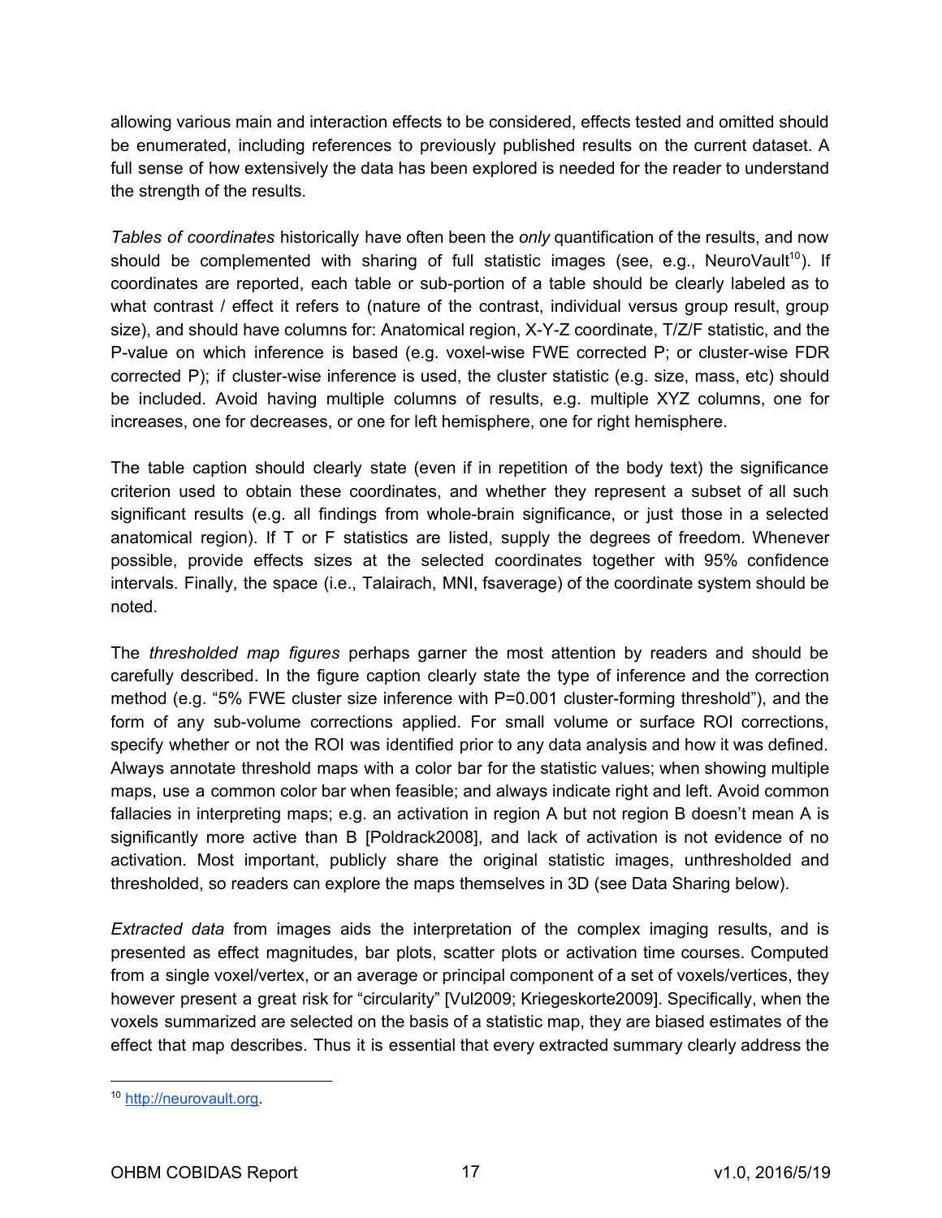allowing various main and interaction effects to be considered, effects tested and omitted should be enumerated, including references to previously published results on the current dataset. A full sense of how extensively the data has been explored is needed for the reader to understand the strength of the results.

*Tables of coordinates* historically have often been the *only* quantification of the results, and now should be complemented with sharing of full statistic images (see, e.g., NeuroVault[10]). If coordinates are reported, each table or sub-portion of a table should be clearly labeled as to what contrast / effect it refers to (nature of the contrast, individual versus group result, group size), and should have columns for: Anatomical region, X-Y-Z coordinate, T/Z/F statistic, and the P-value on which inference is based (e.g. voxel-wise FWE corrected P; or cluster-wise FDR corrected P); if cluster-wise inference is used, the cluster statistic (e.g. size, mass, etc) should be included. Avoid having multiple columns of results, e.g. multiple XYZ columns, one for increases, one for decreases, or one for left hemisphere, one for right hemisphere.

The table caption should clearly state (even if in repetition of the body text) the significance criterion used to obtain these coordinates, and whether they represent a subset of all such significant results (e.g. all findings from whole-brain significance, or just those in a selected anatomical region). If T or F statistics are listed, supply the degrees of freedom. Whenever possible, provide effects sizes at the selected coordinates together with 95% confidence intervals. Finally, the space (i.e., Talairach, MNI, fsaverage) of the coordinate system should be noted.

The *thresholded map figures* perhaps garner the most attention by readers and should be carefully described. In the figure caption clearly state the type of inference and the correction method (e.g. "5% FWE cluster size inference with P=0.001 cluster-forming threshold"), and the form of any sub-volume corrections applied. For small volume or surface ROI corrections, specify whether or not the ROI was identified prior to any data analysis and how it was defined. Always annotate threshold maps with a color bar for the statistic values; when showing multiple maps, use a common color bar when feasible; and always indicate right and left. Avoid common fallacies in interpreting maps; e.g. an activation in region A but not region B doesn't mean A is significantly more active than B [Poldrack2008], and lack of activation is not evidence of no activation. Most important, publicly share the original statistic images, unthresholded and thresholded, so readers can explore the maps themselves in 3D (see Data Sharing below).

*Extracted data* from images aids the interpretation of the complex imaging results, and is presented as effect magnitudes, bar plots, scatter plots or activation time courses. Computed from a single voxel/vertex, or an average or principal component of a set of voxels/vertices, they however present a great risk for "circularity" [Vul2009; Kriegeskorte2009]. Specifically, when the voxels summarized are selected on the basis of a statistic map, they are biased estimates of the effect that map describes. Thus it is essential that every extracted summary clearly address the

[10] http://neurovault.org.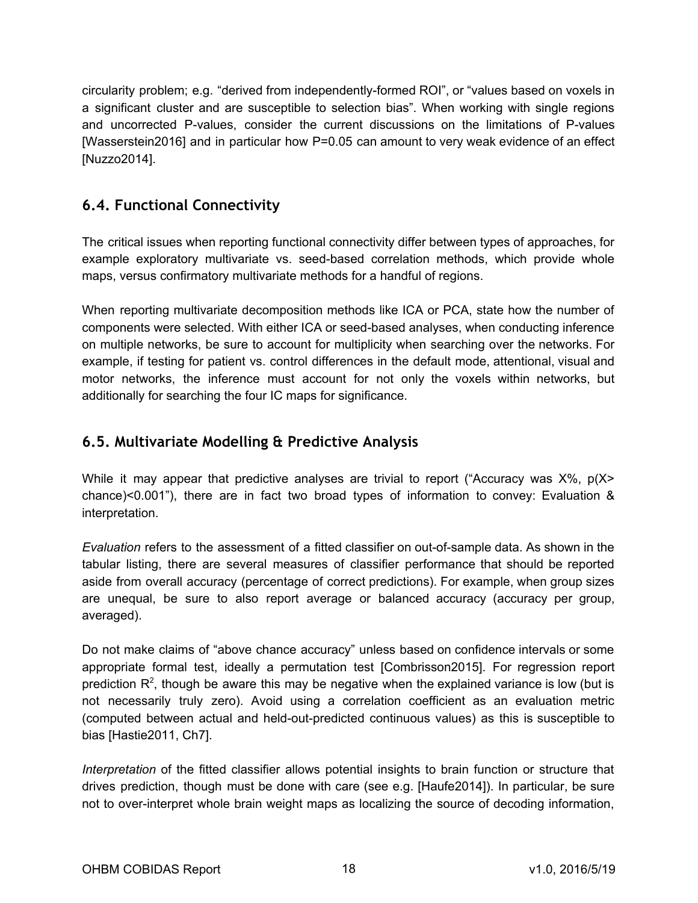circularity problem; e.g. "derived from independently-formed ROI", or "values based on voxels in a significant cluster and are susceptible to selection bias". When working with single regions and uncorrected P-values, consider the current discussions on the limitations of P-values [Wasserstein2016] and in particular how P=0.05 can amount to very weak evidence of an effect [Nuzzo2014].

## 6.4. Functional Connectivity

The critical issues when reporting functional connectivity differ between types of approaches, for example exploratory multivariate vs. seed-based correlation methods, which provide whole maps, versus confirmatory multivariate methods for a handful of regions.

When reporting multivariate decomposition methods like ICA or PCA, state how the number of components were selected. With either ICA or seed-based analyses, when conducting inference on multiple networks, be sure to account for multiplicity when searching over the networks. For example, if testing for patient vs. control differences in the default mode, attentional, visual and motor networks, the inference must account for not only the voxels within networks, but additionally for searching the four IC maps for significance.

## 6.5. Multivariate Modelling & Predictive Analysis

While it may appear that predictive analyses are trivial to report ("Accuracy was X%, p(X> chance)<0.001"), there are in fact two broad types of information to convey: Evaluation & interpretation.

*Evaluation* refers to the assessment of a fitted classifier on out-of-sample data. As shown in the tabular listing, there are several measures of classifier performance that should be reported aside from overall accuracy (percentage of correct predictions). For example, when group sizes are unequal, be sure to also report average or balanced accuracy (accuracy per group, averaged).

Do not make claims of "above chance accuracy" unless based on confidence intervals or some appropriate formal test, ideally a permutation test [Combrisson2015]. For regression report prediction $R^2$, though be aware this may be negative when the explained variance is low (but is not necessarily truly zero). Avoid using a correlation coefficient as an evaluation metric (computed between actual and held-out-predicted continuous values) as this is susceptible to bias [Hastie2011, Ch7].

*Interpretation* of the fitted classifier allows potential insights to brain function or structure that drives prediction, though must be done with care (see e.g. [Haufe2014]). In particular, be sure not to over-interpret whole brain weight maps as localizing the source of decoding information,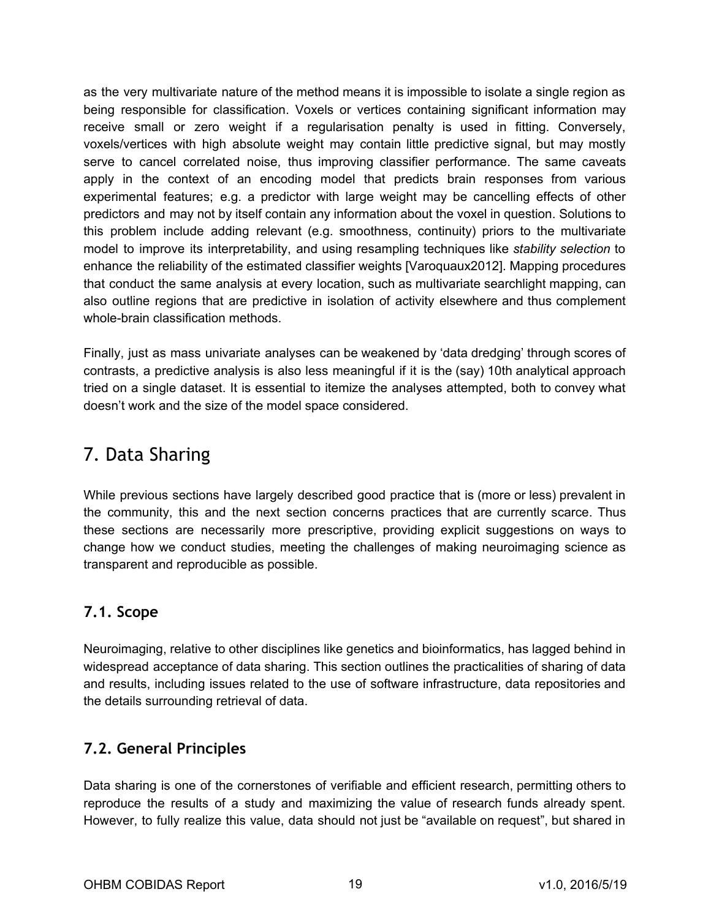as the very multivariate nature of the method means it is impossible to isolate a single region as being responsible for classification. Voxels or vertices containing significant information may receive small or zero weight if a regularisation penalty is used in fitting. Conversely, voxels/vertices with high absolute weight may contain little predictive signal, but may mostly serve to cancel correlated noise, thus improving classifier performance. The same caveats apply in the context of an encoding model that predicts brain responses from various experimental features; e.g. a predictor with large weight may be cancelling effects of other predictors and may not by itself contain any information about the voxel in question. Solutions to this problem include adding relevant (e.g. smoothness, continuity) priors to the multivariate model to improve its interpretability, and using resampling techniques like *stability selection* to enhance the reliability of the estimated classifier weights [Varoquaux2012]. Mapping procedures that conduct the same analysis at every location, such as multivariate searchlight mapping, can also outline regions that are predictive in isolation of activity elsewhere and thus complement whole-brain classification methods.

Finally, just as mass univariate analyses can be weakened by 'data dredging' through scores of contrasts, a predictive analysis is also less meaningful if it is the (say) 10th analytical approach tried on a single dataset. It is essential to itemize the analyses attempted, both to convey what doesn't work and the size of the model space considered.

# 7. Data Sharing

While previous sections have largely described good practice that is (more or less) prevalent in the community, this and the next section concerns practices that are currently scarce. Thus these sections are necessarily more prescriptive, providing explicit suggestions on ways to change how we conduct studies, meeting the challenges of making neuroimaging science as transparent and reproducible as possible.

## 7.1. Scope

Neuroimaging, relative to other disciplines like genetics and bioinformatics, has lagged behind in widespread acceptance of data sharing. This section outlines the practicalities of sharing of data and results, including issues related to the use of software infrastructure, data repositories and the details surrounding retrieval of data.

## 7.2. General Principles

Data sharing is one of the cornerstones of verifiable and efficient research, permitting others to reproduce the results of a study and maximizing the value of research funds already spent. However, to fully realize this value, data should not just be "available on request", but shared in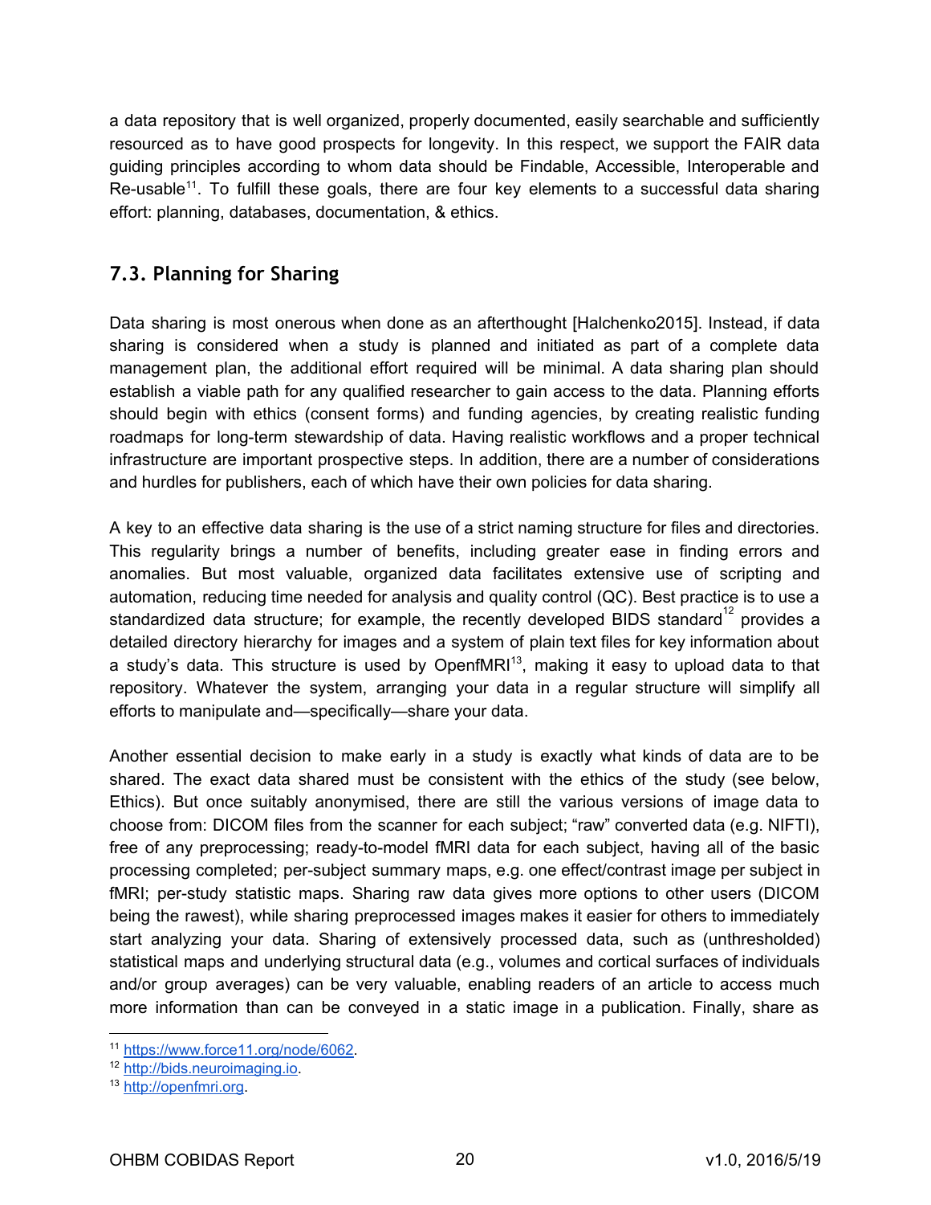a data repository that is well organized, properly documented, easily searchable and sufficiently resourced as to have good prospects for longevity. In this respect, we support the FAIR data guiding principles according to whom data should be Findable, Accessible, Interoperable and Re-usable[11]. To fulfill these goals, there are four key elements to a successful data sharing effort: planning, databases, documentation, & ethics.

## 7.3. Planning for Sharing

Data sharing is most onerous when done as an afterthought [Halchenko2015]. Instead, if data sharing is considered when a study is planned and initiated as part of a complete data management plan, the additional effort required will be minimal. A data sharing plan should establish a viable path for any qualified researcher to gain access to the data. Planning efforts should begin with ethics (consent forms) and funding agencies, by creating realistic funding roadmaps for long-term stewardship of data. Having realistic workflows and a proper technical infrastructure are important prospective steps. In addition, there are a number of considerations and hurdles for publishers, each of which have their own policies for data sharing.

A key to an effective data sharing is the use of a strict naming structure for files and directories. This regularity brings a number of benefits, including greater ease in finding errors and anomalies. But most valuable, organized data facilitates extensive use of scripting and automation, reducing time needed for analysis and quality control (QC). Best practice is to use a standardized data structure; for example, the recently developed BIDS standard[12] provides a detailed directory hierarchy for images and a system of plain text files for key information about a study's data. This structure is used by OpenfMRI[13], making it easy to upload data to that repository. Whatever the system, arranging your data in a regular structure will simplify all efforts to manipulate and—specifically—share your data.

Another essential decision to make early in a study is exactly what kinds of data are to be shared. The exact data shared must be consistent with the ethics of the study (see below, Ethics). But once suitably anonymised, there are still the various versions of image data to choose from: DICOM files from the scanner for each subject; "raw" converted data (e.g. NIFTI), free of any preprocessing; ready-to-model fMRI data for each subject, having all of the basic processing completed; per-subject summary maps, e.g. one effect/contrast image per subject in fMRI; per-study statistic maps. Sharing raw data gives more options to other users (DICOM being the rawest), while sharing preprocessed images makes it easier for others to immediately start analyzing your data. Sharing of extensively processed data, such as (unthresholded) statistical maps and underlying structural data (e.g., volumes and cortical surfaces of individuals and/or group averages) can be very valuable, enabling readers of an article to access much more information than can be conveyed in a static image in a publication. Finally, share as

[11] https://www.force11.org/node/6062.
[12] http://bids.neuroimaging.io.
[13] http://openfmri.org.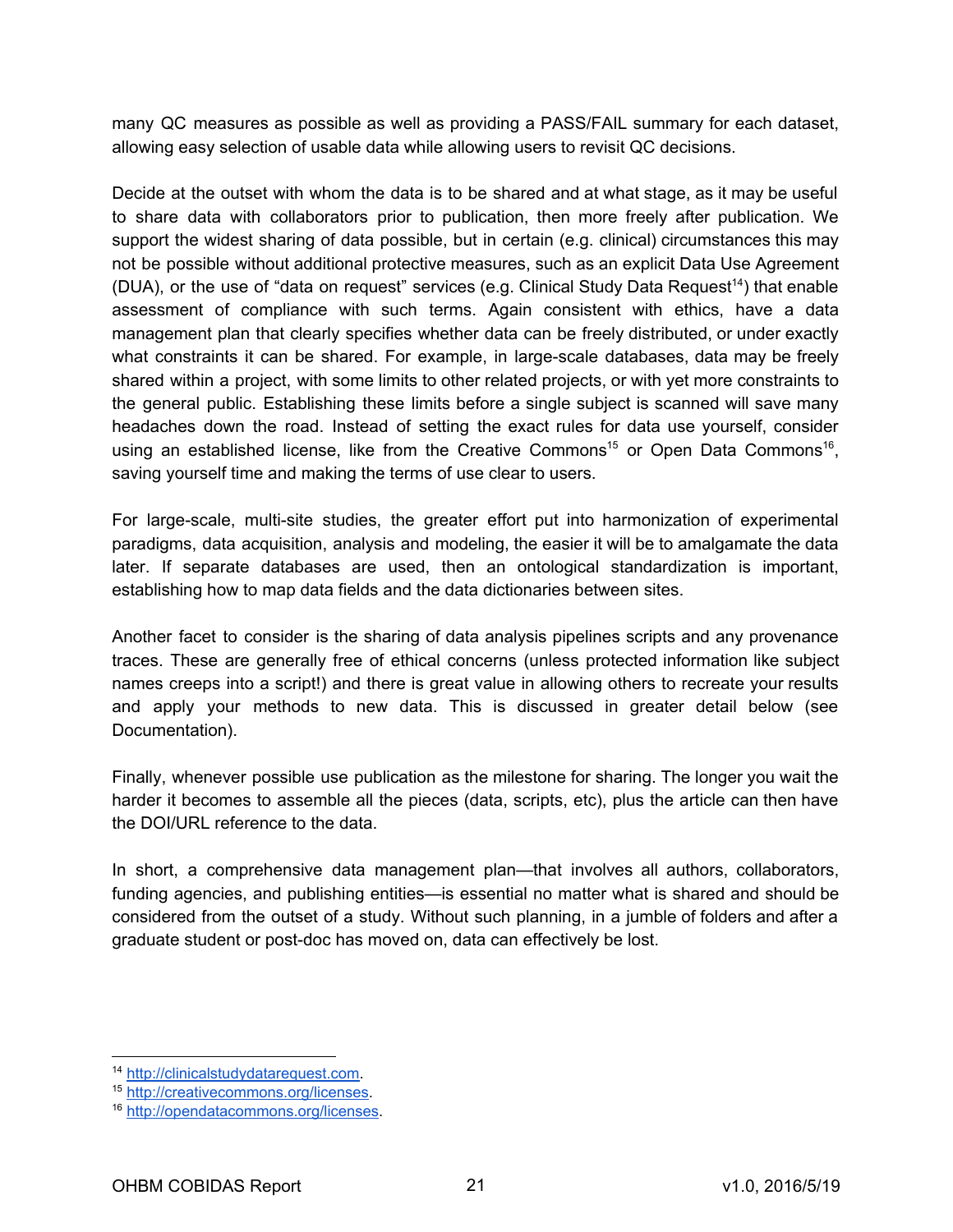many QC measures as possible as well as providing a PASS/FAIL summary for each dataset, allowing easy selection of usable data while allowing users to revisit QC decisions.

Decide at the outset with whom the data is to be shared and at what stage, as it may be useful to share data with collaborators prior to publication, then more freely after publication. We support the widest sharing of data possible, but in certain (e.g. clinical) circumstances this may not be possible without additional protective measures, such as an explicit Data Use Agreement (DUA), or the use of "data on request" services (e.g. Clinical Study Data Request[14]) that enable assessment of compliance with such terms. Again consistent with ethics, have a data management plan that clearly specifies whether data can be freely distributed, or under exactly what constraints it can be shared. For example, in large-scale databases, data may be freely shared within a project, with some limits to other related projects, or with yet more constraints to the general public. Establishing these limits before a single subject is scanned will save many headaches down the road. Instead of setting the exact rules for data use yourself, consider using an established license, like from the Creative Commons[15] or Open Data Commons[16], saving yourself time and making the terms of use clear to users.

For large-scale, multi-site studies, the greater effort put into harmonization of experimental paradigms, data acquisition, analysis and modeling, the easier it will be to amalgamate the data later. If separate databases are used, then an ontological standardization is important, establishing how to map data fields and the data dictionaries between sites.

Another facet to consider is the sharing of data analysis pipelines scripts and any provenance traces. These are generally free of ethical concerns (unless protected information like subject names creeps into a script!) and there is great value in allowing others to recreate your results and apply your methods to new data. This is discussed in greater detail below (see Documentation).

Finally, whenever possible use publication as the milestone for sharing. The longer you wait the harder it becomes to assemble all the pieces (data, scripts, etc), plus the article can then have the DOI/URL reference to the data.

In short, a comprehensive data management plan—that involves all authors, collaborators, funding agencies, and publishing entities—is essential no matter what is shared and should be considered from the outset of a study. Without such planning, in a jumble of folders and after a graduate student or post-doc has moved on, data can effectively be lost.

---

[14] http://clinicalstudydatarequest.com.

[15] http://creativecommons.org/licenses.

[16] http://opendatacommons.org/licenses.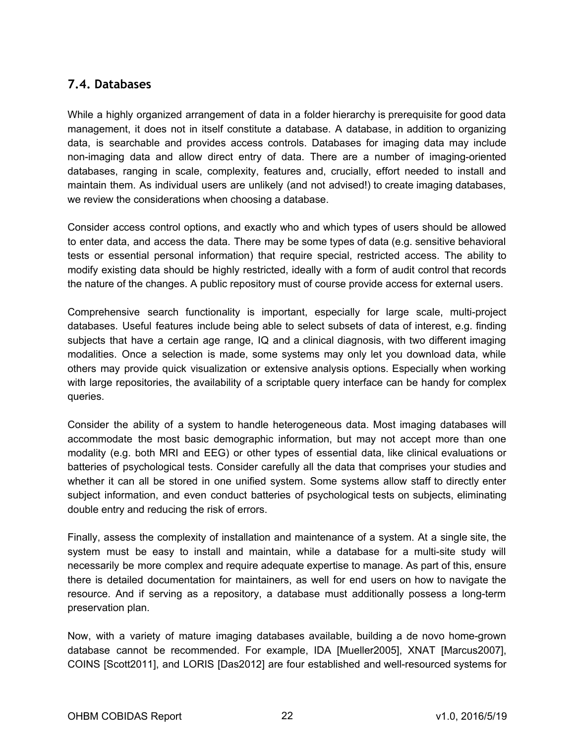## 7.4. Databases

While a highly organized arrangement of data in a folder hierarchy is prerequisite for good data management, it does not in itself constitute a database. A database, in addition to organizing data, is searchable and provides access controls. Databases for imaging data may include non-imaging data and allow direct entry of data. There are a number of imaging-oriented databases, ranging in scale, complexity, features and, crucially, effort needed to install and maintain them. As individual users are unlikely (and not advised!) to create imaging databases, we review the considerations when choosing a database.

Consider access control options, and exactly who and which types of users should be allowed to enter data, and access the data. There may be some types of data (e.g. sensitive behavioral tests or essential personal information) that require special, restricted access. The ability to modify existing data should be highly restricted, ideally with a form of audit control that records the nature of the changes. A public repository must of course provide access for external users.

Comprehensive search functionality is important, especially for large scale, multi-project databases. Useful features include being able to select subsets of data of interest, e.g. finding subjects that have a certain age range, IQ and a clinical diagnosis, with two different imaging modalities. Once a selection is made, some systems may only let you download data, while others may provide quick visualization or extensive analysis options. Especially when working with large repositories, the availability of a scriptable query interface can be handy for complex queries.

Consider the ability of a system to handle heterogeneous data. Most imaging databases will accommodate the most basic demographic information, but may not accept more than one modality (e.g. both MRI and EEG) or other types of essential data, like clinical evaluations or batteries of psychological tests. Consider carefully all the data that comprises your studies and whether it can all be stored in one unified system. Some systems allow staff to directly enter subject information, and even conduct batteries of psychological tests on subjects, eliminating double entry and reducing the risk of errors.

Finally, assess the complexity of installation and maintenance of a system. At a single site, the system must be easy to install and maintain, while a database for a multi-site study will necessarily be more complex and require adequate expertise to manage. As part of this, ensure there is detailed documentation for maintainers, as well for end users on how to navigate the resource. And if serving as a repository, a database must additionally possess a long-term preservation plan.

Now, with a variety of mature imaging databases available, building a de novo home-grown database cannot be recommended. For example, IDA [Mueller2005], XNAT [Marcus2007], COINS [Scott2011], and LORIS [Das2012] are four established and well-resourced systems for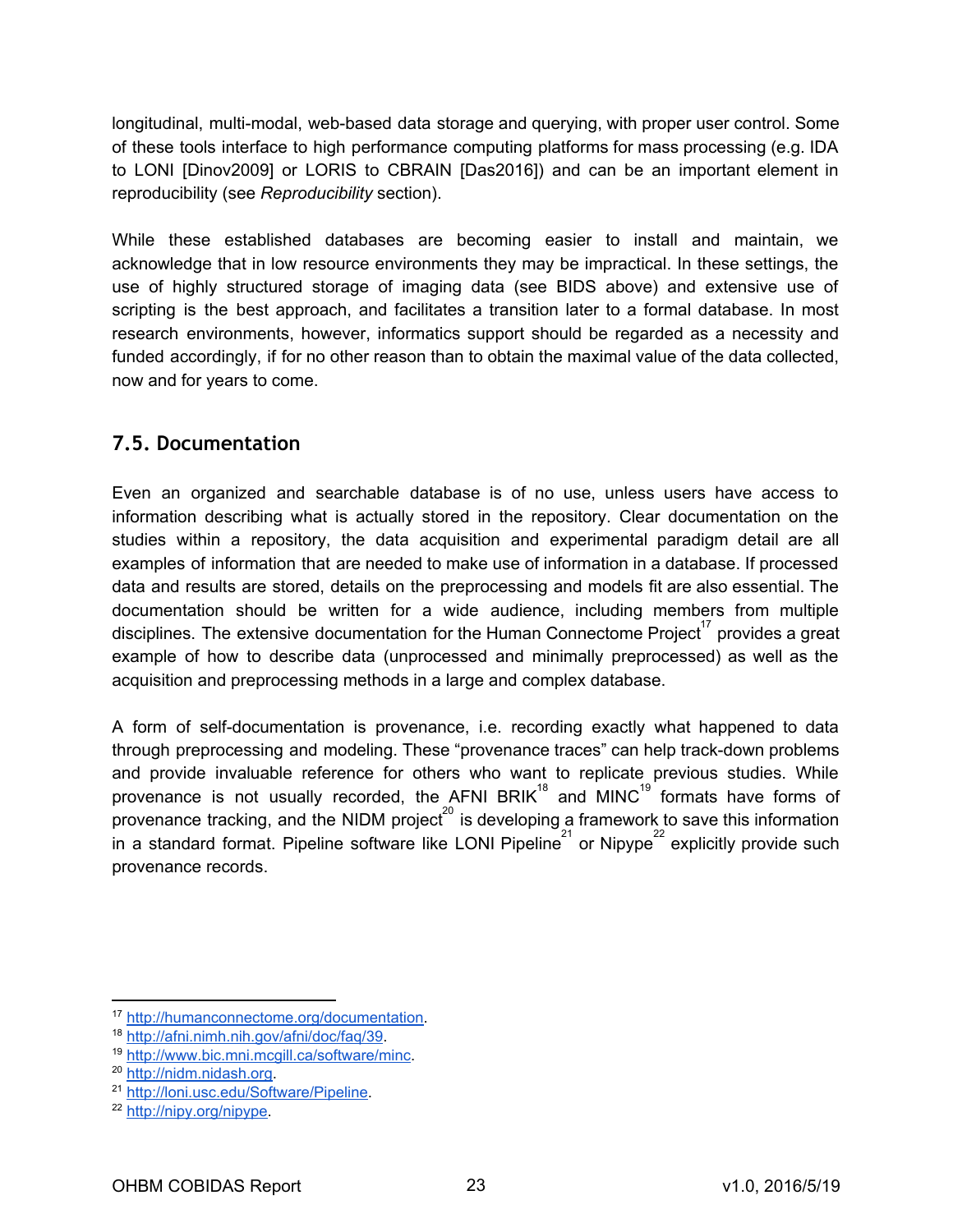longitudinal, multi-modal, web-based data storage and querying, with proper user control. Some of these tools interface to high performance computing platforms for mass processing (e.g. IDA to LONI [Dinov2009] or LORIS to CBRAIN [Das2016]) and can be an important element in reproducibility (see *Reproducibility* section).

While these established databases are becoming easier to install and maintain, we acknowledge that in low resource environments they may be impractical. In these settings, the use of highly structured storage of imaging data (see BIDS above) and extensive use of scripting is the best approach, and facilitates a transition later to a formal database. In most research environments, however, informatics support should be regarded as a necessity and funded accordingly, if for no other reason than to obtain the maximal value of the data collected, now and for years to come.

## 7.5. Documentation

Even an organized and searchable database is of no use, unless users have access to information describing what is actually stored in the repository. Clear documentation on the studies within a repository, the data acquisition and experimental paradigm detail are all examples of information that are needed to make use of information in a database. If processed data and results are stored, details on the preprocessing and models fit are also essential. The documentation should be written for a wide audience, including members from multiple disciplines. The extensive documentation for the Human Connectome Project[17] provides a great example of how to describe data (unprocessed and minimally preprocessed) as well as the acquisition and preprocessing methods in a large and complex database.

A form of self-documentation is provenance, i.e. recording exactly what happened to data through preprocessing and modeling. These "provenance traces" can help track-down problems and provide invaluable reference for others who want to replicate previous studies. While provenance is not usually recorded, the AFNI BRIK[18] and MINC[19] formats have forms of provenance tracking, and the NIDM project[20] is developing a framework to save this information in a standard format. Pipeline software like LONI Pipeline[21] or Nipype[22] explicitly provide such provenance records.

---

[17] http://humanconnectome.org/documentation.
[18] http://afni.nimh.nih.gov/afni/doc/faq/39.
[19] http://www.bic.mni.mcgill.ca/software/minc.
[20] http://nidm.nidash.org.
[21] http://loni.usc.edu/Software/Pipeline.
[22] http://nipy.org/nipype.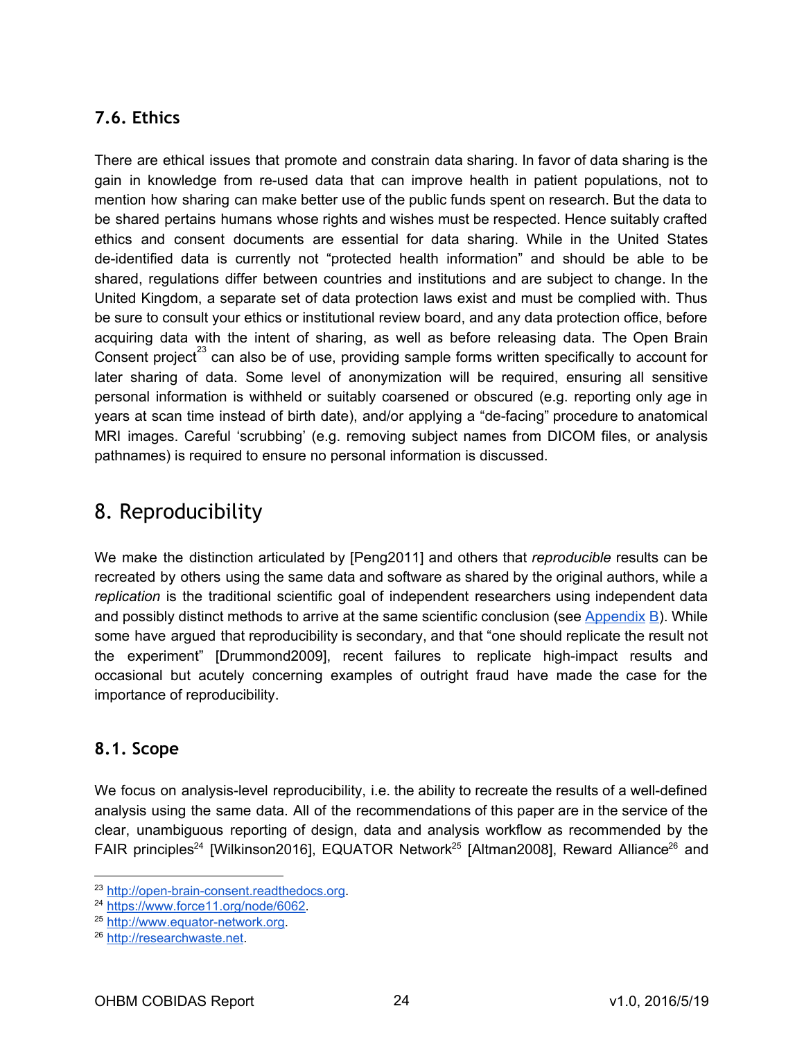### 7.6. Ethics

There are ethical issues that promote and constrain data sharing. In favor of data sharing is the gain in knowledge from re-used data that can improve health in patient populations, not to mention how sharing can make better use of the public funds spent on research. But the data to be shared pertains humans whose rights and wishes must be respected. Hence suitably crafted ethics and consent documents are essential for data sharing. While in the United States de-identified data is currently not "protected health information" and should be able to be shared, regulations differ between countries and institutions and are subject to change. In the United Kingdom, a separate set of data protection laws exist and must be complied with. Thus be sure to consult your ethics or institutional review board, and any data protection office, before acquiring data with the intent of sharing, as well as before releasing data. The Open Brain Consent project[23] can also be of use, providing sample forms written specifically to account for later sharing of data. Some level of anonymization will be required, ensuring all sensitive personal information is withheld or suitably coarsened or obscured (e.g. reporting only age in years at scan time instead of birth date), and/or applying a "de-facing" procedure to anatomical MRI images. Careful 'scrubbing' (e.g. removing subject names from DICOM files, or analysis pathnames) is required to ensure no personal information is discussed.

## 8. Reproducibility

We make the distinction articulated by [Peng2011] and others that *reproducible* results can be recreated by others using the same data and software as shared by the original authors, while a *replication* is the traditional scientific goal of independent researchers using independent data and possibly distinct methods to arrive at the same scientific conclusion (see Appendix B). While some have argued that reproducibility is secondary, and that "one should replicate the result not the experiment" [Drummond2009], recent failures to replicate high-impact results and occasional but acutely concerning examples of outright fraud have made the case for the importance of reproducibility.

### 8.1. Scope

We focus on analysis-level reproducibility, i.e. the ability to recreate the results of a well-defined analysis using the same data. All of the recommendations of this paper are in the service of the clear, unambiguous reporting of design, data and analysis workflow as recommended by the FAIR principles[24] [Wilkinson2016], EQUATOR Network[25] [Altman2008], Reward Alliance[26] and

---

[23] http://open-brain-consent.readthedocs.org.
[24] https://www.force11.org/node/6062.
[25] http://www.equator-network.org.
[26] http://researchwaste.net.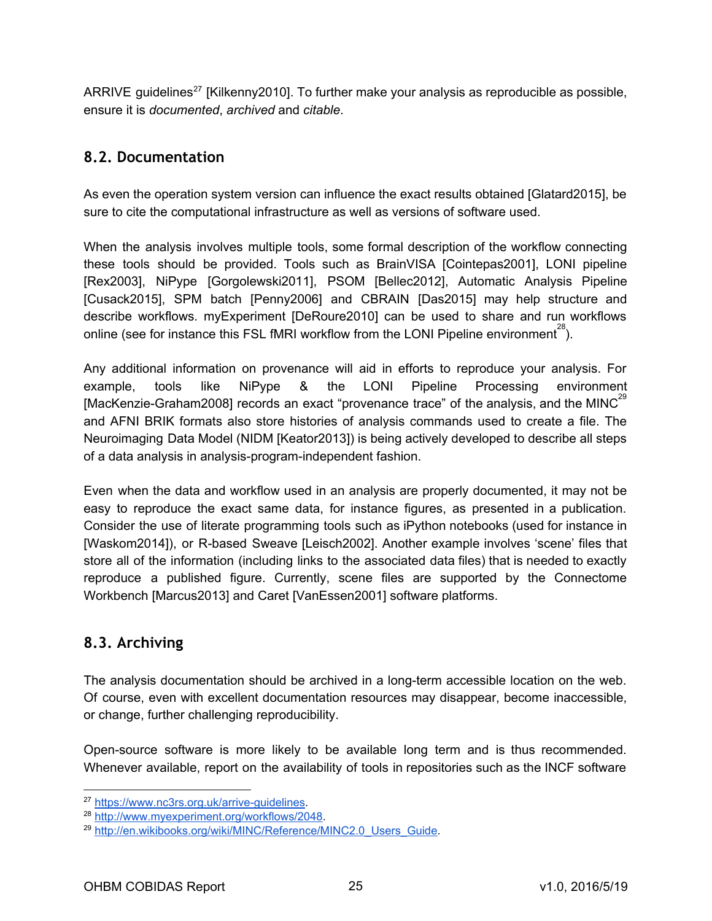ARRIVE guidelines[27] [Kilkenny2010]. To further make your analysis as reproducible as possible, ensure it is *documented*, *archived* and *citable*.

## 8.2. Documentation

As even the operation system version can influence the exact results obtained [Glatard2015], be sure to cite the computational infrastructure as well as versions of software used.

When the analysis involves multiple tools, some formal description of the workflow connecting these tools should be provided. Tools such as BrainVISA [Cointepas2001], LONI pipeline [Rex2003], NiPype [Gorgolewski2011], PSOM [Bellec2012], Automatic Analysis Pipeline [Cusack2015], SPM batch [Penny2006] and CBRAIN [Das2015] may help structure and describe workflows. myExperiment [DeRoure2010] can be used to share and run workflows online (see for instance this FSL fMRI workflow from the LONI Pipeline environment[28]).

Any additional information on provenance will aid in efforts to reproduce your analysis. For example, tools like NiPype & the LONI Pipeline Processing environment [MacKenzie-Graham2008] records an exact "provenance trace" of the analysis, and the MINC[29] and AFNI BRIK formats also store histories of analysis commands used to create a file. The Neuroimaging Data Model (NIDM [Keator2013]) is being actively developed to describe all steps of a data analysis in analysis-program-independent fashion.

Even when the data and workflow used in an analysis are properly documented, it may not be easy to reproduce the exact same data, for instance figures, as presented in a publication. Consider the use of literate programming tools such as iPython notebooks (used for instance in [Waskom2014]), or R-based Sweave [Leisch2002]. Another example involves 'scene' files that store all of the information (including links to the associated data files) that is needed to exactly reproduce a published figure. Currently, scene files are supported by the Connectome Workbench [Marcus2013] and Caret [VanEssen2001] software platforms.

## 8.3. Archiving

The analysis documentation should be archived in a long-term accessible location on the web. Of course, even with excellent documentation resources may disappear, become inaccessible, or change, further challenging reproducibility.

Open-source software is more likely to be available long term and is thus recommended. Whenever available, report on the availability of tools in repositories such as the INCF software

---

[27] https://www.nc3rs.org.uk/arrive-guidelines.

[28] http://www.myexperiment.org/workflows/2048.

[29] http://en.wikibooks.org/wiki/MINC/Reference/MINC2.0_Users_Guide.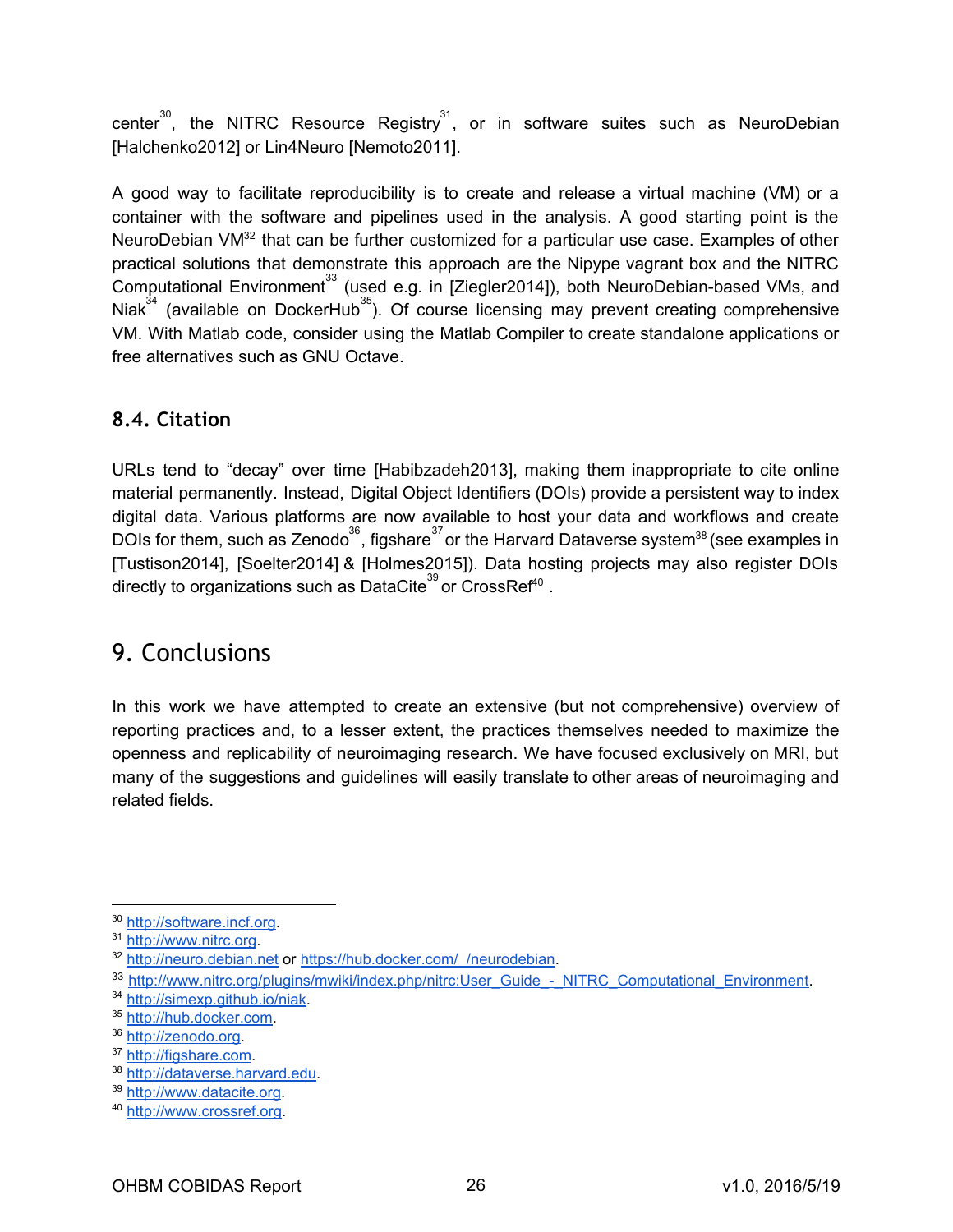center[30], the NITRC Resource Registry[31], or in software suites such as NeuroDebian [Halchenko2012] or Lin4Neuro [Nemoto2011].

A good way to facilitate reproducibility is to create and release a virtual machine (VM) or a container with the software and pipelines used in the analysis. A good starting point is the NeuroDebian VM[32] that can be further customized for a particular use case. Examples of other practical solutions that demonstrate this approach are the Nipype vagrant box and the NITRC Computational Environment[33] (used e.g. in [Ziegler2014]), both NeuroDebian-based VMs, and Niak[34] (available on DockerHub[35]). Of course licensing may prevent creating comprehensive VM. With Matlab code, consider using the Matlab Compiler to create standalone applications or free alternatives such as GNU Octave.

### 8.4. Citation

URLs tend to "decay" over time [Habibzadeh2013], making them inappropriate to cite online material permanently. Instead, Digital Object Identifiers (DOIs) provide a persistent way to index digital data. Various platforms are now available to host your data and workflows and create DOIs for them, such as Zenodo[36], figshare[37] or the Harvard Dataverse system[38] (see examples in [Tustison2014], [Soelter2014] & [Holmes2015]). Data hosting projects may also register DOIs directly to organizations such as DataCite[39] or CrossRef[40] .

## 9. Conclusions

In this work we have attempted to create an extensive (but not comprehensive) overview of reporting practices and, to a lesser extent, the practices themselves needed to maximize the openness and replicability of neuroimaging research. We have focused exclusively on MRI, but many of the suggestions and guidelines will easily translate to other areas of neuroimaging and related fields.

---

[30] http://software.incf.org.
[31] http://www.nitrc.org.
[32] http://neuro.debian.net or https://hub.docker.com/_/neurodebian.
[33] http://www.nitrc.org/plugins/mwiki/index.php/nitrc:User_Guide_-_NITRC_Computational_Environment.
[34] http://simexp.github.io/niak.
[35] http://hub.docker.com.
[36] http://zenodo.org.
[37] http://figshare.com.
[38] http://dataverse.harvard.edu.
[39] http://www.datacite.org.
[40] http://www.crossref.org.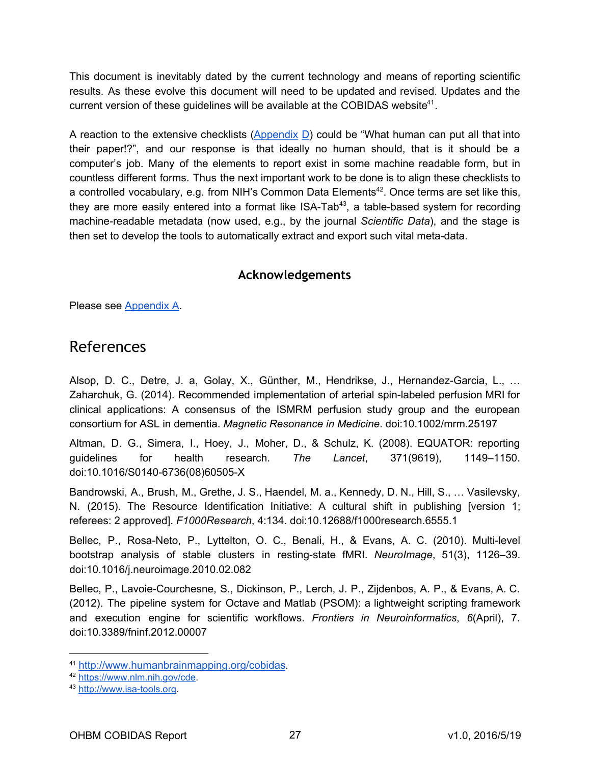This document is inevitably dated by the current technology and means of reporting scientific results. As these evolve this document will need to be updated and revised. Updates and the current version of these guidelines will be available at the COBIDAS website[41].

A reaction to the extensive checklists (Appendix D) could be "What human can put all that into their paper!?", and our response is that ideally no human should, that is it should be a computer's job. Many of the elements to report exist in some machine readable form, but in countless different forms. Thus the next important work to be done is to align these checklists to a controlled vocabulary, e.g. from NIH's Common Data Elements[42]. Once terms are set like this, they are more easily entered into a format like ISA-Tab[43], a table-based system for recording machine-readable metadata (now used, e.g., by the journal *Scientific Data*), and the stage is then set to develop the tools to automatically extract and export such vital meta-data.

### Acknowledgements

Please see Appendix A.

## References

Alsop, D. C., Detre, J. a, Golay, X., Günther, M., Hendrikse, J., Hernandez-Garcia, L., … Zaharchuk, G. (2014). Recommended implementation of arterial spin-labeled perfusion MRI for clinical applications: A consensus of the ISMRM perfusion study group and the european consortium for ASL in dementia. *Magnetic Resonance in Medicine*. doi:10.1002/mrm.25197

Altman, D. G., Simera, I., Hoey, J., Moher, D., & Schulz, K. (2008). EQUATOR: reporting guidelines for health research. *The Lancet*, 371(9619), 1149–1150. doi:10.1016/S0140-6736(08)60505-X

Bandrowski, A., Brush, M., Grethe, J. S., Haendel, M. a., Kennedy, D. N., Hill, S., … Vasilevsky, N. (2015). The Resource Identification Initiative: A cultural shift in publishing [version 1; referees: 2 approved]. *F1000Research*, 4:134. doi:10.12688/f1000research.6555.1

Bellec, P., Rosa-Neto, P., Lyttelton, O. C., Benali, H., & Evans, A. C. (2010). Multi-level bootstrap analysis of stable clusters in resting-state fMRI. *NeuroImage*, 51(3), 1126–39. doi:10.1016/j.neuroimage.2010.02.082

Bellec, P., Lavoie-Courchesne, S., Dickinson, P., Lerch, J. P., Zijdenbos, A. P., & Evans, A. C. (2012). The pipeline system for Octave and Matlab (PSOM): a lightweight scripting framework and execution engine for scientific workflows. *Frontiers in Neuroinformatics*, *6*(April), 7. doi:10.3389/fninf.2012.00007

---

[41] http://www.humanbrainmapping.org/cobidas.
[42] https://www.nlm.nih.gov/cde.
[43] http://www.isa-tools.org.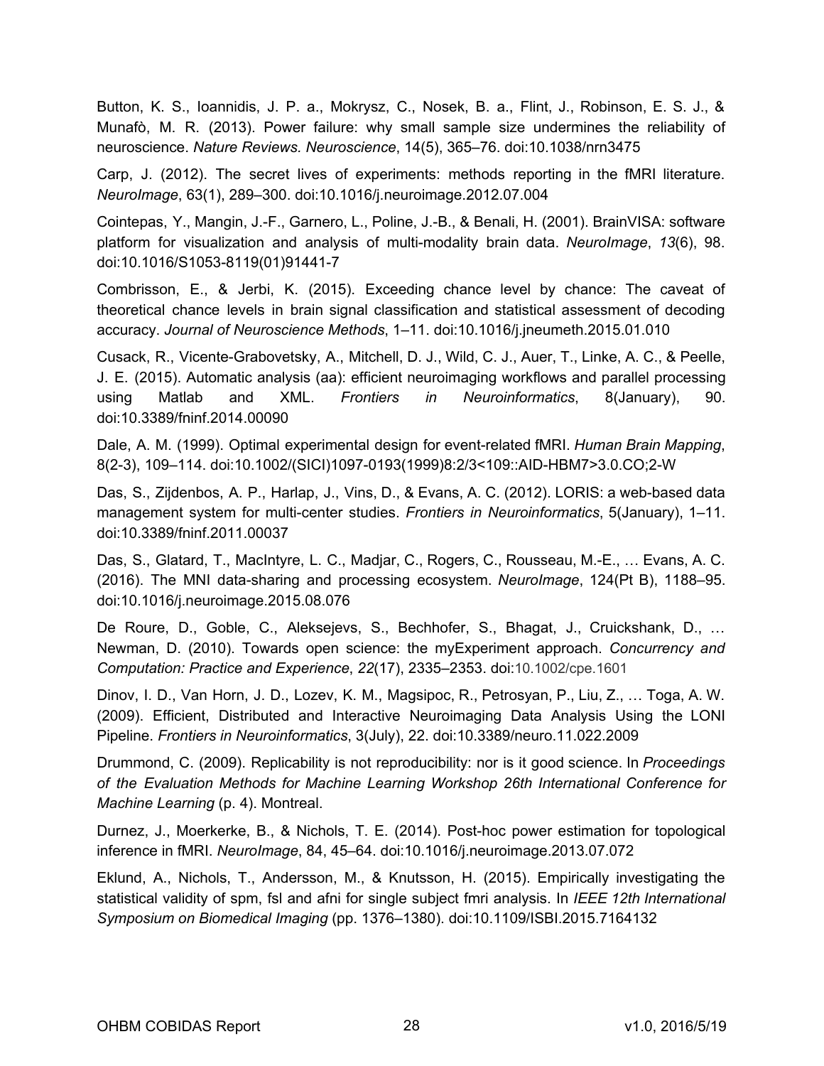Button, K. S., Ioannidis, J. P. a., Mokrysz, C., Nosek, B. a., Flint, J., Robinson, E. S. J., & Munafò, M. R. (2013). Power failure: why small sample size undermines the reliability of neuroscience. *Nature Reviews. Neuroscience*, 14(5), 365–76. doi:10.1038/nrn3475

Carp, J. (2012). The secret lives of experiments: methods reporting in the fMRI literature. *NeuroImage*, 63(1), 289–300. doi:10.1016/j.neuroimage.2012.07.004

Cointepas, Y., Mangin, J.-F., Garnero, L., Poline, J.-B., & Benali, H. (2001). BrainVISA: software platform for visualization and analysis of multi-modality brain data. *NeuroImage*, *13*(6), 98. doi:10.1016/S1053-8119(01)91441-7

Combrisson, E., & Jerbi, K. (2015). Exceeding chance level by chance: The caveat of theoretical chance levels in brain signal classification and statistical assessment of decoding accuracy. *Journal of Neuroscience Methods*, 1–11. doi:10.1016/j.jneumeth.2015.01.010

Cusack, R., Vicente-Grabovetsky, A., Mitchell, D. J., Wild, C. J., Auer, T., Linke, A. C., & Peelle, J. E. (2015). Automatic analysis (aa): efficient neuroimaging workflows and parallel processing using Matlab and XML. *Frontiers in Neuroinformatics*, 8(January), 90. doi:10.3389/fninf.2014.00090

Dale, A. M. (1999). Optimal experimental design for event-related fMRI. *Human Brain Mapping*, 8(2-3), 109–114. doi:10.1002/(SICI)1097-0193(1999)8:2/3<109::AID-HBM7>3.0.CO;2-W

Das, S., Zijdenbos, A. P., Harlap, J., Vins, D., & Evans, A. C. (2012). LORIS: a web-based data management system for multi-center studies. *Frontiers in Neuroinformatics*, 5(January), 1–11. doi:10.3389/fninf.2011.00037

Das, S., Glatard, T., MacIntyre, L. C., Madjar, C., Rogers, C., Rousseau, M.-E., … Evans, A. C. (2016). The MNI data-sharing and processing ecosystem. *NeuroImage*, 124(Pt B), 1188–95. doi:10.1016/j.neuroimage.2015.08.076

De Roure, D., Goble, C., Aleksejevs, S., Bechhofer, S., Bhagat, J., Cruickshank, D., … Newman, D. (2010). Towards open science: the myExperiment approach. *Concurrency and Computation: Practice and Experience*, *22*(17), 2335–2353. doi:10.1002/cpe.1601

Dinov, I. D., Van Horn, J. D., Lozev, K. M., Magsipoc, R., Petrosyan, P., Liu, Z., … Toga, A. W. (2009). Efficient, Distributed and Interactive Neuroimaging Data Analysis Using the LONI Pipeline. *Frontiers in Neuroinformatics*, 3(July), 22. doi:10.3389/neuro.11.022.2009

Drummond, C. (2009). Replicability is not reproducibility: nor is it good science. In *Proceedings of the Evaluation Methods for Machine Learning Workshop 26th International Conference for Machine Learning* (p. 4). Montreal.

Durnez, J., Moerkerke, B., & Nichols, T. E. (2014). Post-hoc power estimation for topological inference in fMRI. *NeuroImage*, 84, 45–64. doi:10.1016/j.neuroimage.2013.07.072

Eklund, A., Nichols, T., Andersson, M., & Knutsson, H. (2015). Empirically investigating the statistical validity of spm, fsl and afni for single subject fmri analysis. In *IEEE 12th International Symposium on Biomedical Imaging* (pp. 1376–1380). doi:10.1109/ISBI.2015.7164132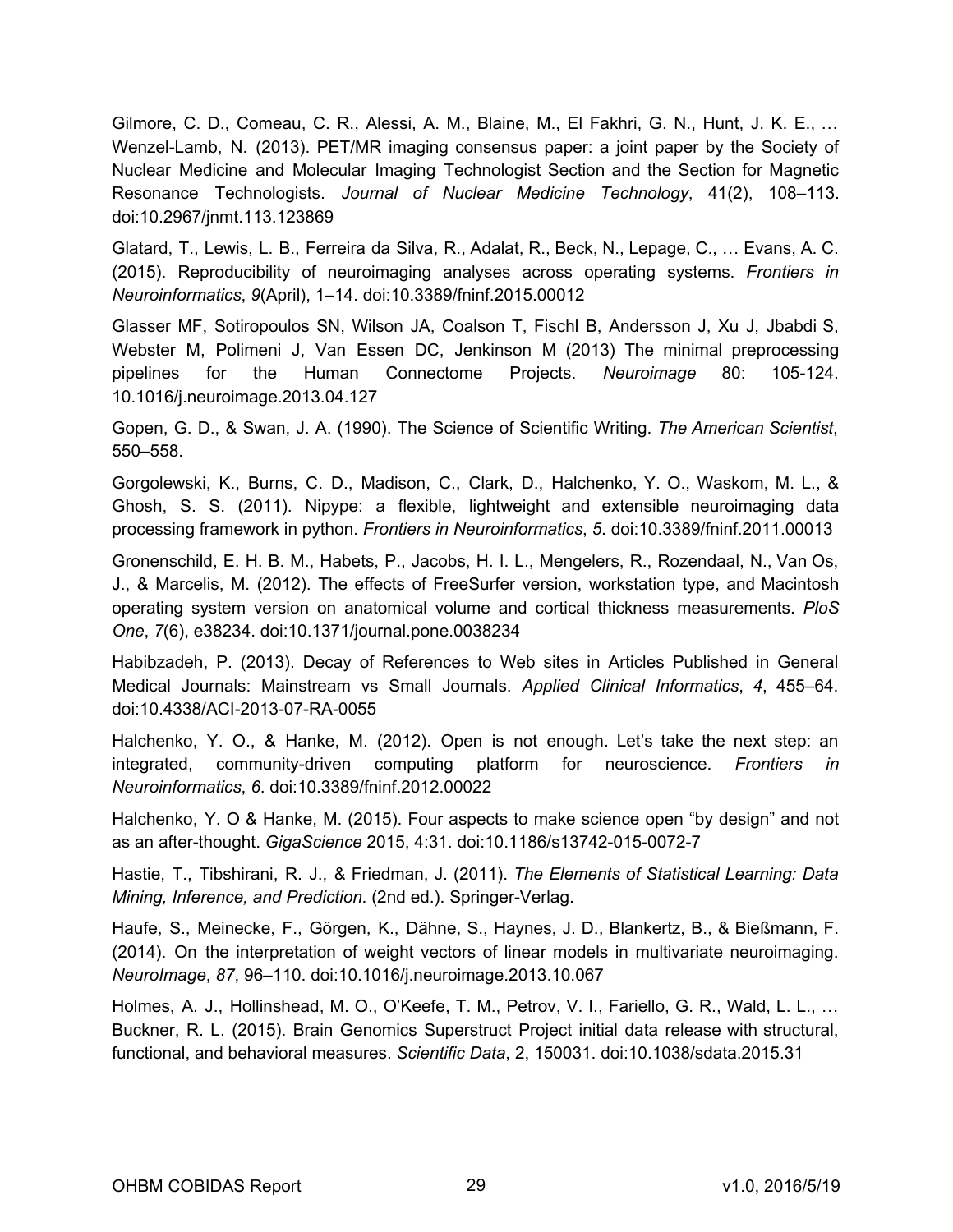Gilmore, C. D., Comeau, C. R., Alessi, A. M., Blaine, M., El Fakhri, G. N., Hunt, J. K. E., … Wenzel-Lamb, N. (2013). PET/MR imaging consensus paper: a joint paper by the Society of Nuclear Medicine and Molecular Imaging Technologist Section and the Section for Magnetic Resonance Technologists. *Journal of Nuclear Medicine Technology*, 41(2), 108–113. doi:10.2967/jnmt.113.123869

Glatard, T., Lewis, L. B., Ferreira da Silva, R., Adalat, R., Beck, N., Lepage, C., … Evans, A. C. (2015). Reproducibility of neuroimaging analyses across operating systems. *Frontiers in Neuroinformatics*, *9*(April), 1–14. doi:10.3389/fninf.2015.00012

Glasser MF, Sotiropoulos SN, Wilson JA, Coalson T, Fischl B, Andersson J, Xu J, Jbabdi S, Webster M, Polimeni J, Van Essen DC, Jenkinson M (2013) The minimal preprocessing pipelines for the Human Connectome Projects. *Neuroimage* 80: 105-124. 10.1016/j.neuroimage.2013.04.127

Gopen, G. D., & Swan, J. A. (1990). The Science of Scientific Writing. *The American Scientist*, 550–558.

Gorgolewski, K., Burns, C. D., Madison, C., Clark, D., Halchenko, Y. O., Waskom, M. L., & Ghosh, S. S. (2011). Nipype: a flexible, lightweight and extensible neuroimaging data processing framework in python. *Frontiers in Neuroinformatics*, *5*. doi:10.3389/fninf.2011.00013

Gronenschild, E. H. B. M., Habets, P., Jacobs, H. I. L., Mengelers, R., Rozendaal, N., Van Os, J., & Marcelis, M. (2012). The effects of FreeSurfer version, workstation type, and Macintosh operating system version on anatomical volume and cortical thickness measurements. *PloS One*, *7*(6), e38234. doi:10.1371/journal.pone.0038234

Habibzadeh, P. (2013). Decay of References to Web sites in Articles Published in General Medical Journals: Mainstream vs Small Journals. *Applied Clinical Informatics*, *4*, 455–64. doi:10.4338/ACI-2013-07-RA-0055

Halchenko, Y. O., & Hanke, M. (2012). Open is not enough. Let's take the next step: an integrated, community-driven computing platform for neuroscience. *Frontiers in Neuroinformatics*, *6*. doi:10.3389/fninf.2012.00022

Halchenko, Y. O & Hanke, M. (2015). Four aspects to make science open "by design" and not as an after-thought. *GigaScience* 2015, 4:31. doi:10.1186/s13742-015-0072-7

Hastie, T., Tibshirani, R. J., & Friedman, J. (2011). *The Elements of Statistical Learning: Data Mining, Inference, and Prediction*. (2nd ed.). Springer-Verlag.

Haufe, S., Meinecke, F., Görgen, K., Dähne, S., Haynes, J. D., Blankertz, B., & Bießmann, F. (2014). On the interpretation of weight vectors of linear models in multivariate neuroimaging. *NeuroImage*, *87*, 96–110. doi:10.1016/j.neuroimage.2013.10.067

Holmes, A. J., Hollinshead, M. O., O'Keefe, T. M., Petrov, V. I., Fariello, G. R., Wald, L. L., … Buckner, R. L. (2015). Brain Genomics Superstruct Project initial data release with structural, functional, and behavioral measures. *Scientific Data*, 2, 150031. doi:10.1038/sdata.2015.31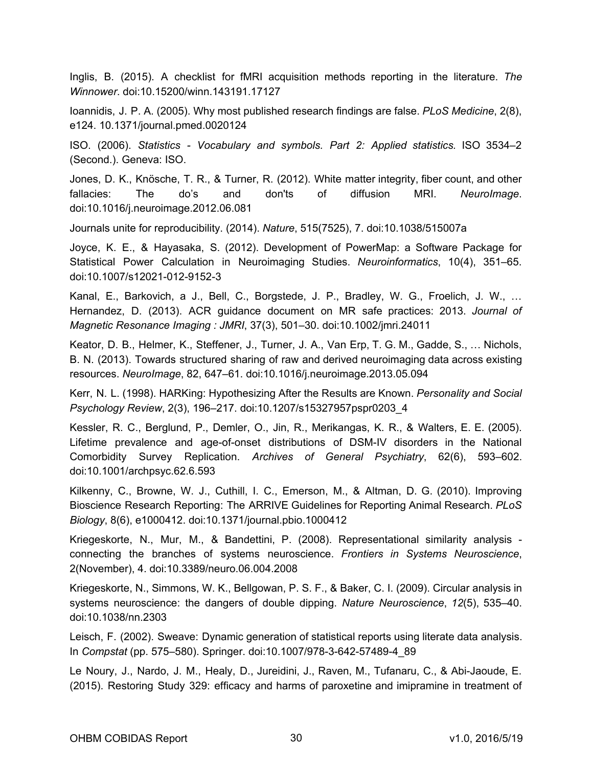Inglis, B. (2015). A checklist for fMRI acquisition methods reporting in the literature. *The Winnower*. doi:10.15200/winn.143191.17127

Ioannidis, J. P. A. (2005). Why most published research findings are false. *PLoS Medicine*, 2(8), e124. 10.1371/journal.pmed.0020124

ISO. (2006). *Statistics - Vocabulary and symbols. Part 2: Applied statistics.* ISO 3534–2 (Second.). Geneva: ISO.

Jones, D. K., Knösche, T. R., & Turner, R. (2012). White matter integrity, fiber count, and other fallacies: The do's and don'ts of diffusion MRI. *NeuroImage*. doi:10.1016/j.neuroimage.2012.06.081

Journals unite for reproducibility. (2014). *Nature*, 515(7525), 7. doi:10.1038/515007a

Joyce, K. E., & Hayasaka, S. (2012). Development of PowerMap: a Software Package for Statistical Power Calculation in Neuroimaging Studies. *Neuroinformatics*, 10(4), 351–65. doi:10.1007/s12021-012-9152-3

Kanal, E., Barkovich, a J., Bell, C., Borgstede, J. P., Bradley, W. G., Froelich, J. W., … Hernandez, D. (2013). ACR guidance document on MR safe practices: 2013. *Journal of Magnetic Resonance Imaging : JMRI*, 37(3), 501–30. doi:10.1002/jmri.24011

Keator, D. B., Helmer, K., Steffener, J., Turner, J. A., Van Erp, T. G. M., Gadde, S., … Nichols, B. N. (2013). Towards structured sharing of raw and derived neuroimaging data across existing resources. *NeuroImage*, 82, 647–61. doi:10.1016/j.neuroimage.2013.05.094

Kerr, N. L. (1998). HARKing: Hypothesizing After the Results are Known. *Personality and Social Psychology Review*, 2(3), 196–217. doi:10.1207/s15327957pspr0203_4

Kessler, R. C., Berglund, P., Demler, O., Jin, R., Merikangas, K. R., & Walters, E. E. (2005). Lifetime prevalence and age-of-onset distributions of DSM-IV disorders in the National Comorbidity Survey Replication. *Archives of General Psychiatry*, 62(6), 593–602. doi:10.1001/archpsyc.62.6.593

Kilkenny, C., Browne, W. J., Cuthill, I. C., Emerson, M., & Altman, D. G. (2010). Improving Bioscience Research Reporting: The ARRIVE Guidelines for Reporting Animal Research. *PLoS Biology*, 8(6), e1000412. doi:10.1371/journal.pbio.1000412

Kriegeskorte, N., Mur, M., & Bandettini, P. (2008). Representational similarity analysis - connecting the branches of systems neuroscience. *Frontiers in Systems Neuroscience*, 2(November), 4. doi:10.3389/neuro.06.004.2008

Kriegeskorte, N., Simmons, W. K., Bellgowan, P. S. F., & Baker, C. I. (2009). Circular analysis in systems neuroscience: the dangers of double dipping. *Nature Neuroscience*, *12*(5), 535–40. doi:10.1038/nn.2303

Leisch, F. (2002). Sweave: Dynamic generation of statistical reports using literate data analysis. In *Compstat* (pp. 575–580). Springer. doi:10.1007/978-3-642-57489-4_89

Le Noury, J., Nardo, J. M., Healy, D., Jureidini, J., Raven, M., Tufanaru, C., & Abi-Jaoude, E. (2015). Restoring Study 329: efficacy and harms of paroxetine and imipramine in treatment of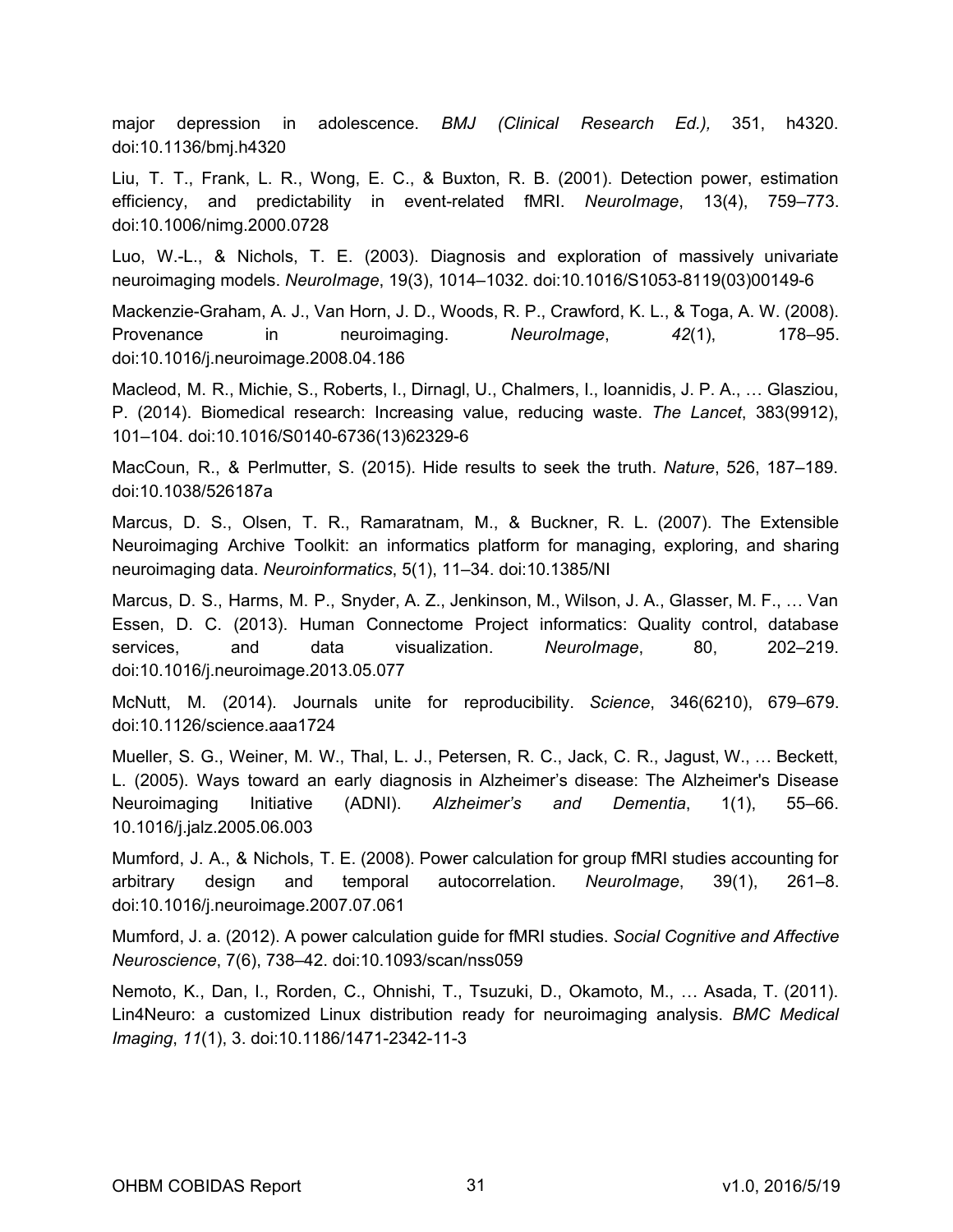major depression in adolescence. *BMJ (Clinical Research Ed.),* 351, h4320. doi:10.1136/bmj.h4320

Liu, T. T., Frank, L. R., Wong, E. C., & Buxton, R. B. (2001). Detection power, estimation efficiency, and predictability in event-related fMRI. *NeuroImage*, 13(4), 759–773. doi:10.1006/nimg.2000.0728

Luo, W.-L., & Nichols, T. E. (2003). Diagnosis and exploration of massively univariate neuroimaging models. *NeuroImage*, 19(3), 1014–1032. doi:10.1016/S1053-8119(03)00149-6

Mackenzie-Graham, A. J., Van Horn, J. D., Woods, R. P., Crawford, K. L., & Toga, A. W. (2008). Provenance in neuroimaging. *NeuroImage*, *42*(1), 178–95. doi:10.1016/j.neuroimage.2008.04.186

Macleod, M. R., Michie, S., Roberts, I., Dirnagl, U., Chalmers, I., Ioannidis, J. P. A., … Glasziou, P. (2014). Biomedical research: Increasing value, reducing waste. *The Lancet*, 383(9912), 101–104. doi:10.1016/S0140-6736(13)62329-6

MacCoun, R., & Perlmutter, S. (2015). Hide results to seek the truth. *Nature*, 526, 187–189. doi:10.1038/526187a

Marcus, D. S., Olsen, T. R., Ramaratnam, M., & Buckner, R. L. (2007). The Extensible Neuroimaging Archive Toolkit: an informatics platform for managing, exploring, and sharing neuroimaging data. *Neuroinformatics*, 5(1), 11–34. doi:10.1385/NI

Marcus, D. S., Harms, M. P., Snyder, A. Z., Jenkinson, M., Wilson, J. A., Glasser, M. F., … Van Essen, D. C. (2013). Human Connectome Project informatics: Quality control, database services, and data visualization. *NeuroImage*, 80, 202–219. doi:10.1016/j.neuroimage.2013.05.077

McNutt, M. (2014). Journals unite for reproducibility. *Science*, 346(6210), 679–679. doi:10.1126/science.aaa1724

Mueller, S. G., Weiner, M. W., Thal, L. J., Petersen, R. C., Jack, C. R., Jagust, W., … Beckett, L. (2005). Ways toward an early diagnosis in Alzheimer's disease: The Alzheimer's Disease Neuroimaging Initiative (ADNI). *Alzheimer's and Dementia*, 1(1), 55–66. 10.1016/j.jalz.2005.06.003

Mumford, J. A., & Nichols, T. E. (2008). Power calculation for group fMRI studies accounting for arbitrary design and temporal autocorrelation. *NeuroImage*, 39(1), 261–8. doi:10.1016/j.neuroimage.2007.07.061

Mumford, J. a. (2012). A power calculation guide for fMRI studies. *Social Cognitive and Affective Neuroscience*, 7(6), 738–42. doi:10.1093/scan/nss059

Nemoto, K., Dan, I., Rorden, C., Ohnishi, T., Tsuzuki, D., Okamoto, M., … Asada, T. (2011). Lin4Neuro: a customized Linux distribution ready for neuroimaging analysis. *BMC Medical Imaging*, *11*(1), 3. doi:10.1186/1471-2342-11-3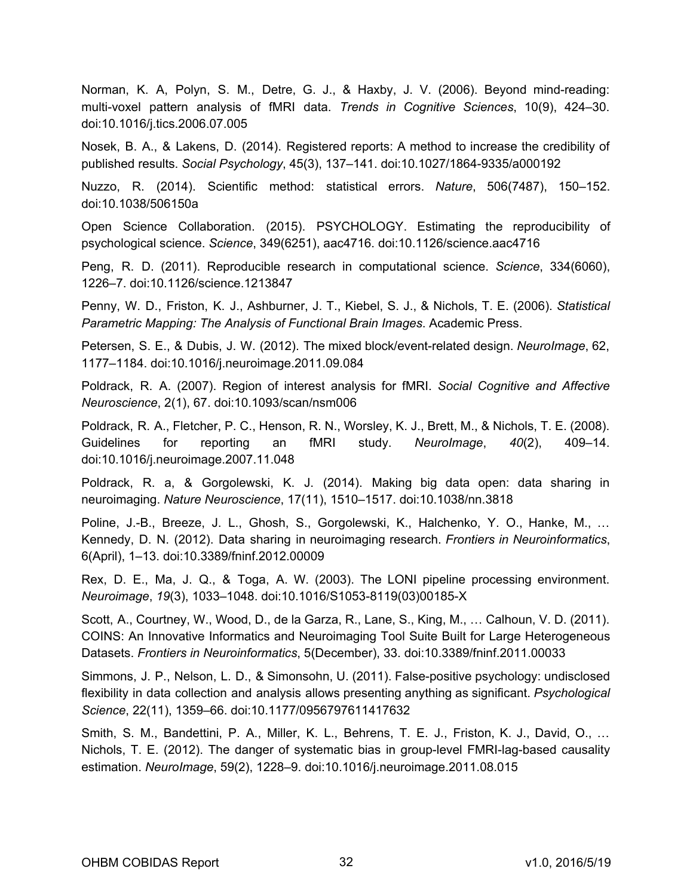Norman, K. A, Polyn, S. M., Detre, G. J., & Haxby, J. V. (2006). Beyond mind-reading: multi-voxel pattern analysis of fMRI data. *Trends in Cognitive Sciences*, 10(9), 424–30. doi:10.1016/j.tics.2006.07.005

Nosek, B. A., & Lakens, D. (2014). Registered reports: A method to increase the credibility of published results. *Social Psychology*, 45(3), 137–141. doi:10.1027/1864-9335/a000192

Nuzzo, R. (2014). Scientific method: statistical errors. *Nature*, 506(7487), 150–152. doi:10.1038/506150a

Open Science Collaboration. (2015). PSYCHOLOGY. Estimating the reproducibility of psychological science. *Science*, 349(6251), aac4716. doi:10.1126/science.aac4716

Peng, R. D. (2011). Reproducible research in computational science. *Science*, 334(6060), 1226–7. doi:10.1126/science.1213847

Penny, W. D., Friston, K. J., Ashburner, J. T., Kiebel, S. J., & Nichols, T. E. (2006). *Statistical Parametric Mapping: The Analysis of Functional Brain Images*. Academic Press.

Petersen, S. E., & Dubis, J. W. (2012). The mixed block/event-related design. *NeuroImage*, 62, 1177–1184. doi:10.1016/j.neuroimage.2011.09.084

Poldrack, R. A. (2007). Region of interest analysis for fMRI. *Social Cognitive and Affective Neuroscience*, 2(1), 67. doi:10.1093/scan/nsm006

Poldrack, R. A., Fletcher, P. C., Henson, R. N., Worsley, K. J., Brett, M., & Nichols, T. E. (2008). Guidelines for reporting an fMRI study. *NeuroImage*, *40*(2), 409–14. doi:10.1016/j.neuroimage.2007.11.048

Poldrack, R. a, & Gorgolewski, K. J. (2014). Making big data open: data sharing in neuroimaging. *Nature Neuroscience*, 17(11), 1510–1517. doi:10.1038/nn.3818

Poline, J.-B., Breeze, J. L., Ghosh, S., Gorgolewski, K., Halchenko, Y. O., Hanke, M., … Kennedy, D. N. (2012). Data sharing in neuroimaging research. *Frontiers in Neuroinformatics*, 6(April), 1–13. doi:10.3389/fninf.2012.00009

Rex, D. E., Ma, J. Q., & Toga, A. W. (2003). The LONI pipeline processing environment. *Neuroimage*, *19*(3), 1033–1048. doi:10.1016/S1053-8119(03)00185-X

Scott, A., Courtney, W., Wood, D., de la Garza, R., Lane, S., King, M., … Calhoun, V. D. (2011). COINS: An Innovative Informatics and Neuroimaging Tool Suite Built for Large Heterogeneous Datasets. *Frontiers in Neuroinformatics*, 5(December), 33. doi:10.3389/fninf.2011.00033

Simmons, J. P., Nelson, L. D., & Simonsohn, U. (2011). False-positive psychology: undisclosed flexibility in data collection and analysis allows presenting anything as significant. *Psychological Science*, 22(11), 1359–66. doi:10.1177/0956797611417632

Smith, S. M., Bandettini, P. A., Miller, K. L., Behrens, T. E. J., Friston, K. J., David, O., … Nichols, T. E. (2012). The danger of systematic bias in group-level FMRI-lag-based causality estimation. *NeuroImage*, 59(2), 1228–9. doi:10.1016/j.neuroimage.2011.08.015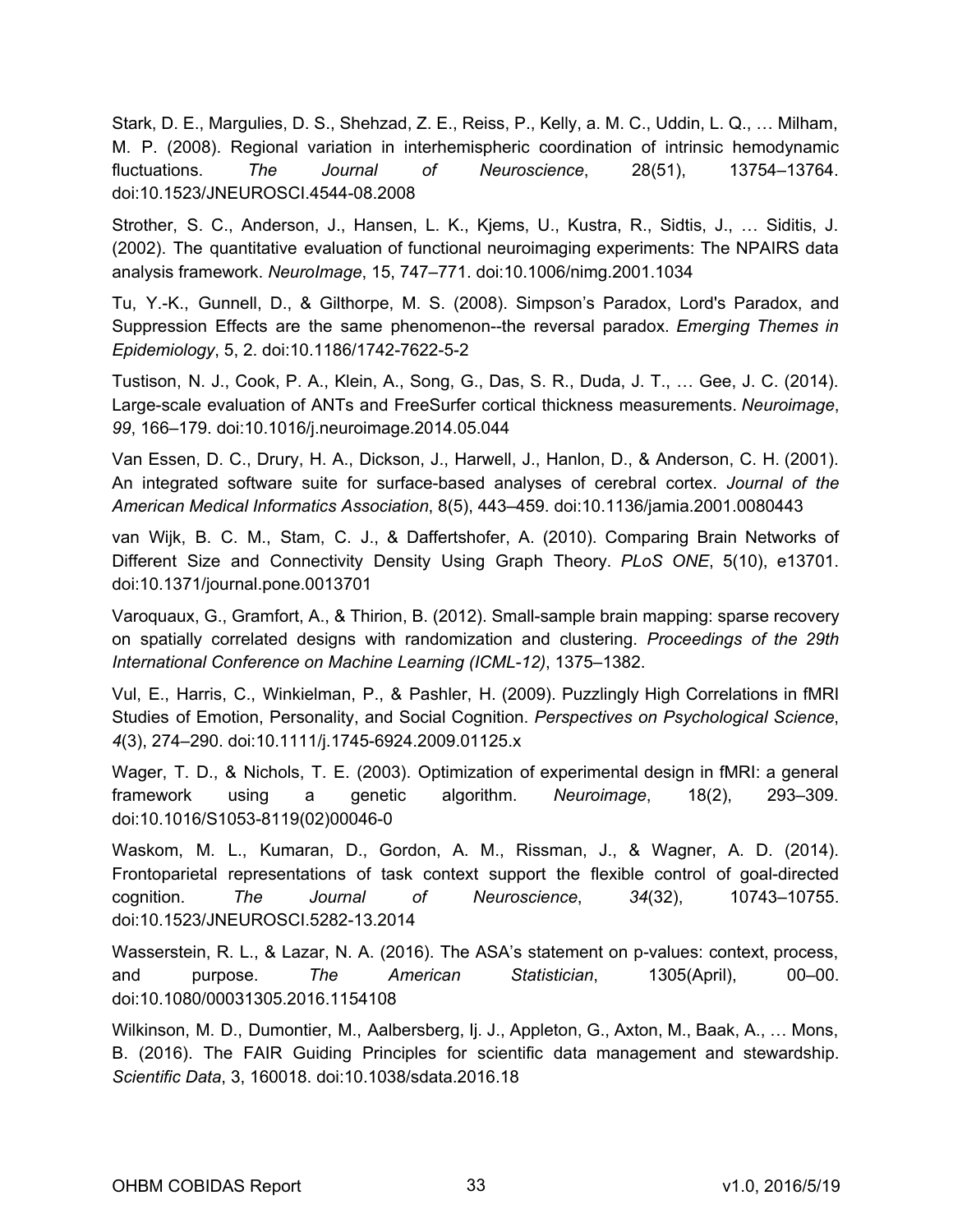Stark, D. E., Margulies, D. S., Shehzad, Z. E., Reiss, P., Kelly, a. M. C., Uddin, L. Q., … Milham, M. P. (2008). Regional variation in interhemispheric coordination of intrinsic hemodynamic fluctuations. *The Journal of Neuroscience*, 28(51), 13754–13764. doi:10.1523/JNEUROSCI.4544-08.2008

Strother, S. C., Anderson, J., Hansen, L. K., Kjems, U., Kustra, R., Sidtis, J., … Siditis, J. (2002). The quantitative evaluation of functional neuroimaging experiments: The NPAIRS data analysis framework. *NeuroImage*, 15, 747–771. doi:10.1006/nimg.2001.1034

Tu, Y.-K., Gunnell, D., & Gilthorpe, M. S. (2008). Simpson's Paradox, Lord's Paradox, and Suppression Effects are the same phenomenon--the reversal paradox. *Emerging Themes in Epidemiology*, 5, 2. doi:10.1186/1742-7622-5-2

Tustison, N. J., Cook, P. A., Klein, A., Song, G., Das, S. R., Duda, J. T., … Gee, J. C. (2014). Large-scale evaluation of ANTs and FreeSurfer cortical thickness measurements. *Neuroimage*, *99*, 166–179. doi:10.1016/j.neuroimage.2014.05.044

Van Essen, D. C., Drury, H. A., Dickson, J., Harwell, J., Hanlon, D., & Anderson, C. H. (2001). An integrated software suite for surface-based analyses of cerebral cortex. *Journal of the American Medical Informatics Association*, 8(5), 443–459. doi:10.1136/jamia.2001.0080443

van Wijk, B. C. M., Stam, C. J., & Daffertshofer, A. (2010). Comparing Brain Networks of Different Size and Connectivity Density Using Graph Theory. *PLoS ONE*, 5(10), e13701. doi:10.1371/journal.pone.0013701

Varoquaux, G., Gramfort, A., & Thirion, B. (2012). Small-sample brain mapping: sparse recovery on spatially correlated designs with randomization and clustering. *Proceedings of the 29th International Conference on Machine Learning (ICML-12)*, 1375–1382.

Vul, E., Harris, C., Winkielman, P., & Pashler, H. (2009). Puzzlingly High Correlations in fMRI Studies of Emotion, Personality, and Social Cognition. *Perspectives on Psychological Science*, *4*(3), 274–290. doi:10.1111/j.1745-6924.2009.01125.x

Wager, T. D., & Nichols, T. E. (2003). Optimization of experimental design in fMRI: a general framework using a genetic algorithm. *Neuroimage*, 18(2), 293–309. doi:10.1016/S1053-8119(02)00046-0

Waskom, M. L., Kumaran, D., Gordon, A. M., Rissman, J., & Wagner, A. D. (2014). Frontoparietal representations of task context support the flexible control of goal-directed cognition. *The Journal of Neuroscience*, *34*(32), 10743–10755. doi:10.1523/JNEUROSCI.5282-13.2014

Wasserstein, R. L., & Lazar, N. A. (2016). The ASA's statement on p-values: context, process, and purpose. *The American Statistician*, 1305(April), 00–00. doi:10.1080/00031305.2016.1154108

Wilkinson, M. D., Dumontier, M., Aalbersberg, Ij. J., Appleton, G., Axton, M., Baak, A., … Mons, B. (2016). The FAIR Guiding Principles for scientific data management and stewardship. *Scientific Data*, 3, 160018. doi:10.1038/sdata.2016.18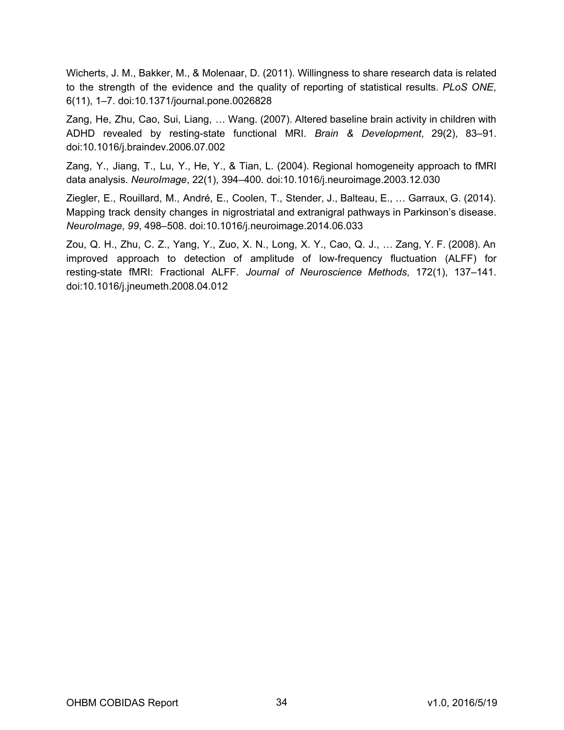Wicherts, J. M., Bakker, M., & Molenaar, D. (2011). Willingness to share research data is related to the strength of the evidence and the quality of reporting of statistical results. *PLoS ONE*, 6(11), 1–7. doi:10.1371/journal.pone.0026828

Zang, He, Zhu, Cao, Sui, Liang, … Wang. (2007). Altered baseline brain activity in children with ADHD revealed by resting-state functional MRI. *Brain & Development*, 29(2), 83–91. doi:10.1016/j.braindev.2006.07.002

Zang, Y., Jiang, T., Lu, Y., He, Y., & Tian, L. (2004). Regional homogeneity approach to fMRI data analysis. *NeuroImage*, 22(1), 394–400. doi:10.1016/j.neuroimage.2003.12.030

Ziegler, E., Rouillard, M., André, E., Coolen, T., Stender, J., Balteau, E., … Garraux, G. (2014). Mapping track density changes in nigrostriatal and extranigral pathways in Parkinson's disease. *NeuroImage*, *99*, 498–508. doi:10.1016/j.neuroimage.2014.06.033

Zou, Q. H., Zhu, C. Z., Yang, Y., Zuo, X. N., Long, X. Y., Cao, Q. J., … Zang, Y. F. (2008). An improved approach to detection of amplitude of low-frequency fluctuation (ALFF) for resting-state fMRI: Fractional ALFF. *Journal of Neuroscience Methods*, 172(1), 137–141. doi:10.1016/j.jneumeth.2008.04.012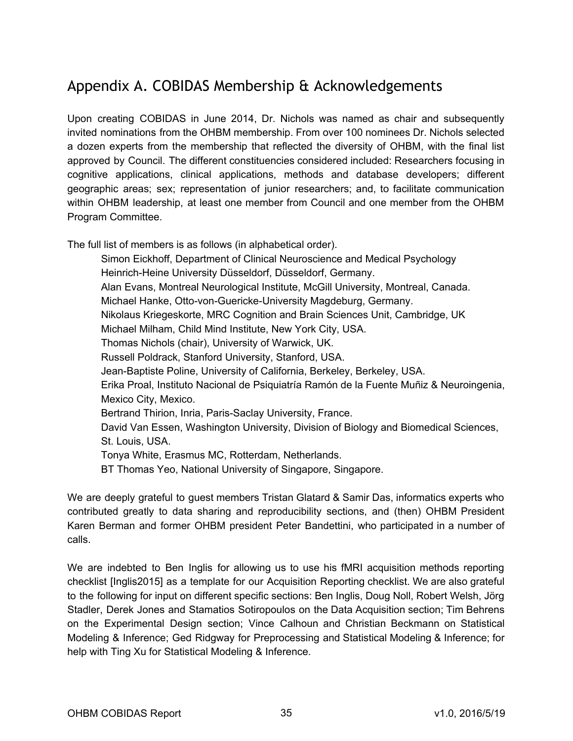## Appendix A. COBIDAS Membership & Acknowledgements

Upon creating COBIDAS in June 2014, Dr. Nichols was named as chair and subsequently invited nominations from the OHBM membership. From over 100 nominees Dr. Nichols selected a dozen experts from the membership that reflected the diversity of OHBM, with the final list approved by Council. The different constituencies considered included: Researchers focusing in cognitive applications, clinical applications, methods and database developers; different geographic areas; sex; representation of junior researchers; and, to facilitate communication within OHBM leadership, at least one member from Council and one member from the OHBM Program Committee.

The full list of members is as follows (in alphabetical order).

Simon Eickhoff, Department of Clinical Neuroscience and Medical Psychology Heinrich-Heine University Düsseldorf, Düsseldorf, Germany.
Alan Evans, Montreal Neurological Institute, McGill University, Montreal, Canada.
Michael Hanke, Otto-von-Guericke-University Magdeburg, Germany.
Nikolaus Kriegeskorte, MRC Cognition and Brain Sciences Unit, Cambridge, UK
Michael Milham, Child Mind Institute, New York City, USA.
Thomas Nichols (chair), University of Warwick, UK.
Russell Poldrack, Stanford University, Stanford, USA.
Jean-Baptiste Poline, University of California, Berkeley, Berkeley, USA.
Erika Proal, Instituto Nacional de Psiquiatría Ramón de la Fuente Muñiz & Neuroingenia, Mexico City, Mexico.
Bertrand Thirion, Inria, Paris-Saclay University, France.
David Van Essen, Washington University, Division of Biology and Biomedical Sciences, St. Louis, USA.
Tonya White, Erasmus MC, Rotterdam, Netherlands.
BT Thomas Yeo, National University of Singapore, Singapore.

We are deeply grateful to guest members Tristan Glatard & Samir Das, informatics experts who contributed greatly to data sharing and reproducibility sections, and (then) OHBM President Karen Berman and former OHBM president Peter Bandettini, who participated in a number of calls.

We are indebted to Ben Inglis for allowing us to use his fMRI acquisition methods reporting checklist [Inglis2015] as a template for our Acquisition Reporting checklist. We are also grateful to the following for input on different specific sections: Ben Inglis, Doug Noll, Robert Welsh, Jörg Stadler, Derek Jones and Stamatios Sotiropoulos on the Data Acquisition section; Tim Behrens on the Experimental Design section; Vince Calhoun and Christian Beckmann on Statistical Modeling & Inference; Ged Ridgway for Preprocessing and Statistical Modeling & Inference; for help with Ting Xu for Statistical Modeling & Inference.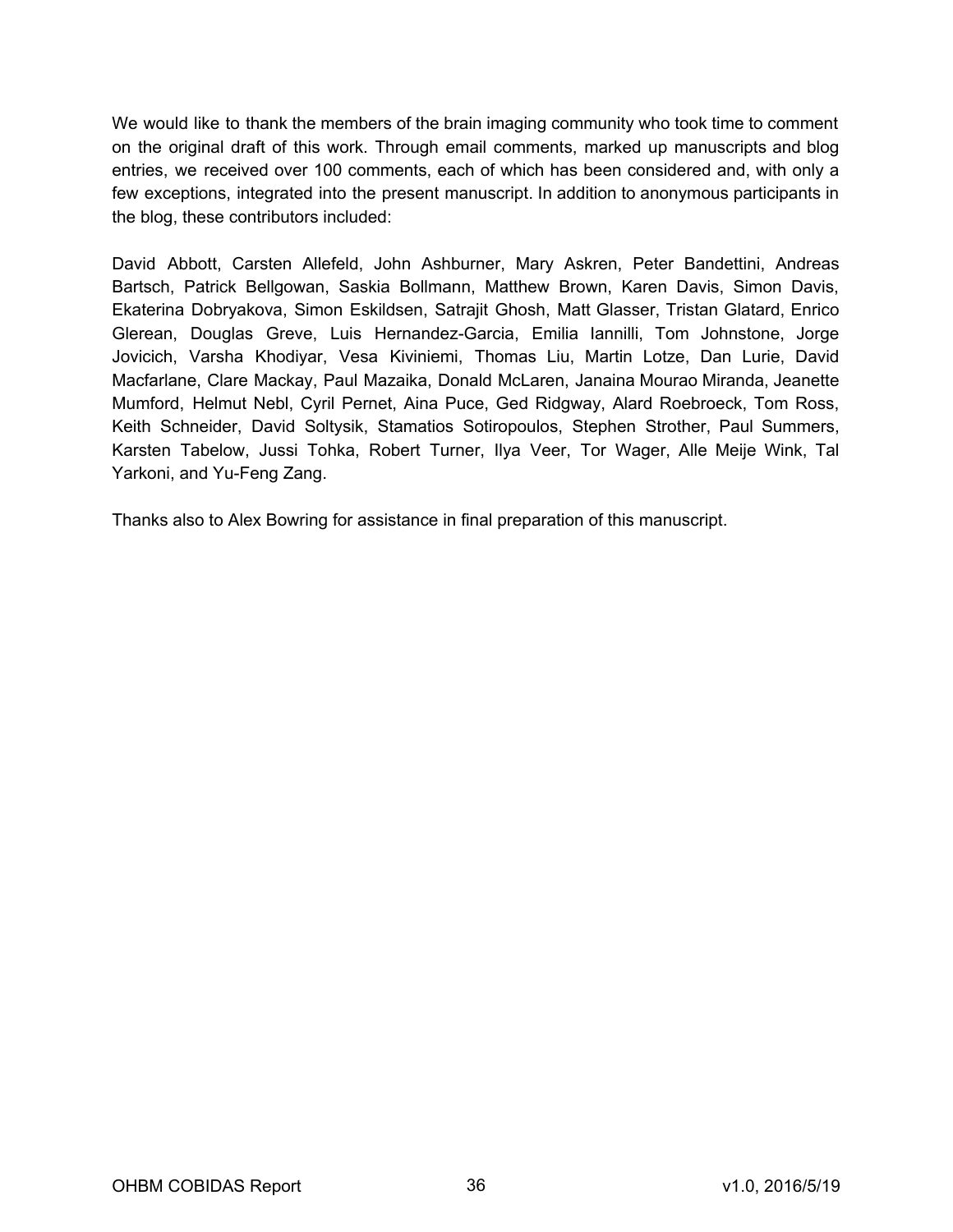We would like to thank the members of the brain imaging community who took time to comment on the original draft of this work. Through email comments, marked up manuscripts and blog entries, we received over 100 comments, each of which has been considered and, with only a few exceptions, integrated into the present manuscript. In addition to anonymous participants in the blog, these contributors included:

David Abbott, Carsten Allefeld, John Ashburner, Mary Askren, Peter Bandettini, Andreas Bartsch, Patrick Bellgowan, Saskia Bollmann, Matthew Brown, Karen Davis, Simon Davis, Ekaterina Dobryakova, Simon Eskildsen, Satrajit Ghosh, Matt Glasser, Tristan Glatard, Enrico Glerean, Douglas Greve, Luis Hernandez-Garcia, Emilia Iannilli, Tom Johnstone, Jorge Jovicich, Varsha Khodiyar, Vesa Kiviniemi, Thomas Liu, Martin Lotze, Dan Lurie, David Macfarlane, Clare Mackay, Paul Mazaika, Donald McLaren, Janaina Mourao Miranda, Jeanette Mumford, Helmut Nebl, Cyril Pernet, Aina Puce, Ged Ridgway, Alard Roebroeck, Tom Ross, Keith Schneider, David Soltysik, Stamatios Sotiropoulos, Stephen Strother, Paul Summers, Karsten Tabelow, Jussi Tohka, Robert Turner, Ilya Veer, Tor Wager, Alle Meije Wink, Tal Yarkoni, and Yu-Feng Zang.

Thanks also to Alex Bowring for assistance in final preparation of this manuscript.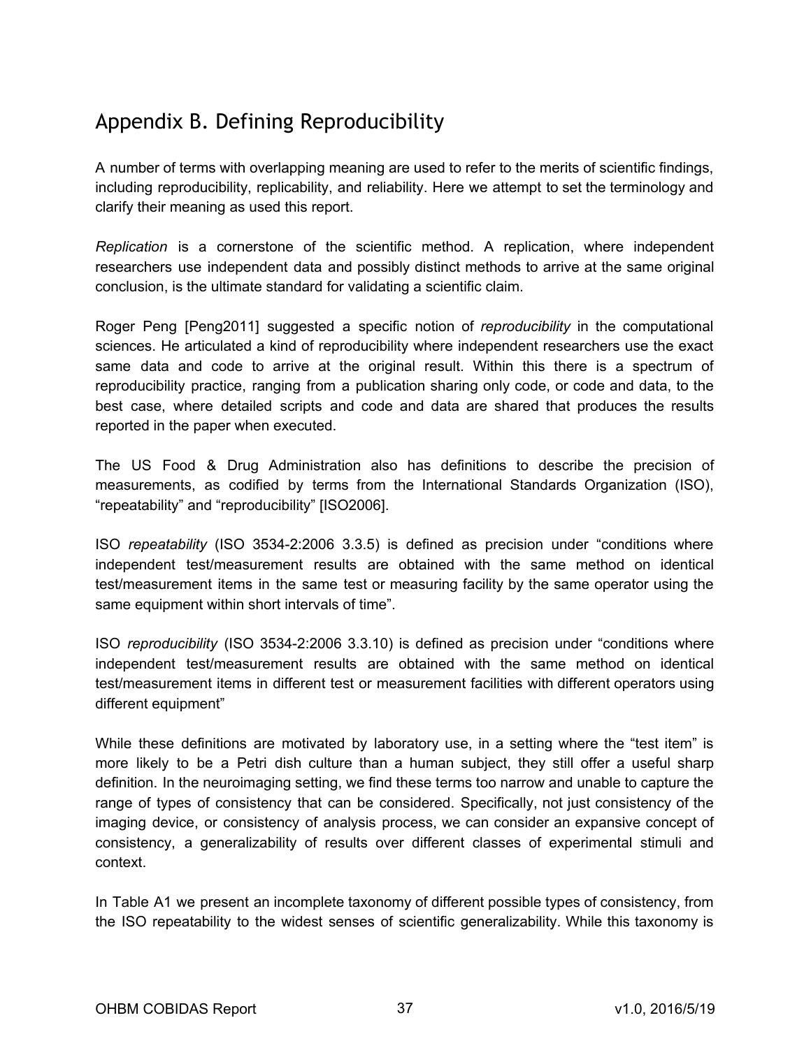## Appendix B. Defining Reproducibility

A number of terms with overlapping meaning are used to refer to the merits of scientific findings, including reproducibility, replicability, and reliability. Here we attempt to set the terminology and clarify their meaning as used this report.

*Replication* is a cornerstone of the scientific method. A replication, where independent researchers use independent data and possibly distinct methods to arrive at the same original conclusion, is the ultimate standard for validating a scientific claim.

Roger Peng [Peng2011] suggested a specific notion of *reproducibility* in the computational sciences. He articulated a kind of reproducibility where independent researchers use the exact same data and code to arrive at the original result. Within this there is a spectrum of reproducibility practice, ranging from a publication sharing only code, or code and data, to the best case, where detailed scripts and code and data are shared that produces the results reported in the paper when executed.

The US Food & Drug Administration also has definitions to describe the precision of measurements, as codified by terms from the International Standards Organization (ISO), "repeatability" and "reproducibility" [ISO2006].

ISO *repeatability* (ISO 3534-2:2006 3.3.5) is defined as precision under "conditions where independent test/measurement results are obtained with the same method on identical test/measurement items in the same test or measuring facility by the same operator using the same equipment within short intervals of time".

ISO *reproducibility* (ISO 3534-2:2006 3.3.10) is defined as precision under "conditions where independent test/measurement results are obtained with the same method on identical test/measurement items in different test or measurement facilities with different operators using different equipment"

While these definitions are motivated by laboratory use, in a setting where the "test item" is more likely to be a Petri dish culture than a human subject, they still offer a useful sharp definition. In the neuroimaging setting, we find these terms too narrow and unable to capture the range of types of consistency that can be considered. Specifically, not just consistency of the imaging device, or consistency of analysis process, we can consider an expansive concept of consistency, a generalizability of results over different classes of experimental stimuli and context.

In Table A1 we present an incomplete taxonomy of different possible types of consistency, from the ISO repeatability to the widest senses of scientific generalizability. While this taxonomy is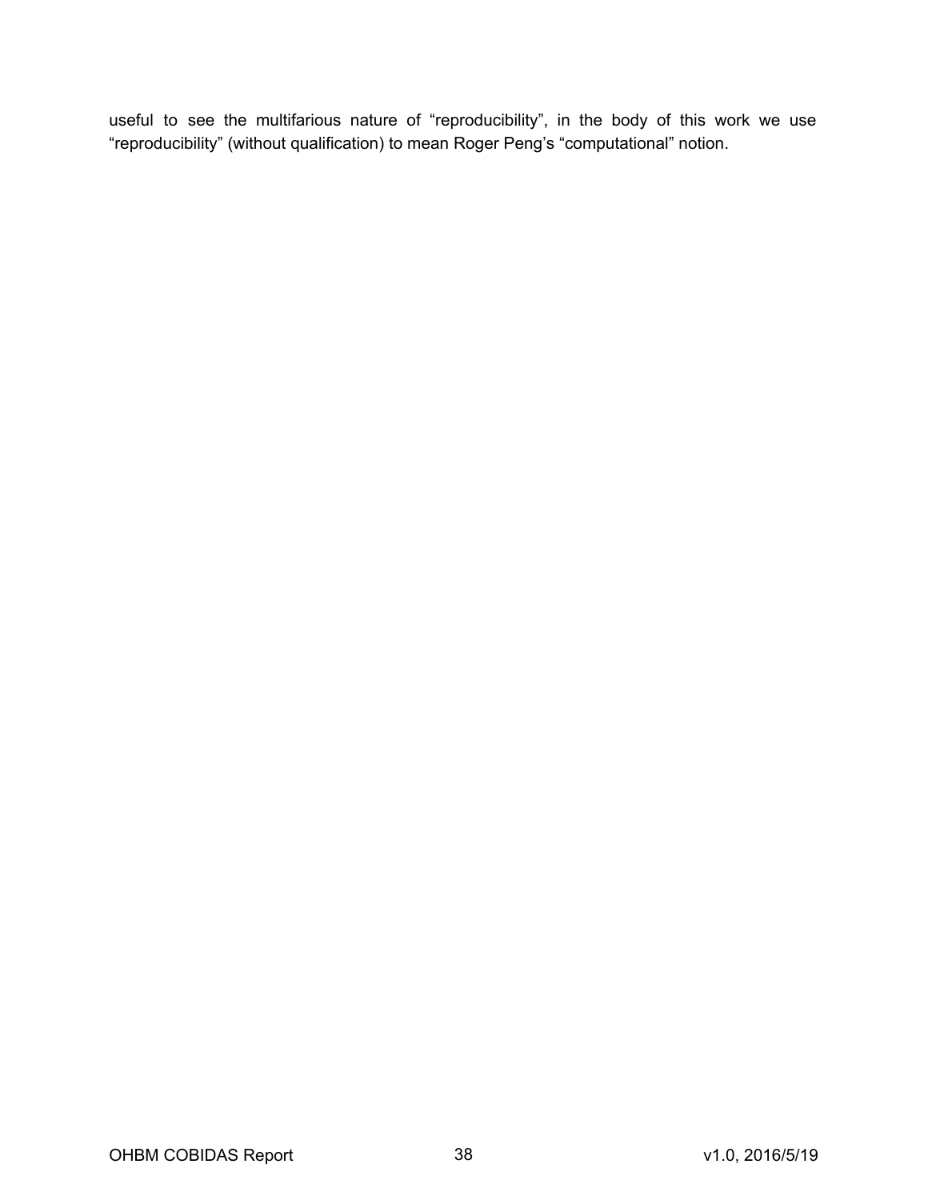useful to see the multifarious nature of “reproducibility”, in the body of this work we use “reproducibility” (without qualification) to mean Roger Peng’s “computational” notion.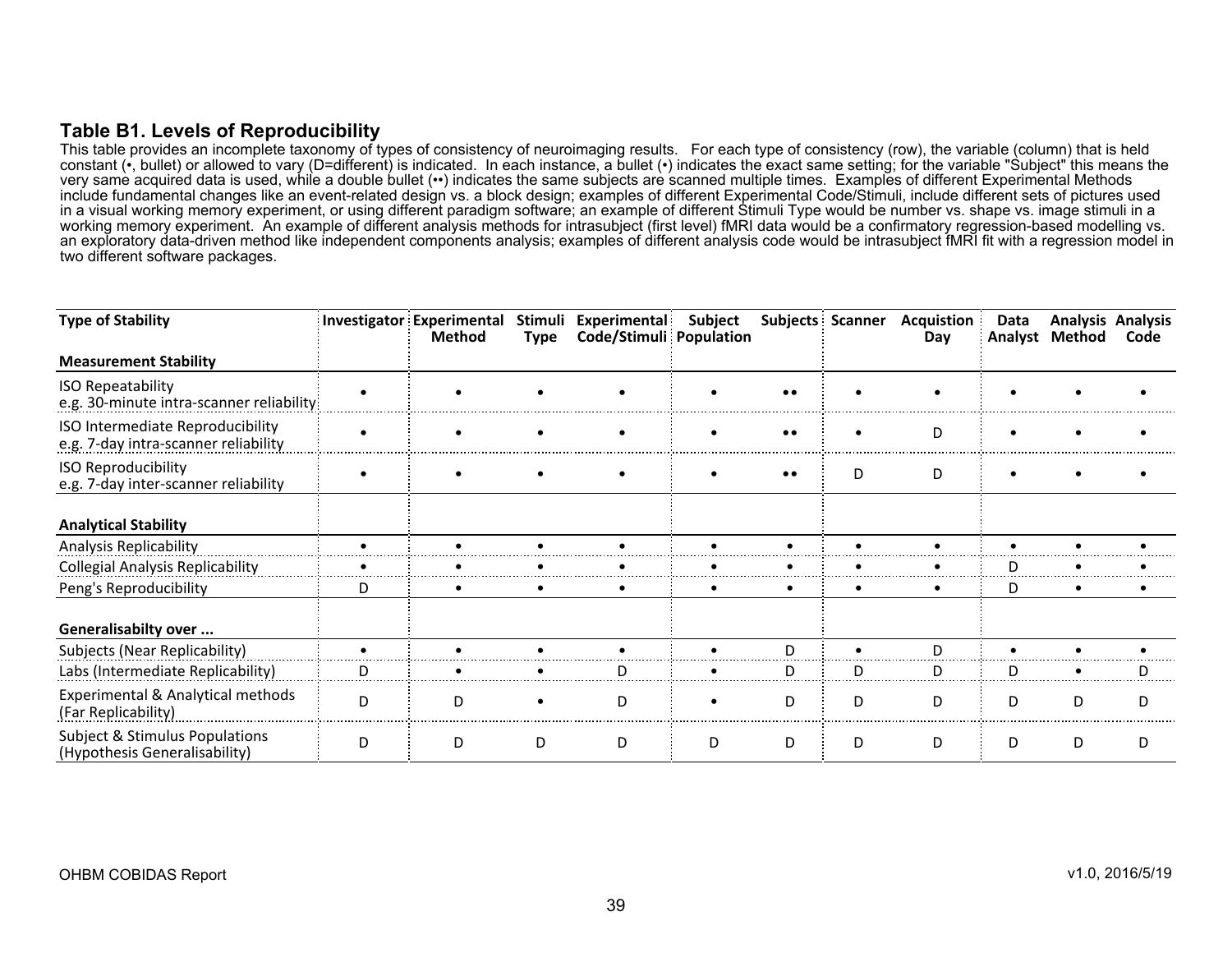## Table B1. Levels of Reproducibility

This table provides an incomplete taxonomy of types of consistency of neuroimaging results. For each type of consistency (row), the variable (column) that is held constant (•, bullet) or allowed to vary (D=different) is indicated. In each instance, a bullet (•) indicates the exact same setting; for the variable "Subject" this means the very same acquired data is used, while a double bullet (••) indicates the same subjects are scanned multiple times. Examples of different Experimental Methods include fundamental changes like an event-related design vs. a block design; examples of different Experimental Code/Stimuli, include different sets of pictures used in a visual working memory experiment, or using different paradigm software; an example of different Stimuli Type would be number vs. shape vs. image stimuli in a working memory experiment. An example of different analysis methods for intrasubject (first level) fMRI data would be a confirmatory regression-based modelling vs. an exploratory data-driven method like independent components analysis; examples of different analysis code would be intrasubject fMRI fit with a regression model in two different software packages.

| Type of Stability | Investigator | Experimental Method | Stimuli Type | Experimental Code/Stimuli | Subject Population | Subjects | Scanner | Acquistion Day | Data Analyst | Analysis Method | Analysis Code |
|---|---|---|---|---|---|---|---|---|---|---|---|
| **Measurement Stability** | | | | | | | | | | | |
| ISO Repeatability<br>e.g. 30-minute intra-scanner reliability | • | • | • | • | • | •• | • | • | • | • | • |
| ISO Intermediate Reproducibility<br>e.g. 7-day intra-scanner reliability | • | • | • | • | • | •• | • | D | • | • | • |
| ISO Reproducibility<br>e.g. 7-day inter-scanner reliability | • | • | • | • | • | •• | D | D | • | • | • |
| **Analytical Stability** | | | | | | | | | | | |
| Analysis Replicability | • | • | • | • | • | • | • | • | • | • | • |
| Collegial Analysis Replicability | • | • | • | • | • | • | • | • | D | • | • |
| Peng's Reproducibility | D | • | • | • | • | • | • | • | D | • | • |
| **Generalisabilty over ...** | | | | | | | | | | | |
| Subjects (Near Replicability) | • | • | • | • | • | D | • | D | • | • | • |
| Labs (Intermediate Replicability) | D | • | • | D | • | D | D | D | D | • | D |
| Experimental & Analytical methods (Far Replicability) | D | D | • | D | • | D | D | D | D | D | D |
| Subject & Stimulus Populations (Hypothesis Generalisability) | D | D | D | D | D | D | D | D | D | D | D |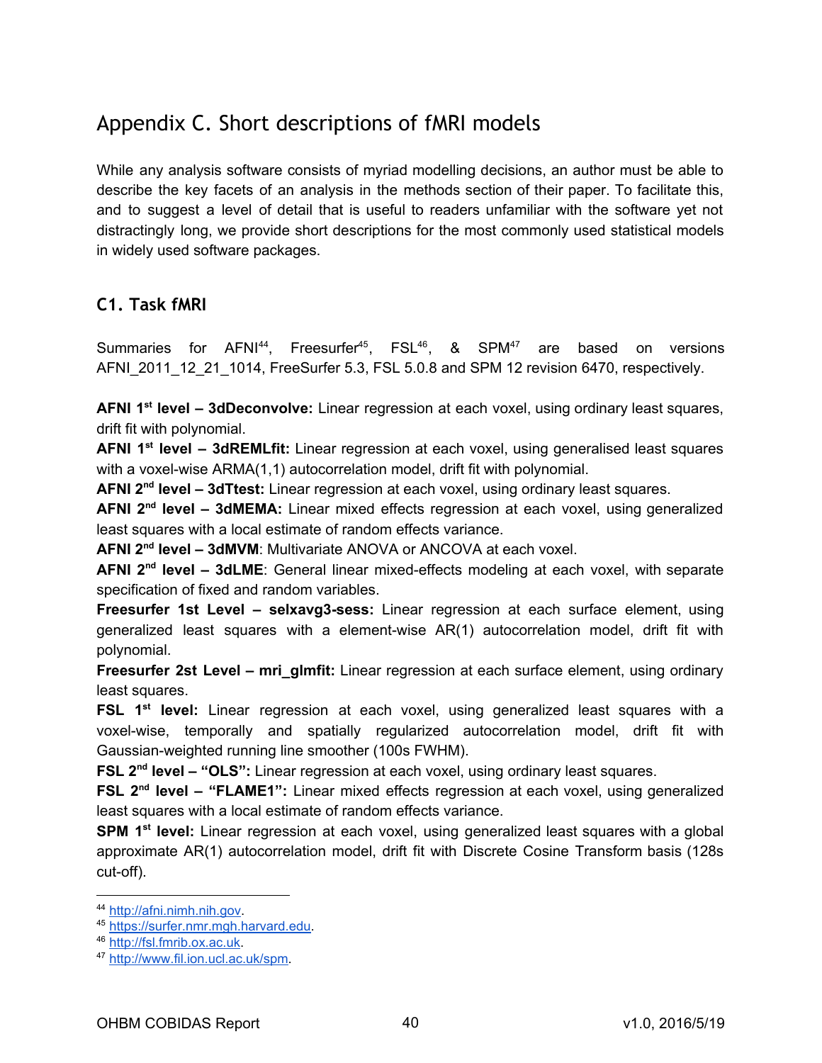# Appendix C. Short descriptions of fMRI models

While any analysis software consists of myriad modelling decisions, an author must be able to describe the key facets of an analysis in the methods section of their paper. To facilitate this, and to suggest a level of detail that is useful to readers unfamiliar with the software yet not distractingly long, we provide short descriptions for the most commonly used statistical models in widely used software packages.

## C1. Task fMRI

Summaries for AFNI[44], Freesurfer[45], FSL[46], & SPM[47] are based on versions AFNI_2011_12_21_1014, FreeSurfer 5.3, FSL 5.0.8 and SPM 12 revision 6470, respectively.

**AFNI 1st level – 3dDeconvolve:** Linear regression at each voxel, using ordinary least squares, drift fit with polynomial.

**AFNI 1st level – 3dREMLfit:** Linear regression at each voxel, using generalised least squares with a voxel-wise ARMA(1,1) autocorrelation model, drift fit with polynomial.

**AFNI 2nd level – 3dTtest:** Linear regression at each voxel, using ordinary least squares.

**AFNI 2nd level – 3dMEMA:** Linear mixed effects regression at each voxel, using generalized least squares with a local estimate of random effects variance.

**AFNI 2nd level – 3dMVM**: Multivariate ANOVA or ANCOVA at each voxel.

**AFNI 2nd level – 3dLME**: General linear mixed-effects modeling at each voxel, with separate specification of fixed and random variables.

**Freesurfer 1st Level – selxavg3-sess:** Linear regression at each surface element, using generalized least squares with a element-wise AR(1) autocorrelation model, drift fit with polynomial.

**Freesurfer 2st Level – mri_glmfit:** Linear regression at each surface element, using ordinary least squares.

**FSL 1st level:** Linear regression at each voxel, using generalized least squares with a voxel-wise, temporally and spatially regularized autocorrelation model, drift fit with Gaussian-weighted running line smoother (100s FWHM).

**FSL 2nd level – "OLS":** Linear regression at each voxel, using ordinary least squares.

**FSL 2nd level – "FLAME1":** Linear mixed effects regression at each voxel, using generalized least squares with a local estimate of random effects variance.

**SPM 1st level:** Linear regression at each voxel, using generalized least squares with a global approximate AR(1) autocorrelation model, drift fit with Discrete Cosine Transform basis (128s cut-off).

---

[44] http://afni.nimh.nih.gov.
[45] https://surfer.nmr.mgh.harvard.edu.
[46] http://fsl.fmrib.ox.ac.uk.
[47] http://www.fil.ion.ucl.ac.uk/spm.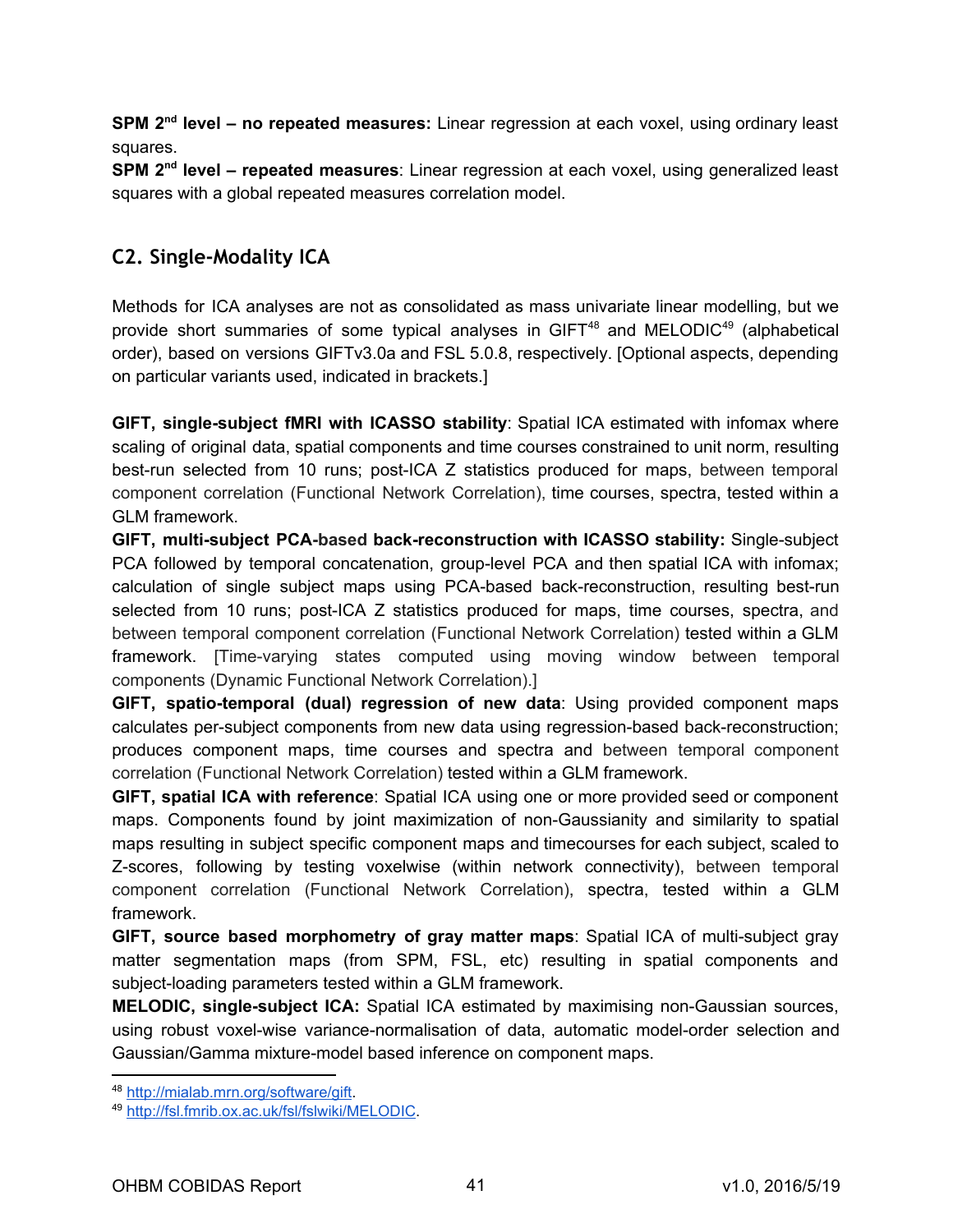**SPM 2nd level – no repeated measures:** Linear regression at each voxel, using ordinary least squares.

**SPM 2nd level – repeated measures**: Linear regression at each voxel, using generalized least squares with a global repeated measures correlation model.

## C2. Single-Modality ICA

Methods for ICA analyses are not as consolidated as mass univariate linear modelling, but we provide short summaries of some typical analyses in GIFT[48] and MELODIC[49] (alphabetical order), based on versions GIFTv3.0a and FSL 5.0.8, respectively. [Optional aspects, depending on particular variants used, indicated in brackets.]

**GIFT, single-subject fMRI with ICASSO stability**: Spatial ICA estimated with infomax where scaling of original data, spatial components and time courses constrained to unit norm, resulting best-run selected from 10 runs; post-ICA Z statistics produced for maps, between temporal component correlation (Functional Network Correlation), time courses, spectra, tested within a GLM framework.

**GIFT, multi-subject PCA-based back-reconstruction with ICASSO stability:** Single-subject PCA followed by temporal concatenation, group-level PCA and then spatial ICA with infomax; calculation of single subject maps using PCA-based back-reconstruction, resulting best-run selected from 10 runs; post-ICA Z statistics produced for maps, time courses, spectra, and between temporal component correlation (Functional Network Correlation) tested within a GLM framework. [Time-varying states computed using moving window between temporal components (Dynamic Functional Network Correlation).]

**GIFT, spatio-temporal (dual) regression of new data**: Using provided component maps calculates per-subject components from new data using regression-based back-reconstruction; produces component maps, time courses and spectra and between temporal component correlation (Functional Network Correlation) tested within a GLM framework.

**GIFT, spatial ICA with reference**: Spatial ICA using one or more provided seed or component maps. Components found by joint maximization of non-Gaussianity and similarity to spatial maps resulting in subject specific component maps and timecourses for each subject, scaled to Z-scores, following by testing voxelwise (within network connectivity), between temporal component correlation (Functional Network Correlation), spectra, tested within a GLM framework.

**GIFT, source based morphometry of gray matter maps**: Spatial ICA of multi-subject gray matter segmentation maps (from SPM, FSL, etc) resulting in spatial components and subject-loading parameters tested within a GLM framework.

**MELODIC, single-subject ICA:** Spatial ICA estimated by maximising non-Gaussian sources, using robust voxel-wise variance-normalisation of data, automatic model-order selection and Gaussian/Gamma mixture-model based inference on component maps.

---

[48] http://mialab.mrn.org/software/gift.

[49] http://fsl.fmrib.ox.ac.uk/fsl/fslwiki/MELODIC.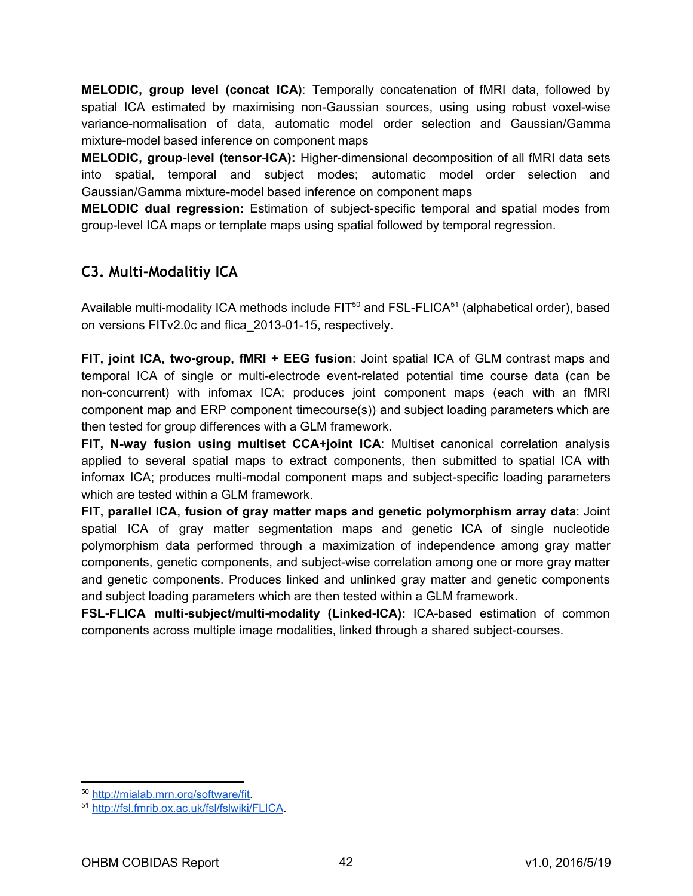**MELODIC, group level (concat ICA)**: Temporally concatenation of fMRI data, followed by spatial ICA estimated by maximising non-Gaussian sources, using using robust voxel-wise variance-normalisation of data, automatic model order selection and Gaussian/Gamma mixture-model based inference on component maps

**MELODIC, group-level (tensor-ICA):** Higher-dimensional decomposition of all fMRI data sets into spatial, temporal and subject modes; automatic model order selection and Gaussian/Gamma mixture-model based inference on component maps

**MELODIC dual regression:** Estimation of subject-specific temporal and spatial modes from group-level ICA maps or template maps using spatial followed by temporal regression.

## C3. Multi-Modalitiy ICA

Available multi-modality ICA methods include FIT[50] and FSL-FLICA[51] (alphabetical order), based on versions FITv2.0c and flica_2013-01-15, respectively.

**FIT, joint ICA, two-group, fMRI + EEG fusion**: Joint spatial ICA of GLM contrast maps and temporal ICA of single or multi-electrode event-related potential time course data (can be non-concurrent) with infomax ICA; produces joint component maps (each with an fMRI component map and ERP component timecourse(s)) and subject loading parameters which are then tested for group differences with a GLM framework.

**FIT, N-way fusion using multiset CCA+joint ICA**: Multiset canonical correlation analysis applied to several spatial maps to extract components, then submitted to spatial ICA with infomax ICA; produces multi-modal component maps and subject-specific loading parameters which are tested within a GLM framework.

**FIT, parallel ICA, fusion of gray matter maps and genetic polymorphism array data**: Joint spatial ICA of gray matter segmentation maps and genetic ICA of single nucleotide polymorphism data performed through a maximization of independence among gray matter components, genetic components, and subject-wise correlation among one or more gray matter and genetic components. Produces linked and unlinked gray matter and genetic components and subject loading parameters which are then tested within a GLM framework.

**FSL-FLICA multi-subject/multi-modality (Linked-ICA):** ICA-based estimation of common components across multiple image modalities, linked through a shared subject-courses.

---

[50] http://mialab.mrn.org/software/fit.

[51] http://fsl.fmrib.ox.ac.uk/fsl/fslwiki/FLICA.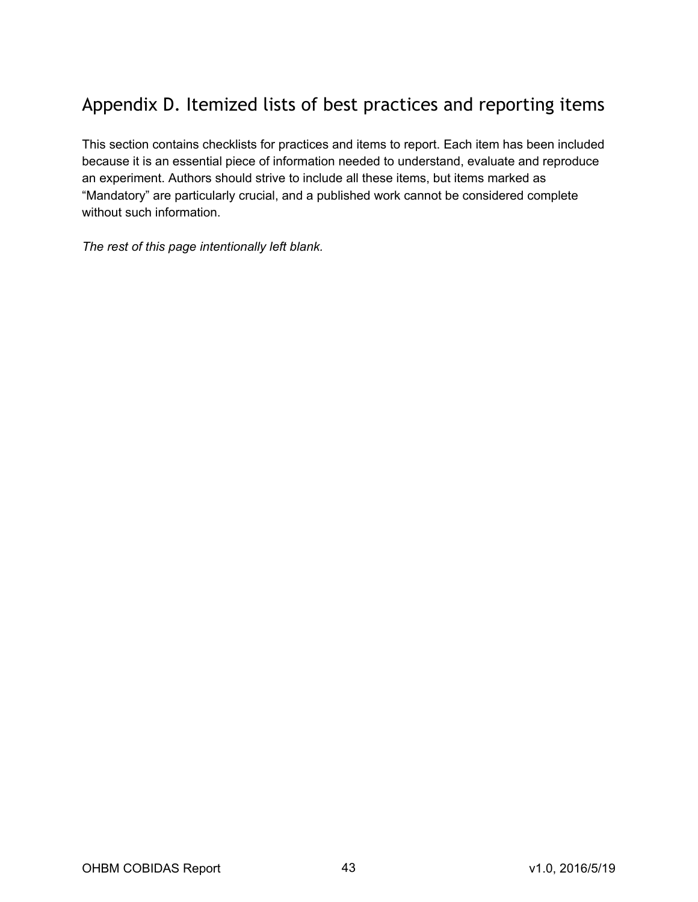## Appendix D. Itemized lists of best practices and reporting items

This section contains checklists for practices and items to report. Each item has been included because it is an essential piece of information needed to understand, evaluate and reproduce an experiment. Authors should strive to include all these items, but items marked as "Mandatory" are particularly crucial, and a published work cannot be considered complete without such information.

*The rest of this page intentionally left blank.*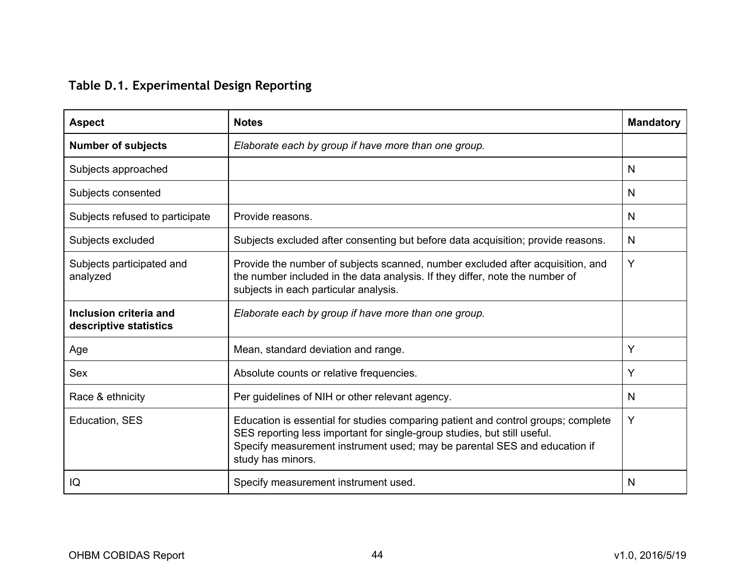### Table D.1. Experimental Design Reporting

| Aspect | Notes | Mandatory |
|---|---|---|
| **Number of subjects** | *Elaborate each by group if have more than one group.* | |
| Subjects approached | | N |
| Subjects consented | | N |
| Subjects refused to participate | Provide reasons. | N |
| Subjects excluded | Subjects excluded after consenting but before data acquisition; provide reasons. | N |
| Subjects participated and analyzed | Provide the number of subjects scanned, number excluded after acquisition, and the number included in the data analysis. If they differ, note the number of subjects in each particular analysis. | Y |
| **Inclusion criteria and descriptive statistics** | *Elaborate each by group if have more than one group.* | |
| Age | Mean, standard deviation and range. | Y |
| Sex | Absolute counts or relative frequencies. | Y |
| Race & ethnicity | Per guidelines of NIH or other relevant agency. | N |
| Education, SES | Education is essential for studies comparing patient and control groups; complete SES reporting less important for single-group studies, but still useful. Specify measurement instrument used; may be parental SES and education if study has minors. | Y |
| IQ | Specify measurement instrument used. | N |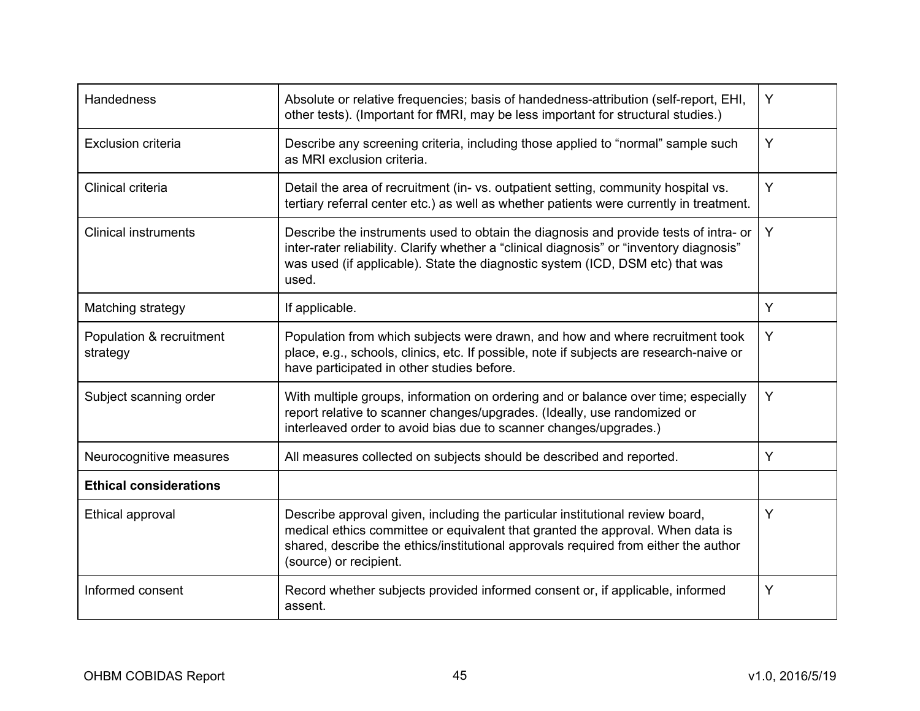| | | |
|---|---|---|
| Handedness | Absolute or relative frequencies; basis of handedness-attribution (self-report, EHI, other tests). (Important for fMRI, may be less important for structural studies.) | Y |
| Exclusion criteria | Describe any screening criteria, including those applied to "normal" sample such as MRI exclusion criteria. | Y |
| Clinical criteria | Detail the area of recruitment (in- vs. outpatient setting, community hospital vs. tertiary referral center etc.) as well as whether patients were currently in treatment. | Y |
| Clinical instruments | Describe the instruments used to obtain the diagnosis and provide tests of intra- or inter-rater reliability. Clarify whether a "clinical diagnosis" or "inventory diagnosis" was used (if applicable). State the diagnostic system (ICD, DSM etc) that was used. | Y |
| Matching strategy | If applicable. | Y |
| Population & recruitment strategy | Population from which subjects were drawn, and how and where recruitment took place, e.g., schools, clinics, etc. If possible, note if subjects are research-naive or have participated in other studies before. | Y |
| Subject scanning order | With multiple groups, information on ordering and or balance over time; especially report relative to scanner changes/upgrades. (Ideally, use randomized or interleaved order to avoid bias due to scanner changes/upgrades.) | Y |
| Neurocognitive measures | All measures collected on subjects should be described and reported. | Y |
| **Ethical considerations** | | |
| Ethical approval | Describe approval given, including the particular institutional review board, medical ethics committee or equivalent that granted the approval. When data is shared, describe the ethics/institutional approvals required from either the author (source) or recipient. | Y |
| Informed consent | Record whether subjects provided informed consent or, if applicable, informed assent. | Y |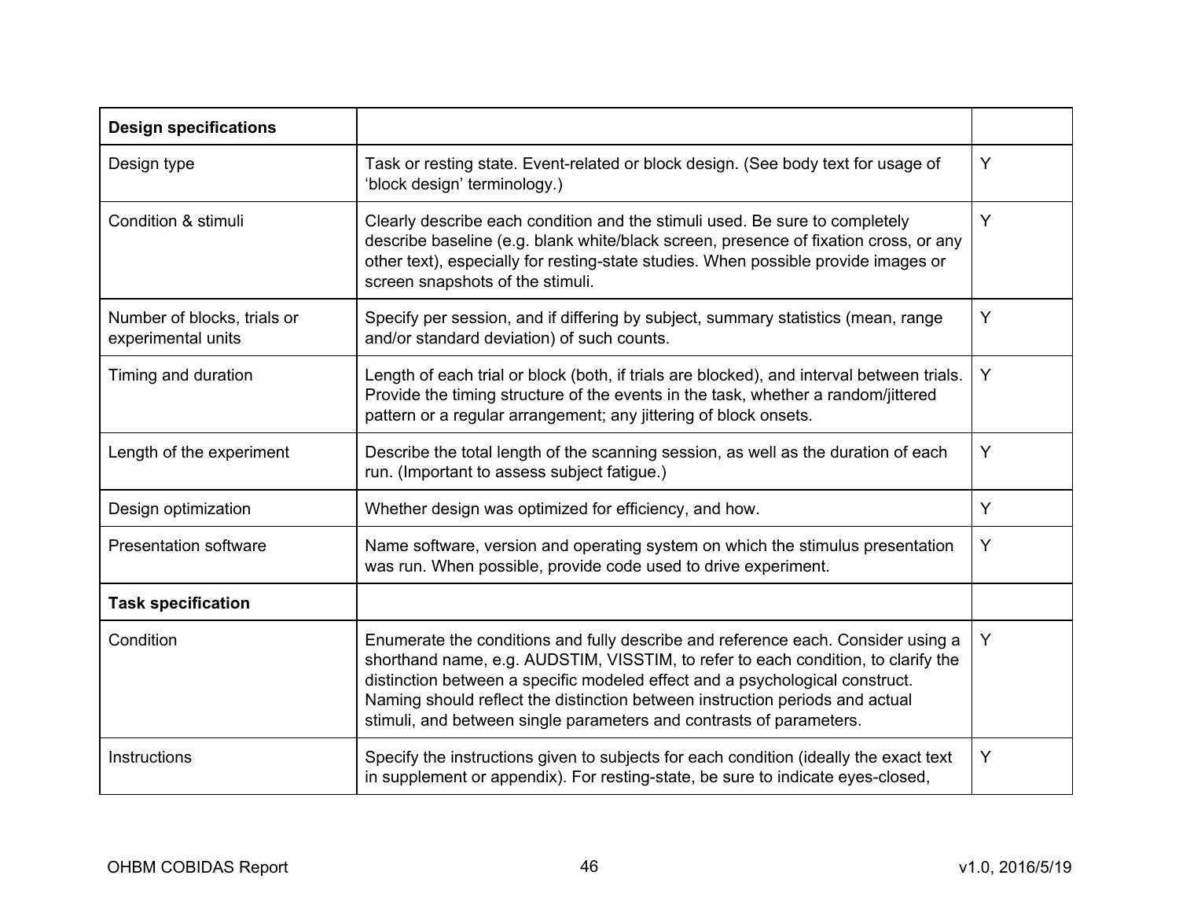| **Design specifications** | | |
|---|---|---|
| Design type | Task or resting state. Event-related or block design. (See body text for usage of 'block design' terminology.) | Y |
| Condition & stimuli | Clearly describe each condition and the stimuli used. Be sure to completely describe baseline (e.g. blank white/black screen, presence of fixation cross, or any other text), especially for resting-state studies. When possible provide images or screen snapshots of the stimuli. | Y |
| Number of blocks, trials or experimental units | Specify per session, and if differing by subject, summary statistics (mean, range and/or standard deviation) of such counts. | Y |
| Timing and duration | Length of each trial or block (both, if trials are blocked), and interval between trials. Provide the timing structure of the events in the task, whether a random/jittered pattern or a regular arrangement; any jittering of block onsets. | Y |
| Length of the experiment | Describe the total length of the scanning session, as well as the duration of each run. (Important to assess subject fatigue.) | Y |
| Design optimization | Whether design was optimized for efficiency, and how. | Y |
| Presentation software | Name software, version and operating system on which the stimulus presentation was run. When possible, provide code used to drive experiment. | Y |
| **Task specification** | | |
| Condition | Enumerate the conditions and fully describe and reference each. Consider using a shorthand name, e.g. AUDSTIM, VISSTIM, to refer to each condition, to clarify the distinction between a specific modeled effect and a psychological construct. Naming should reflect the distinction between instruction periods and actual stimuli, and between single parameters and contrasts of parameters. | Y |
| Instructions | Specify the instructions given to subjects for each condition (ideally the exact text in supplement or appendix). For resting-state, be sure to indicate eyes-closed, | Y |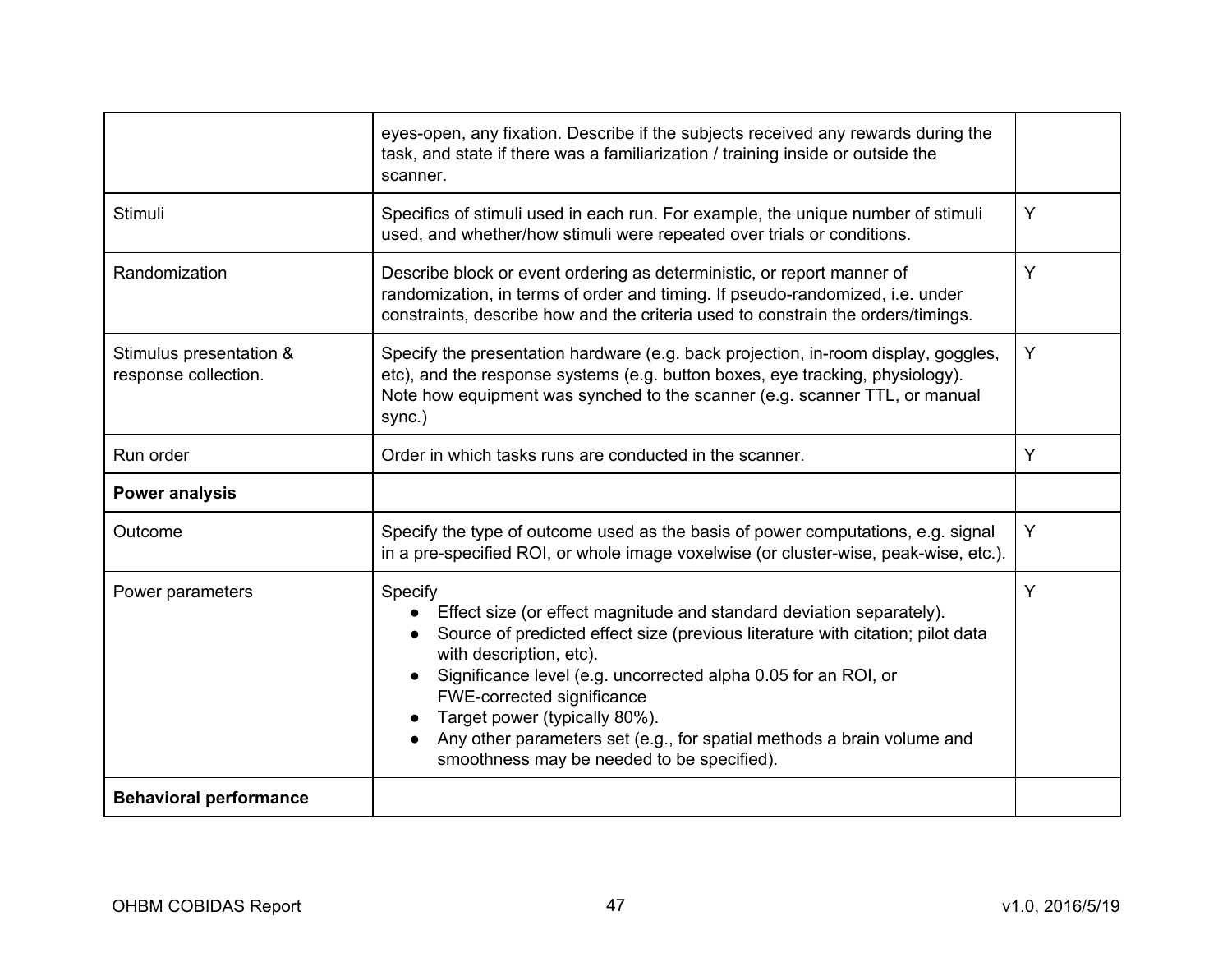| | | |
|---|---|---|
| | eyes-open, any fixation. Describe if the subjects received any rewards during the task, and state if there was a familiarization / training inside or outside the scanner. | |
| Stimuli | Specifics of stimuli used in each run. For example, the unique number of stimuli used, and whether/how stimuli were repeated over trials or conditions. | Y |
| Randomization | Describe block or event ordering as deterministic, or report manner of randomization, in terms of order and timing. If pseudo-randomized, i.e. under constraints, describe how and the criteria used to constrain the orders/timings. | Y |
| Stimulus presentation & response collection. | Specify the presentation hardware (e.g. back projection, in-room display, goggles, etc), and the response systems (e.g. button boxes, eye tracking, physiology). Note how equipment was synched to the scanner (e.g. scanner TTL, or manual sync.) | Y |
| Run order | Order in which tasks runs are conducted in the scanner. | Y |
| **Power analysis** | | |
| Outcome | Specify the type of outcome used as the basis of power computations, e.g. signal in a pre-specified ROI, or whole image voxelwise (or cluster-wise, peak-wise, etc.). | Y |
| Power parameters | Specify<br>● Effect size (or effect magnitude and standard deviation separately).<br>● Source of predicted effect size (previous literature with citation; pilot data with description, etc).<br>● Significance level (e.g. uncorrected alpha 0.05 for an ROI, or FWE-corrected significance<br>● Target power (typically 80%).<br>● Any other parameters set (e.g., for spatial methods a brain volume and smoothness may be needed to be specified). | Y |
| **Behavioral performance** | | |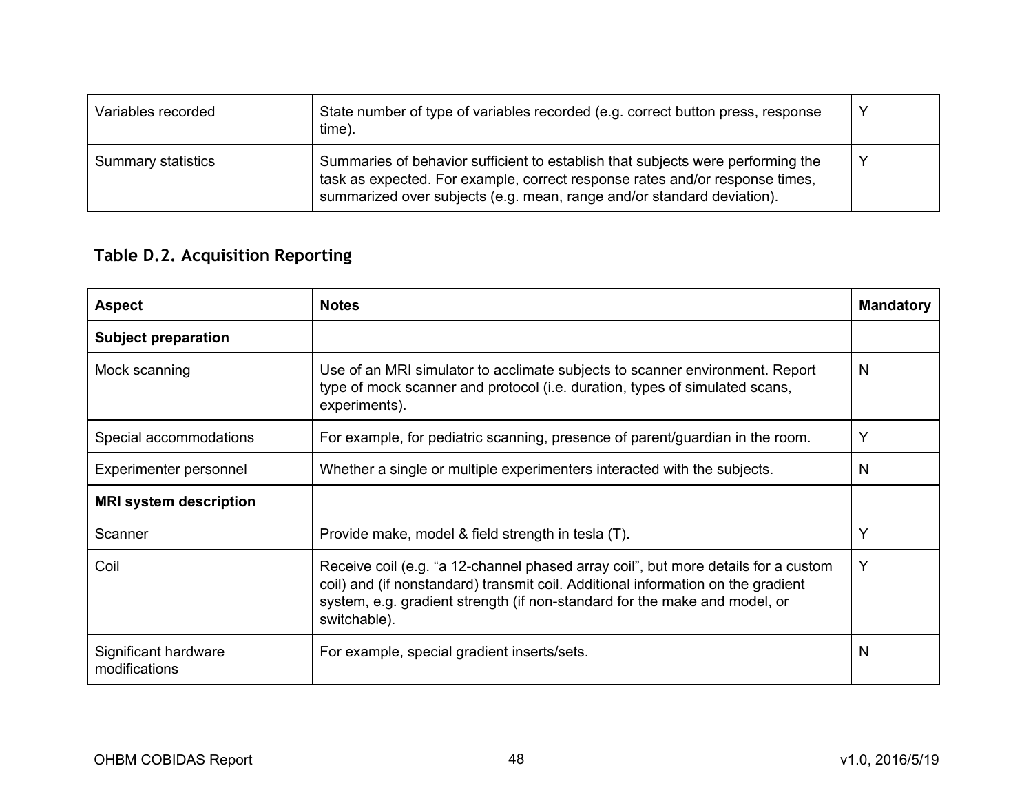| | | |
|---|---|---|
| Variables recorded | State number of type of variables recorded (e.g. correct button press, response time). | Y |
| Summary statistics | Summaries of behavior sufficient to establish that subjects were performing the task as expected. For example, correct response rates and/or response times, summarized over subjects (e.g. mean, range and/or standard deviation). | Y |

### Table D.2. Acquisition Reporting

| Aspect | Notes | Mandatory |
|---|---|---|
| **Subject preparation** | | |
| Mock scanning | Use of an MRI simulator to acclimate subjects to scanner environment. Report type of mock scanner and protocol (i.e. duration, types of simulated scans, experiments). | N |
| Special accommodations | For example, for pediatric scanning, presence of parent/guardian in the room. | Y |
| Experimenter personnel | Whether a single or multiple experimenters interacted with the subjects. | N |
| **MRI system description** | | |
| Scanner | Provide make, model & field strength in tesla (T). | Y |
| Coil | Receive coil (e.g. “a 12-channel phased array coil”, but more details for a custom coil) and (if nonstandard) transmit coil. Additional information on the gradient system, e.g. gradient strength (if non-standard for the make and model, or switchable). | Y |
| Significant hardware modifications | For example, special gradient inserts/sets. | N |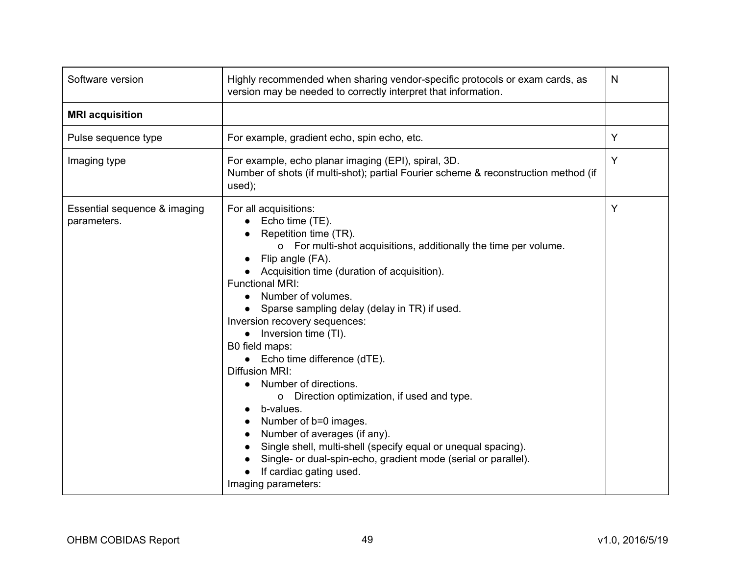| Software version | Highly recommended when sharing vendor-specific protocols or exam cards, as version may be needed to correctly interpret that information. | N |
|---|---|---|
| **MRI acquisition** | | |
| Pulse sequence type | For example, gradient echo, spin echo, etc. | Y |
| Imaging type | For example, echo planar imaging (EPI), spiral, 3D.<br>Number of shots (if multi-shot); partial Fourier scheme & reconstruction method (if used); | Y |
| Essential sequence & imaging parameters. | For all acquisitions:<br>● Echo time (TE).<br>● Repetition time (TR).<br>&nbsp;&nbsp;&nbsp;&nbsp;o For multi-shot acquisitions, additionally the time per volume.<br>● Flip angle (FA).<br>● Acquisition time (duration of acquisition).<br>Functional MRI:<br>● Number of volumes.<br>● Sparse sampling delay (delay in TR) if used.<br>Inversion recovery sequences:<br>● Inversion time (TI).<br>B0 field maps:<br>● Echo time difference (dTE).<br>Diffusion MRI:<br>● Number of directions.<br>&nbsp;&nbsp;&nbsp;&nbsp;o Direction optimization, if used and type.<br>● b-values.<br>● Number of b=0 images.<br>● Number of averages (if any).<br>● Single shell, multi-shell (specify equal or unequal spacing).<br>● Single- or dual-spin-echo, gradient mode (serial or parallel).<br>● If cardiac gating used.<br>Imaging parameters: | Y |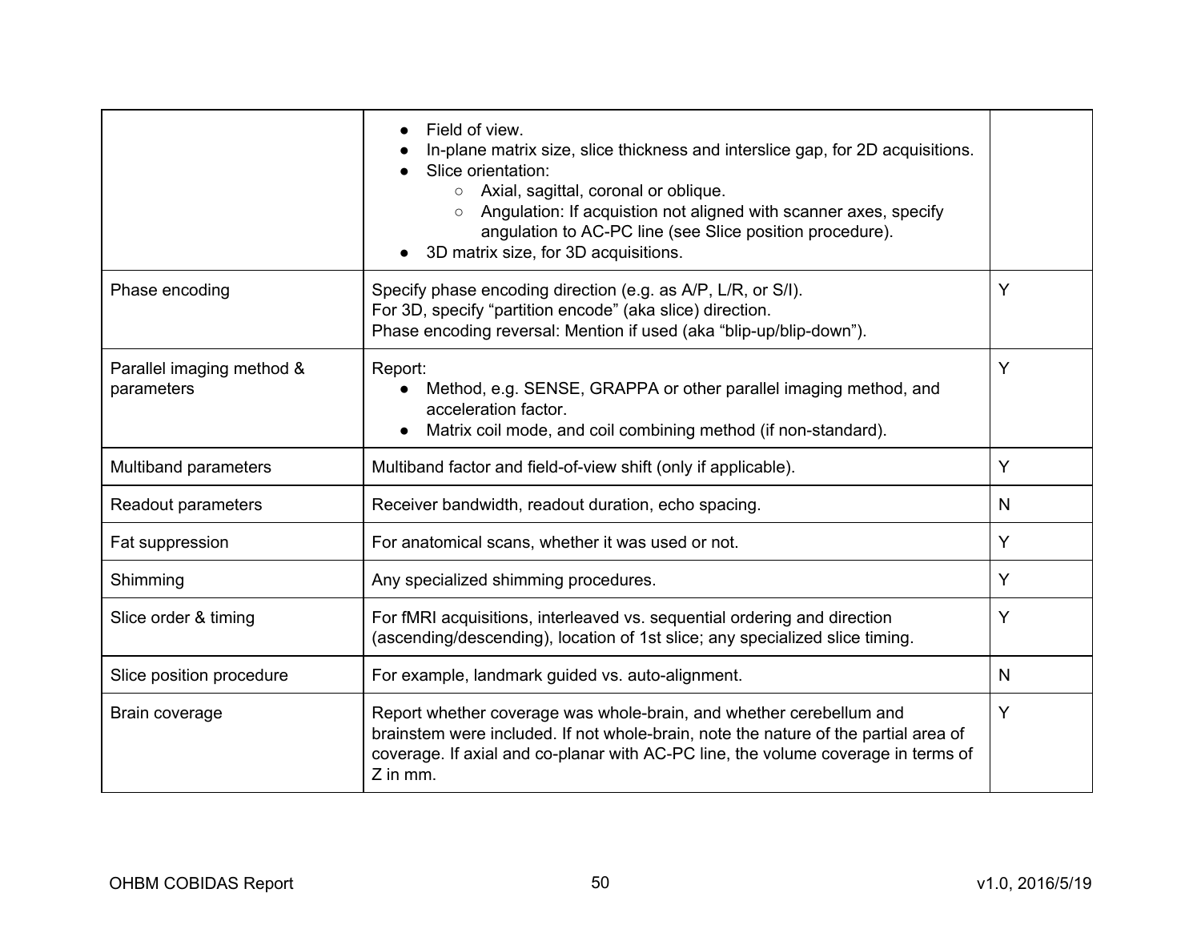| | | |
|---|---|---|
| | • Field of view.<br>• In-plane matrix size, slice thickness and interslice gap, for 2D acquisitions.<br>• Slice orientation:<br>  ○ Axial, sagittal, coronal or oblique.<br>  ○ Angulation: If acquistion not aligned with scanner axes, specify angulation to AC-PC line (see Slice position procedure).<br>• 3D matrix size, for 3D acquisitions. | |
| Phase encoding | Specify phase encoding direction (e.g. as A/P, L/R, or S/I).<br>For 3D, specify “partition encode” (aka slice) direction.<br>Phase encoding reversal: Mention if used (aka “blip-up/blip-down”). | Y |
| Parallel imaging method & parameters | Report:<br>• Method, e.g. SENSE, GRAPPA or other parallel imaging method, and acceleration factor.<br>• Matrix coil mode, and coil combining method (if non-standard). | Y |
| Multiband parameters | Multiband factor and field-of-view shift (only if applicable). | Y |
| Readout parameters | Receiver bandwidth, readout duration, echo spacing. | N |
| Fat suppression | For anatomical scans, whether it was used or not. | Y |
| Shimming | Any specialized shimming procedures. | Y |
| Slice order & timing | For fMRI acquisitions, interleaved vs. sequential ordering and direction (ascending/descending), location of 1st slice; any specialized slice timing. | Y |
| Slice position procedure | For example, landmark guided vs. auto-alignment. | N |
| Brain coverage | Report whether coverage was whole-brain, and whether cerebellum and brainstem were included. If not whole-brain, note the nature of the partial area of coverage. If axial and co-planar with AC-PC line, the volume coverage in terms of Z in mm. | Y |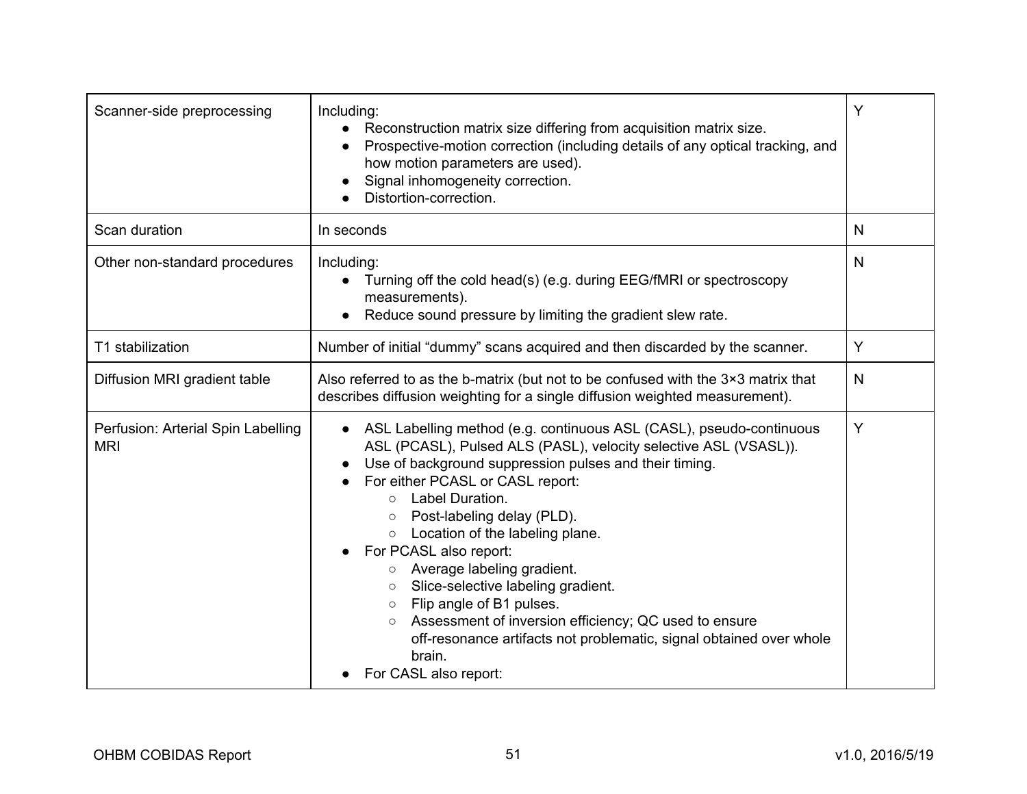| Scanner-side preprocessing | Including:<br>● Reconstruction matrix size differing from acquisition matrix size.<br>● Prospective-motion correction (including details of any optical tracking, and how motion parameters are used).<br>● Signal inhomogeneity correction.<br>● Distortion-correction. | Y |
|---|---|---|
| Scan duration | In seconds | N |
| Other non-standard procedures | Including:<br>● Turning off the cold head(s) (e.g. during EEG/fMRI or spectroscopy measurements).<br>● Reduce sound pressure by limiting the gradient slew rate. | N |
| T1 stabilization | Number of initial “dummy” scans acquired and then discarded by the scanner. | Y |
| Diffusion MRI gradient table | Also referred to as the b-matrix (but not to be confused with the 3×3 matrix that describes diffusion weighting for a single diffusion weighted measurement). | N |
| Perfusion: Arterial Spin Labelling MRI | ● ASL Labelling method (e.g. continuous ASL (CASL), pseudo-continuous ASL (PCASL), Pulsed ALS (PASL), velocity selective ASL (VSASL)).<br>● Use of background suppression pulses and their timing.<br>● For either PCASL or CASL report:<br>○ Label Duration.<br>○ Post-labeling delay (PLD).<br>○ Location of the labeling plane.<br>● For PCASL also report:<br>○ Average labeling gradient.<br>○ Slice-selective labeling gradient.<br>○ Flip angle of B1 pulses.<br>○ Assessment of inversion efficiency; QC used to ensure off-resonance artifacts not problematic, signal obtained over whole brain.<br>● For CASL also report: | Y |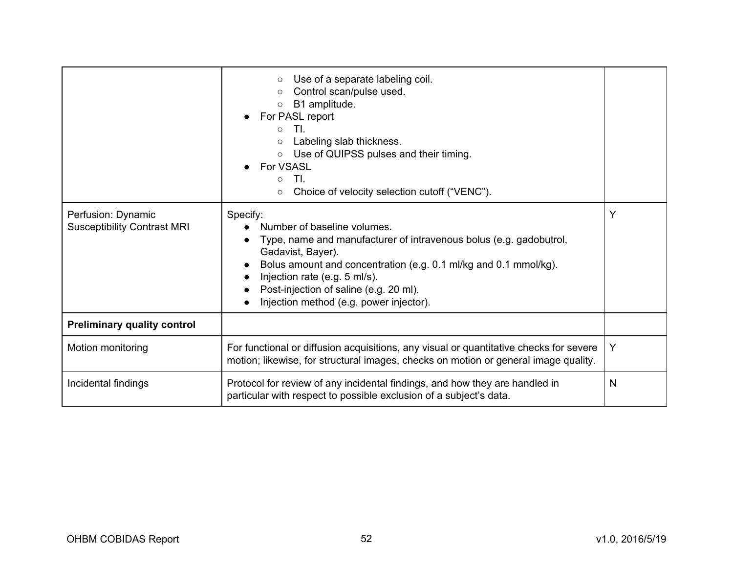| | | |
|---|---|---|
| | ○ Use of a separate labeling coil.<br>○ Control scan/pulse used.<br>○ B1 amplitude.<br>● For PASL report<br>○ TI.<br>○ Labeling slab thickness.<br>○ Use of QUIPSS pulses and their timing.<br>● For VSASL<br>○ TI.<br>○ Choice of velocity selection cutoff (“VENC”). | |
| Perfusion: Dynamic Susceptibility Contrast MRI | Specify:<br>● Number of baseline volumes.<br>● Type, name and manufacturer of intravenous bolus (e.g. gadobutrol, Gadavist, Bayer).<br>● Bolus amount and concentration (e.g. 0.1 ml/kg and 0.1 mmol/kg).<br>● Injection rate (e.g. 5 ml/s).<br>● Post-injection of saline (e.g. 20 ml).<br>● Injection method (e.g. power injector). | Y |
| **Preliminary quality control** | | |
| Motion monitoring | For functional or diffusion acquisitions, any visual or quantitative checks for severe motion; likewise, for structural images, checks on motion or general image quality. | Y |
| Incidental findings | Protocol for review of any incidental findings, and how they are handled in particular with respect to possible exclusion of a subject’s data. | N |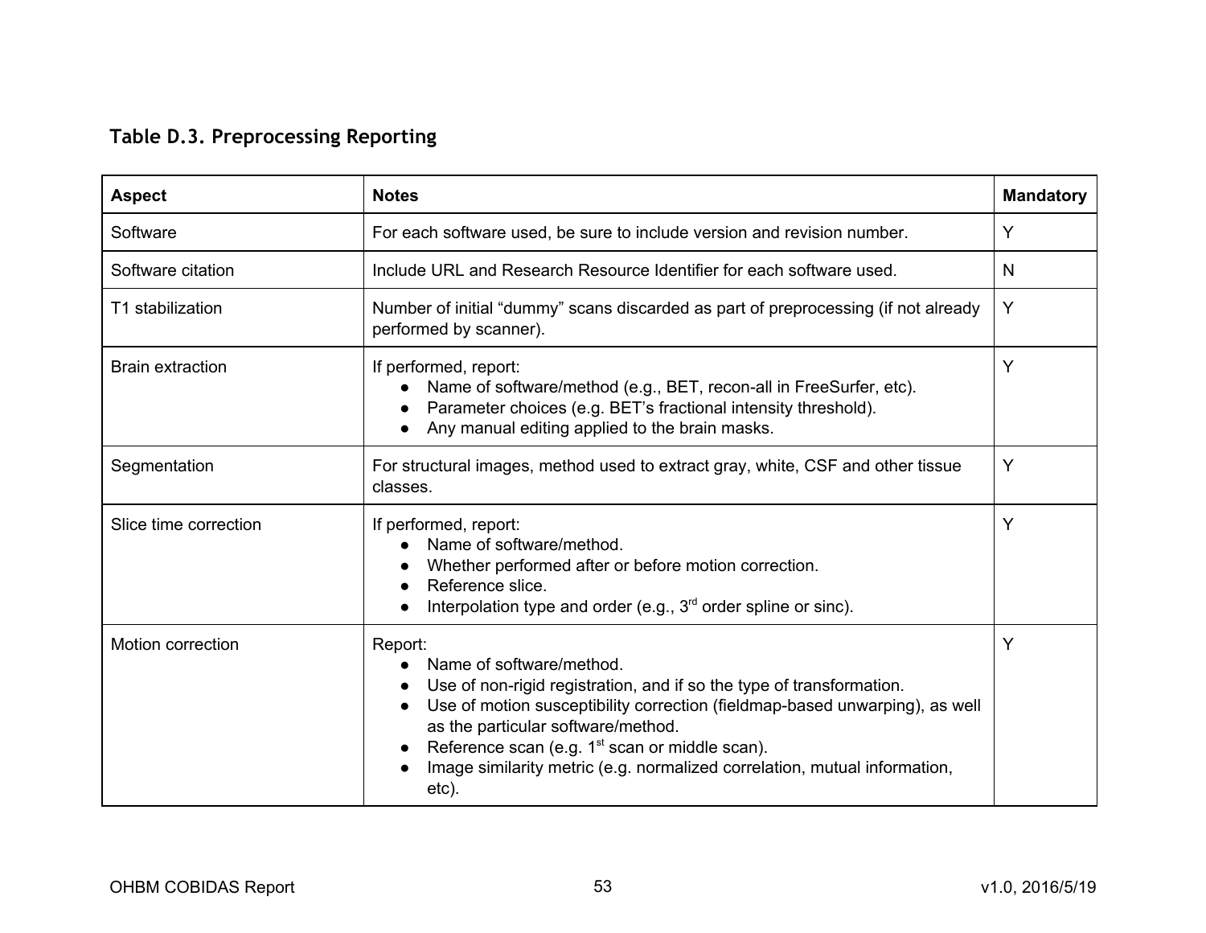### Table D.3. Preprocessing Reporting

| Aspect | Notes | Mandatory |
|---|---|---|
| Software | For each software used, be sure to include version and revision number. | Y |
| Software citation | Include URL and Research Resource Identifier for each software used. | N |
| T1 stabilization | Number of initial "dummy" scans discarded as part of preprocessing (if not already performed by scanner). | Y |
| Brain extraction | If performed, report:<br>● Name of software/method (e.g., BET, recon-all in FreeSurfer, etc).<br>● Parameter choices (e.g. BET's fractional intensity threshold).<br>● Any manual editing applied to the brain masks. | Y |
| Segmentation | For structural images, method used to extract gray, white, CSF and other tissue classes. | Y |
| Slice time correction | If performed, report:<br>● Name of software/method.<br>● Whether performed after or before motion correction.<br>● Reference slice.<br>● Interpolation type and order (e.g., 3rd order spline or sinc). | Y |
| Motion correction | Report:<br>● Name of software/method.<br>● Use of non-rigid registration, and if so the type of transformation.<br>● Use of motion susceptibility correction (fieldmap-based unwarping), as well as the particular software/method.<br>● Reference scan (e.g. 1st scan or middle scan).<br>● Image similarity metric (e.g. normalized correlation, mutual information, etc). | Y |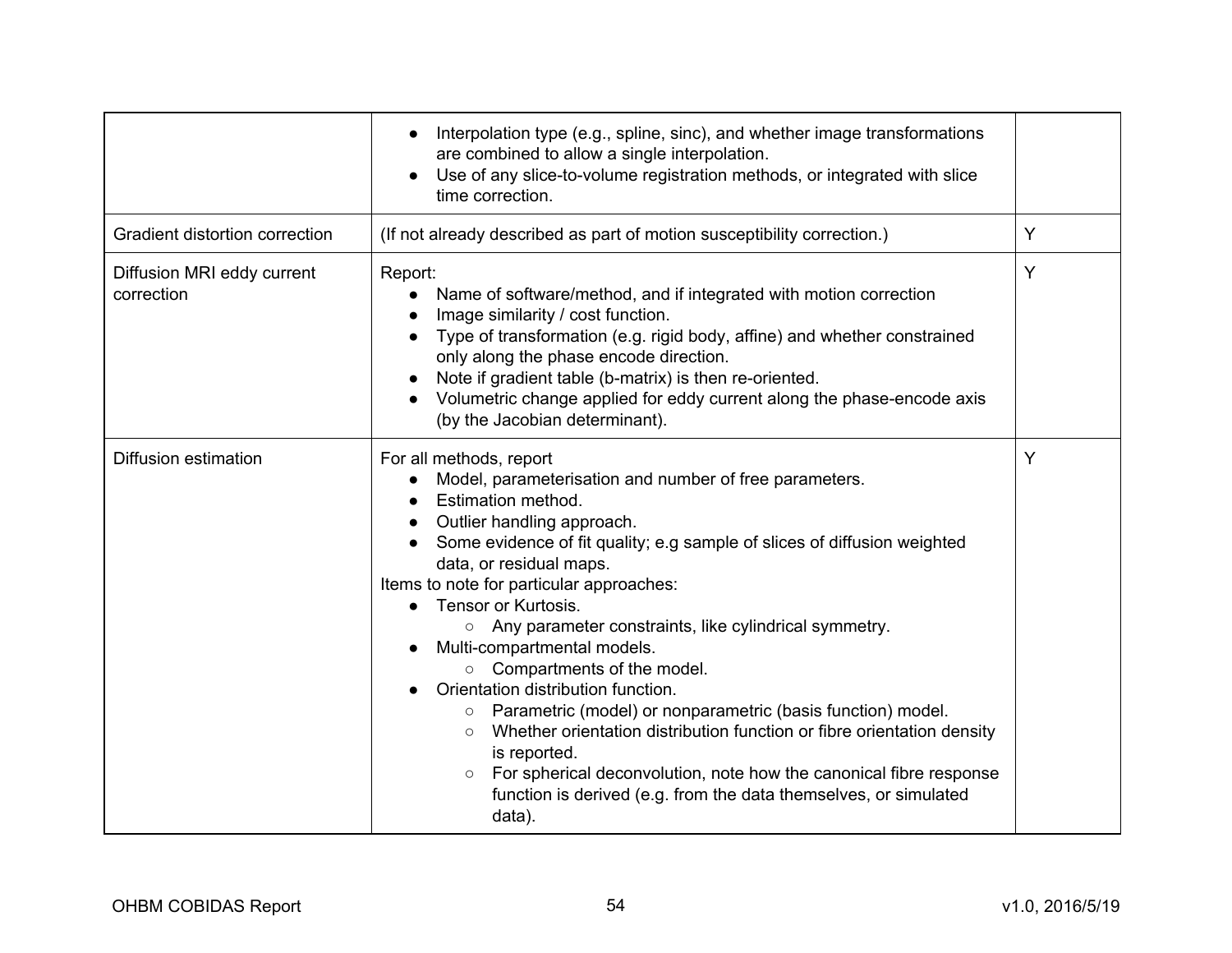| | | |
|---|---|---|
| | • Interpolation type (e.g., spline, sinc), and whether image transformations are combined to allow a single interpolation.<br>• Use of any slice-to-volume registration methods, or integrated with slice time correction. | |
| Gradient distortion correction | (If not already described as part of motion susceptibility correction.) | Y |
| Diffusion MRI eddy current correction | Report:<br>• Name of software/method, and if integrated with motion correction<br>• Image similarity / cost function.<br>• Type of transformation (e.g. rigid body, affine) and whether constrained only along the phase encode direction.<br>• Note if gradient table (b-matrix) is then re-oriented.<br>• Volumetric change applied for eddy current along the phase-encode axis (by the Jacobian determinant). | Y |
| Diffusion estimation | For all methods, report<br>• Model, parameterisation and number of free parameters.<br>• Estimation method.<br>• Outlier handling approach.<br>• Some evidence of fit quality; e.g sample of slices of diffusion weighted data, or residual maps.<br>Items to note for particular approaches:<br>• Tensor or Kurtosis.<br>&nbsp;&nbsp;&nbsp;&nbsp;○ Any parameter constraints, like cylindrical symmetry.<br>• Multi-compartmental models.<br>&nbsp;&nbsp;&nbsp;&nbsp;○ Compartments of the model.<br>• Orientation distribution function.<br>&nbsp;&nbsp;&nbsp;&nbsp;○ Parametric (model) or nonparametric (basis function) model.<br>&nbsp;&nbsp;&nbsp;&nbsp;○ Whether orientation distribution function or fibre orientation density is reported.<br>&nbsp;&nbsp;&nbsp;&nbsp;○ For spherical deconvolution, note how the canonical fibre response function is derived (e.g. from the data themselves, or simulated data). | Y |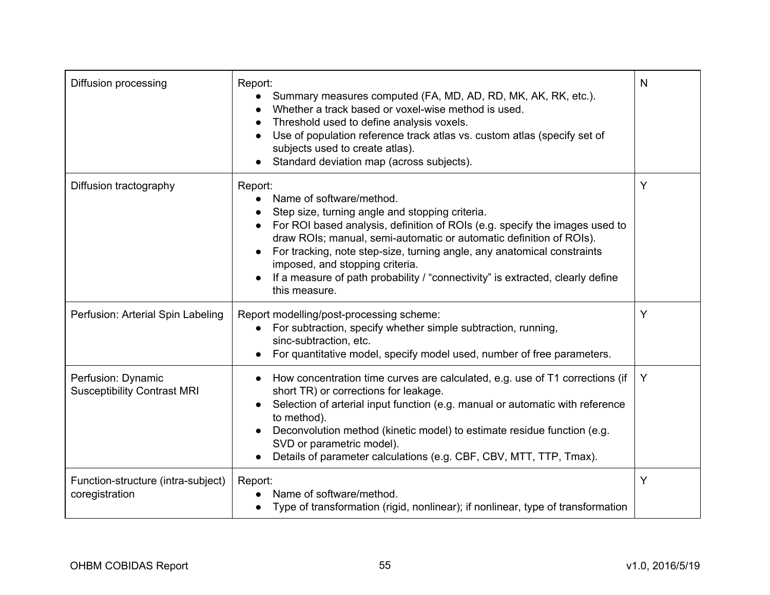| | | |
|---|---|---|
| Diffusion processing | Report:<br>• Summary measures computed (FA, MD, AD, RD, MK, AK, RK, etc.).<br>• Whether a track based or voxel-wise method is used.<br>• Threshold used to define analysis voxels.<br>• Use of population reference track atlas vs. custom atlas (specify set of subjects used to create atlas).<br>• Standard deviation map (across subjects). | N |
| Diffusion tractography | Report:<br>• Name of software/method.<br>• Step size, turning angle and stopping criteria.<br>• For ROI based analysis, definition of ROIs (e.g. specify the images used to draw ROIs; manual, semi-automatic or automatic definition of ROIs).<br>• For tracking, note step-size, turning angle, any anatomical constraints imposed, and stopping criteria.<br>• If a measure of path probability / "connectivity" is extracted, clearly define this measure. | Y |
| Perfusion: Arterial Spin Labeling | Report modelling/post-processing scheme:<br>• For subtraction, specify whether simple subtraction, running, sinc-subtraction, etc.<br>• For quantitative model, specify model used, number of free parameters. | Y |
| Perfusion: Dynamic Susceptibility Contrast MRI | • How concentration time curves are calculated, e.g. use of T1 corrections (if short TR) or corrections for leakage.<br>• Selection of arterial input function (e.g. manual or automatic with reference to method).<br>• Deconvolution method (kinetic model) to estimate residue function (e.g. SVD or parametric model).<br>• Details of parameter calculations (e.g. CBF, CBV, MTT, TTP, Tmax). | Y |
| Function-structure (intra-subject) coregistration | Report:<br>• Name of software/method.<br>• Type of transformation (rigid, nonlinear); if nonlinear, type of transformation | Y |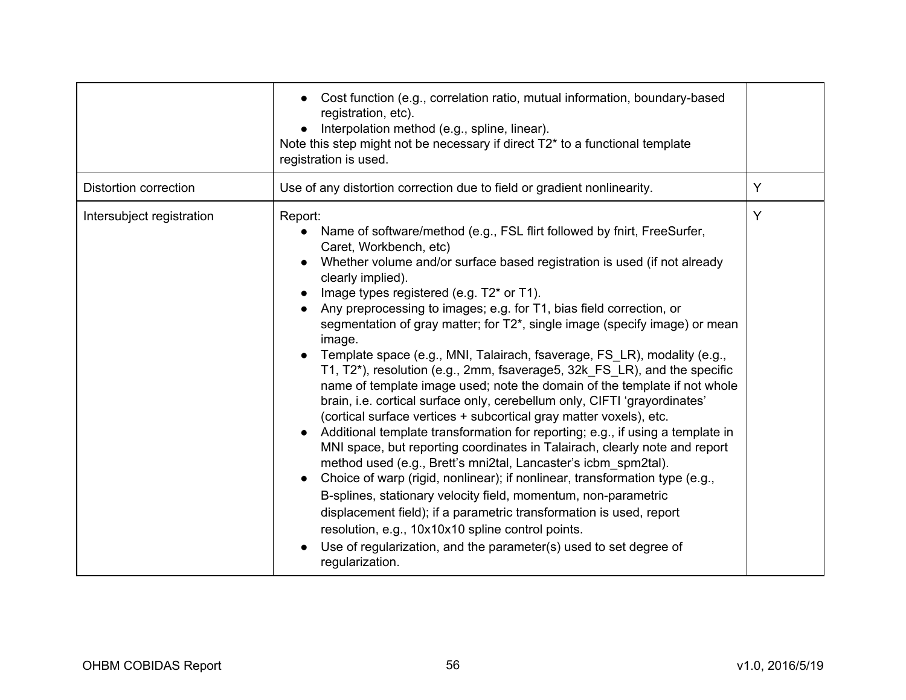| | | |
|---|---|---|
| | • Cost function (e.g., correlation ratio, mutual information, boundary-based registration, etc).<br>• Interpolation method (e.g., spline, linear).<br>Note this step might not be necessary if direct T2* to a functional template registration is used. | |
| Distortion correction | Use of any distortion correction due to field or gradient nonlinearity. | Y |
| Intersubject registration | Report:<br>• Name of software/method (e.g., FSL flirt followed by fnirt, FreeSurfer, Caret, Workbench, etc)<br>• Whether volume and/or surface based registration is used (if not already clearly implied).<br>• Image types registered (e.g. T2* or T1).<br>• Any preprocessing to images; e.g. for T1, bias field correction, or segmentation of gray matter; for T2*, single image (specify image) or mean image.<br>• Template space (e.g., MNI, Talairach, fsaverage, FS_LR), modality (e.g., T1, T2*), resolution (e.g., 2mm, fsaverage5, 32k_FS_LR), and the specific name of template image used; note the domain of the template if not whole brain, i.e. cortical surface only, cerebellum only, CIFTI 'grayordinates' (cortical surface vertices + subcortical gray matter voxels), etc.<br>• Additional template transformation for reporting; e.g., if using a template in MNI space, but reporting coordinates in Talairach, clearly note and report method used (e.g., Brett's mni2tal, Lancaster's icbm_spm2tal).<br>• Choice of warp (rigid, nonlinear); if nonlinear, transformation type (e.g., B-splines, stationary velocity field, momentum, non-parametric displacement field); if a parametric transformation is used, report resolution, e.g., 10x10x10 spline control points.<br>• Use of regularization, and the parameter(s) used to set degree of regularization. | Y |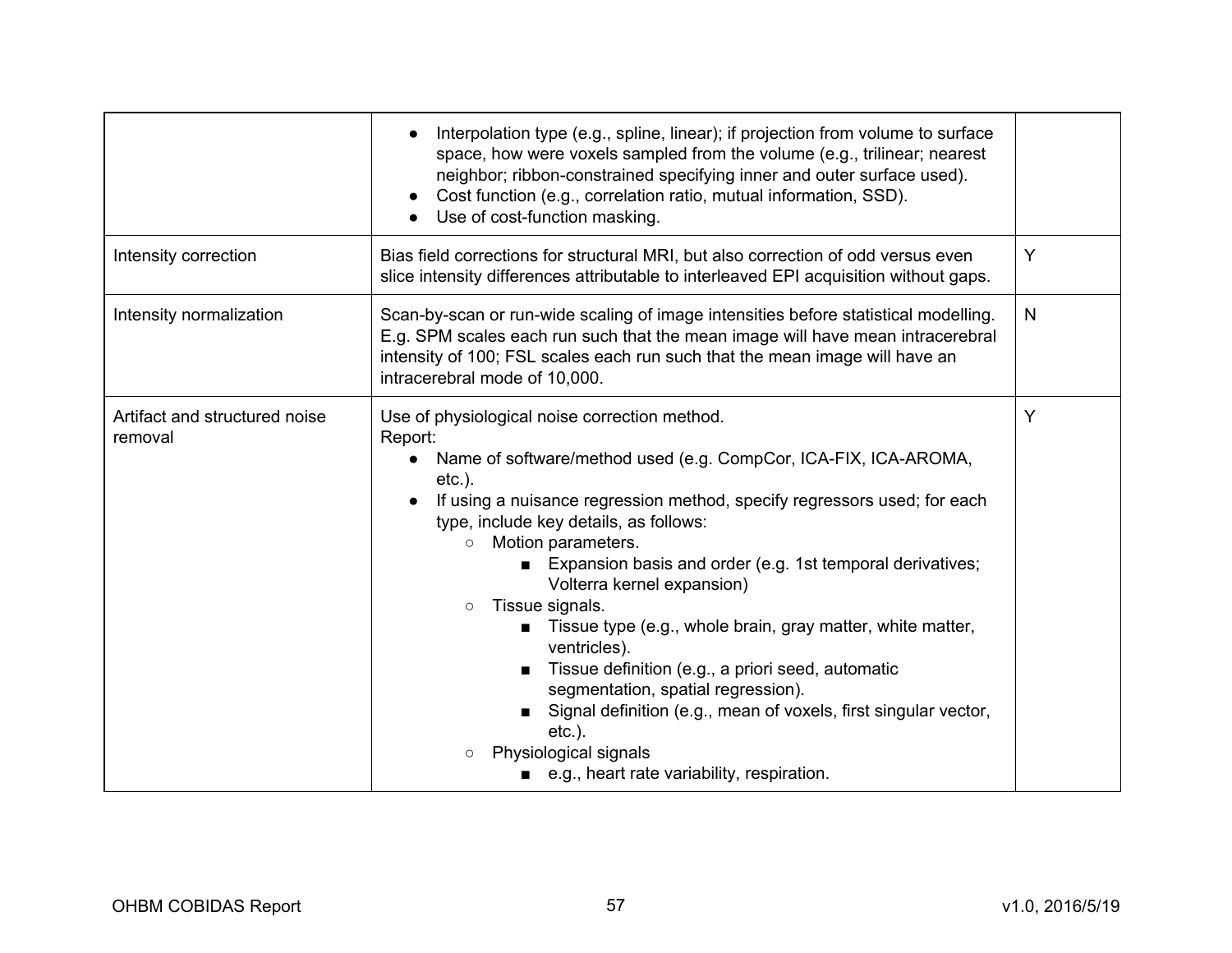| | | |
|---|---|---|
| | <ul><li>Interpolation type (e.g., spline, linear); if projection from volume to surface space, how were voxels sampled from the volume (e.g., trilinear; nearest neighbor; ribbon-constrained specifying inner and outer surface used).</li><li>Cost function (e.g., correlation ratio, mutual information, SSD).</li><li>Use of cost-function masking.</li></ul> | |
| Intensity correction | Bias field corrections for structural MRI, but also correction of odd versus even slice intensity differences attributable to interleaved EPI acquisition without gaps. | Y |
| Intensity normalization | Scan-by-scan or run-wide scaling of image intensities before statistical modelling. E.g. SPM scales each run such that the mean image will have mean intracerebral intensity of 100; FSL scales each run such that the mean image will have an intracerebral mode of 10,000. | N |
| Artifact and structured noise removal | Use of physiological noise correction method.<br>Report:<ul><li>Name of software/method used (e.g. CompCor, ICA-FIX, ICA-AROMA, etc.).</li><li>If using a nuisance regression method, specify regressors used; for each type, include key details, as follows:<ul><li>Motion parameters.<ul><li>Expansion basis and order (e.g. 1st temporal derivatives; Volterra kernel expansion)</li></ul></li><li>Tissue signals.<ul><li>Tissue type (e.g., whole brain, gray matter, white matter, ventricles).</li><li>Tissue definition (e.g., a priori seed, automatic segmentation, spatial regression).</li><li>Signal definition (e.g., mean of voxels, first singular vector, etc.).</li></ul></li><li>Physiological signals<ul><li>e.g., heart rate variability, respiration.</li></ul></li></ul></li></ul> | Y |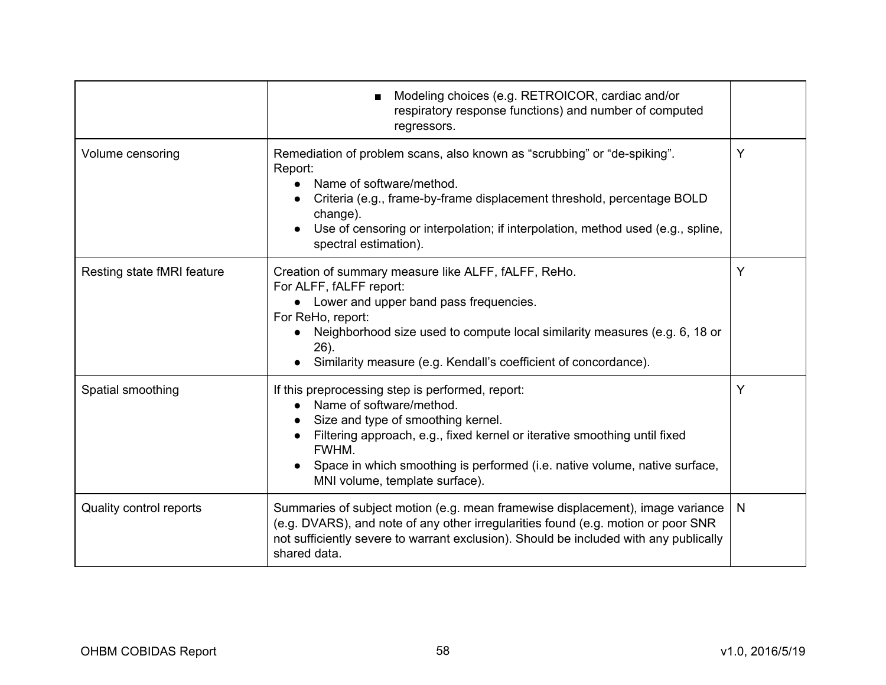| | | |
|---|---|---|
| | ■ Modeling choices (e.g. RETROICOR, cardiac and/or respiratory response functions) and number of computed regressors. | |
| Volume censoring | Remediation of problem scans, also known as "scrubbing" or "de-spiking".<br>Report:<br>• Name of software/method.<br>• Criteria (e.g., frame-by-frame displacement threshold, percentage BOLD change).<br>• Use of censoring or interpolation; if interpolation, method used (e.g., spline, spectral estimation). | Y |
| Resting state fMRI feature | Creation of summary measure like ALFF, fALFF, ReHo.<br>For ALFF, fALFF report:<br>• Lower and upper band pass frequencies.<br>For ReHo, report:<br>• Neighborhood size used to compute local similarity measures (e.g. 6, 18 or 26).<br>• Similarity measure (e.g. Kendall's coefficient of concordance). | Y |
| Spatial smoothing | If this preprocessing step is performed, report:<br>• Name of software/method.<br>• Size and type of smoothing kernel.<br>• Filtering approach, e.g., fixed kernel or iterative smoothing until fixed FWHM.<br>• Space in which smoothing is performed (i.e. native volume, native surface, MNI volume, template surface). | Y |
| Quality control reports | Summaries of subject motion (e.g. mean framewise displacement), image variance (e.g. DVARS), and note of any other irregularities found (e.g. motion or poor SNR not sufficiently severe to warrant exclusion). Should be included with any publically shared data. | N |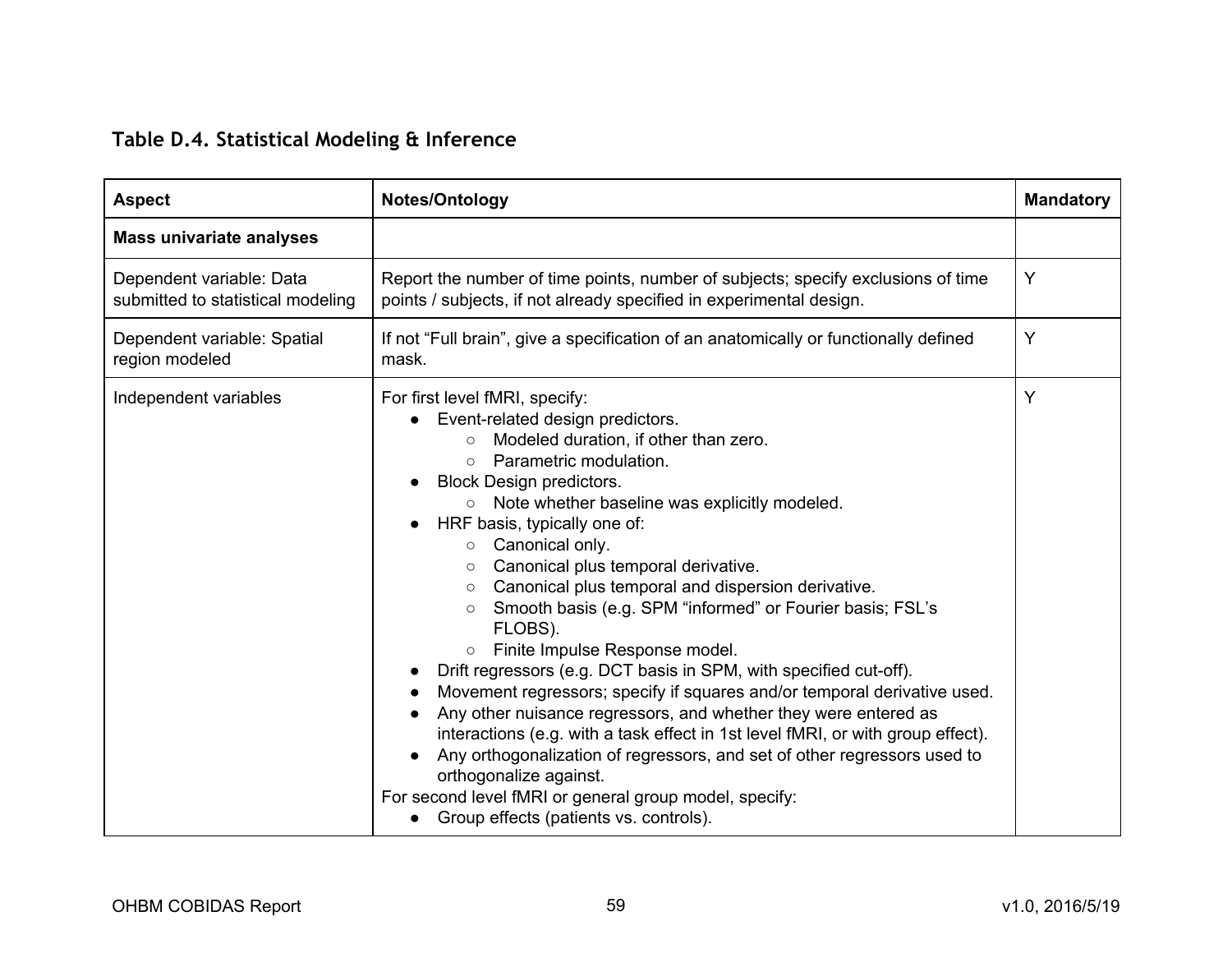## Table D.4. Statistical Modeling & Inference

| Aspect | Notes/Ontology | Mandatory |
|---|---|---|
| **Mass univariate analyses** | | |
| Dependent variable: Data submitted to statistical modeling | Report the number of time points, number of subjects; specify exclusions of time points / subjects, if not already specified in experimental design. | Y |
| Dependent variable: Spatial region modeled | If not "Full brain", give a specification of an anatomically or functionally defined mask. | Y |
| Independent variables | For first level fMRI, specify:<br>● Event-related design predictors.<br>&nbsp;&nbsp;&nbsp;&nbsp;○ Modeled duration, if other than zero.<br>&nbsp;&nbsp;&nbsp;&nbsp;○ Parametric modulation.<br>● Block Design predictors.<br>&nbsp;&nbsp;&nbsp;&nbsp;○ Note whether baseline was explicitly modeled.<br>● HRF basis, typically one of:<br>&nbsp;&nbsp;&nbsp;&nbsp;○ Canonical only.<br>&nbsp;&nbsp;&nbsp;&nbsp;○ Canonical plus temporal derivative.<br>&nbsp;&nbsp;&nbsp;&nbsp;○ Canonical plus temporal and dispersion derivative.<br>&nbsp;&nbsp;&nbsp;&nbsp;○ Smooth basis (e.g. SPM "informed" or Fourier basis; FSL's FLOBS).<br>&nbsp;&nbsp;&nbsp;&nbsp;○ Finite Impulse Response model.<br>● Drift regressors (e.g. DCT basis in SPM, with specified cut-off).<br>● Movement regressors; specify if squares and/or temporal derivative used.<br>● Any other nuisance regressors, and whether they were entered as interactions (e.g. with a task effect in 1st level fMRI, or with group effect).<br>● Any orthogonalization of regressors, and set of other regressors used to orthogonalize against.<br>For second level fMRI or general group model, specify:<br>● Group effects (patients vs. controls). | Y |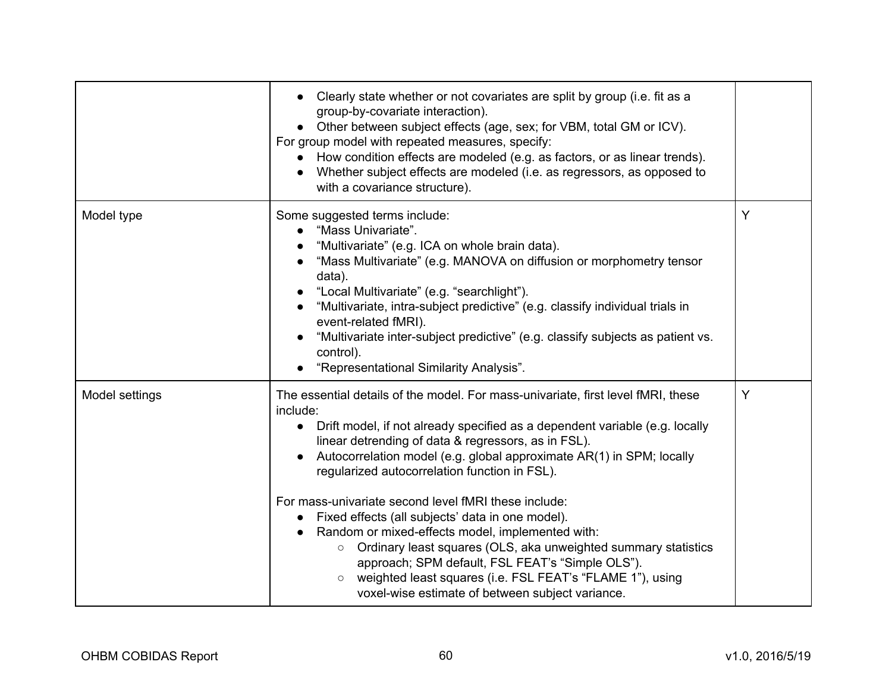| | | |
|---|---|---|
| | • Clearly state whether or not covariates are split by group (i.e. fit as a group-by-covariate interaction).<br>• Other between subject effects (age, sex; for VBM, total GM or ICV).<br>For group model with repeated measures, specify:<br>• How condition effects are modeled (e.g. as factors, or as linear trends).<br>• Whether subject effects are modeled (i.e. as regressors, as opposed to with a covariance structure). | |
| Model type | Some suggested terms include:<br>• "Mass Univariate".<br>• "Multivariate" (e.g. ICA on whole brain data).<br>• "Mass Multivariate" (e.g. MANOVA on diffusion or morphometry tensor data).<br>• "Local Multivariate" (e.g. "searchlight").<br>• "Multivariate, intra-subject predictive" (e.g. classify individual trials in event-related fMRI).<br>• "Multivariate inter-subject predictive" (e.g. classify subjects as patient vs. control).<br>• "Representational Similarity Analysis". | Y |
| Model settings | The essential details of the model. For mass-univariate, first level fMRI, these include:<br>• Drift model, if not already specified as a dependent variable (e.g. locally linear detrending of data & regressors, as in FSL).<br>• Autocorrelation model (e.g. global approximate AR(1) in SPM; locally regularized autocorrelation function in FSL).<br><br>For mass-univariate second level fMRI these include:<br>• Fixed effects (all subjects' data in one model).<br>• Random or mixed-effects model, implemented with:<br>&nbsp;&nbsp;&nbsp;&nbsp;○ Ordinary least squares (OLS, aka unweighted summary statistics approach; SPM default, FSL FEAT's "Simple OLS").<br>&nbsp;&nbsp;&nbsp;&nbsp;○ weighted least squares (i.e. FSL FEAT's "FLAME 1"), using voxel-wise estimate of between subject variance. | Y |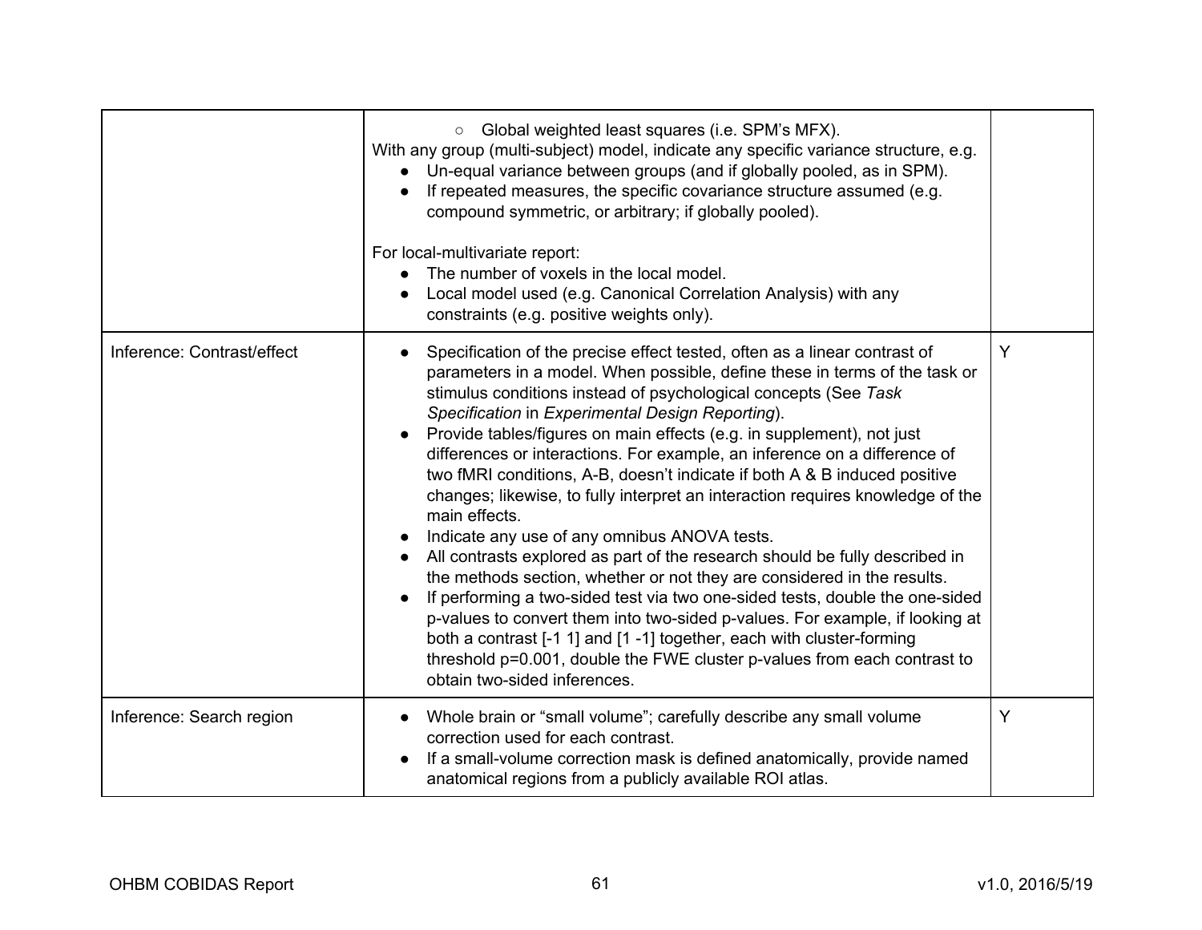| | | |
|---|---|---|
| | ○ Global weighted least squares (i.e. SPM's MFX).<br>With any group (multi-subject) model, indicate any specific variance structure, e.g.<br>● Un-equal variance between groups (and if globally pooled, as in SPM).<br>● If repeated measures, the specific covariance structure assumed (e.g. compound symmetric, or arbitrary; if globally pooled).<br><br>For local-multivariate report:<br>● The number of voxels in the local model.<br>● Local model used (e.g. Canonical Correlation Analysis) with any constraints (e.g. positive weights only). | |
| Inference: Contrast/effect | ● Specification of the precise effect tested, often as a linear contrast of parameters in a model. When possible, define these in terms of the task or stimulus conditions instead of psychological concepts (See *Task Specification* in *Experimental Design Reporting*).<br>● Provide tables/figures on main effects (e.g. in supplement), not just differences or interactions. For example, an inference on a difference of two fMRI conditions, A-B, doesn't indicate if both A & B induced positive changes; likewise, to fully interpret an interaction requires knowledge of the main effects.<br>● Indicate any use of any omnibus ANOVA tests.<br>● All contrasts explored as part of the research should be fully described in the methods section, whether or not they are considered in the results.<br>● If performing a two-sided test via two one-sided tests, double the one-sided p-values to convert them into two-sided p-values. For example, if looking at both a contrast [-1 1] and [1 -1] together, each with cluster-forming threshold p=0.001, double the FWE cluster p-values from each contrast to obtain two-sided inferences. | Y |
| Inference: Search region | ● Whole brain or "small volume"; carefully describe any small volume correction used for each contrast.<br>● If a small-volume correction mask is defined anatomically, provide named anatomical regions from a publicly available ROI atlas. | Y |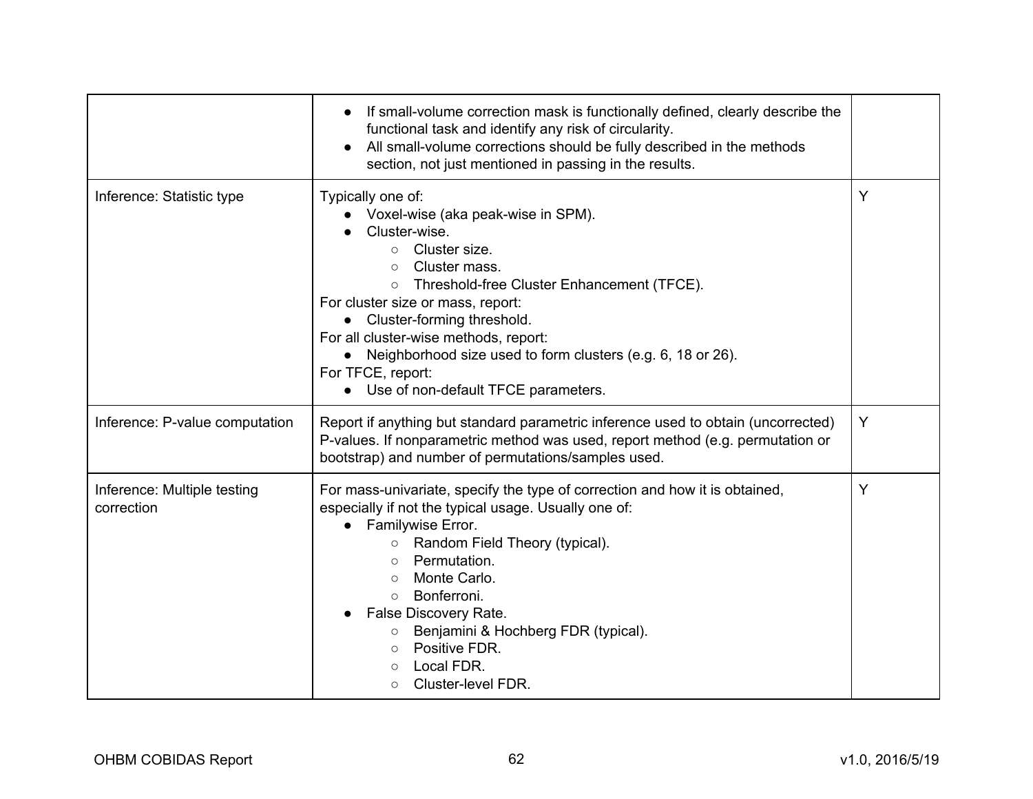| | | |
|---|---|---|
| | • If small-volume correction mask is functionally defined, clearly describe the functional task and identify any risk of circularity.<br>• All small-volume corrections should be fully described in the methods section, not just mentioned in passing in the results. | |
| Inference: Statistic type | Typically one of:<br>• Voxel-wise (aka peak-wise in SPM).<br>• Cluster-wise.<br>  ○ Cluster size.<br>  ○ Cluster mass.<br>  ○ Threshold-free Cluster Enhancement (TFCE).<br>For cluster size or mass, report:<br>• Cluster-forming threshold.<br>For all cluster-wise methods, report:<br>• Neighborhood size used to form clusters (e.g. 6, 18 or 26).<br>For TFCE, report:<br>• Use of non-default TFCE parameters. | Y |
| Inference: P-value computation | Report if anything but standard parametric inference used to obtain (uncorrected) P-values. If nonparametric method was used, report method (e.g. permutation or bootstrap) and number of permutations/samples used. | Y |
| Inference: Multiple testing correction | For mass-univariate, specify the type of correction and how it is obtained, especially if not the typical usage. Usually one of:<br>• Familywise Error.<br>  ○ Random Field Theory (typical).<br>  ○ Permutation.<br>  ○ Monte Carlo.<br>  ○ Bonferroni.<br>• False Discovery Rate.<br>  ○ Benjamini & Hochberg FDR (typical).<br>  ○ Positive FDR.<br>  ○ Local FDR.<br>  ○ Cluster-level FDR. | Y |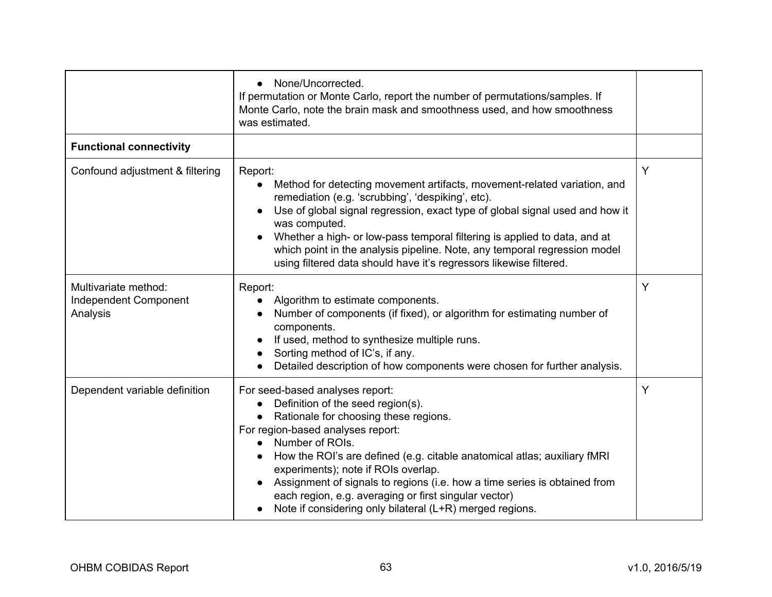| | | |
|---|---|---|
| | • None/Uncorrected.<br>If permutation or Monte Carlo, report the number of permutations/samples. If Monte Carlo, note the brain mask and smoothness used, and how smoothness was estimated. | |
| **Functional connectivity** | | |
| Confound adjustment & filtering | Report:<br>• Method for detecting movement artifacts, movement-related variation, and remediation (e.g. 'scrubbing', 'despiking', etc).<br>• Use of global signal regression, exact type of global signal used and how it was computed.<br>• Whether a high- or low-pass temporal filtering is applied to data, and at which point in the analysis pipeline. Note, any temporal regression model using filtered data should have it's regressors likewise filtered. | Y |
| Multivariate method: Independent Component Analysis | Report:<br>• Algorithm to estimate components.<br>• Number of components (if fixed), or algorithm for estimating number of components.<br>• If used, method to synthesize multiple runs.<br>• Sorting method of IC's, if any.<br>• Detailed description of how components were chosen for further analysis. | Y |
| Dependent variable definition | For seed-based analyses report:<br>• Definition of the seed region(s).<br>• Rationale for choosing these regions.<br>For region-based analyses report:<br>• Number of ROIs.<br>• How the ROI's are defined (e.g. citable anatomical atlas; auxiliary fMRI experiments); note if ROIs overlap.<br>• Assignment of signals to regions (i.e. how a time series is obtained from each region, e.g. averaging or first singular vector)<br>• Note if considering only bilateral (L+R) merged regions. | Y |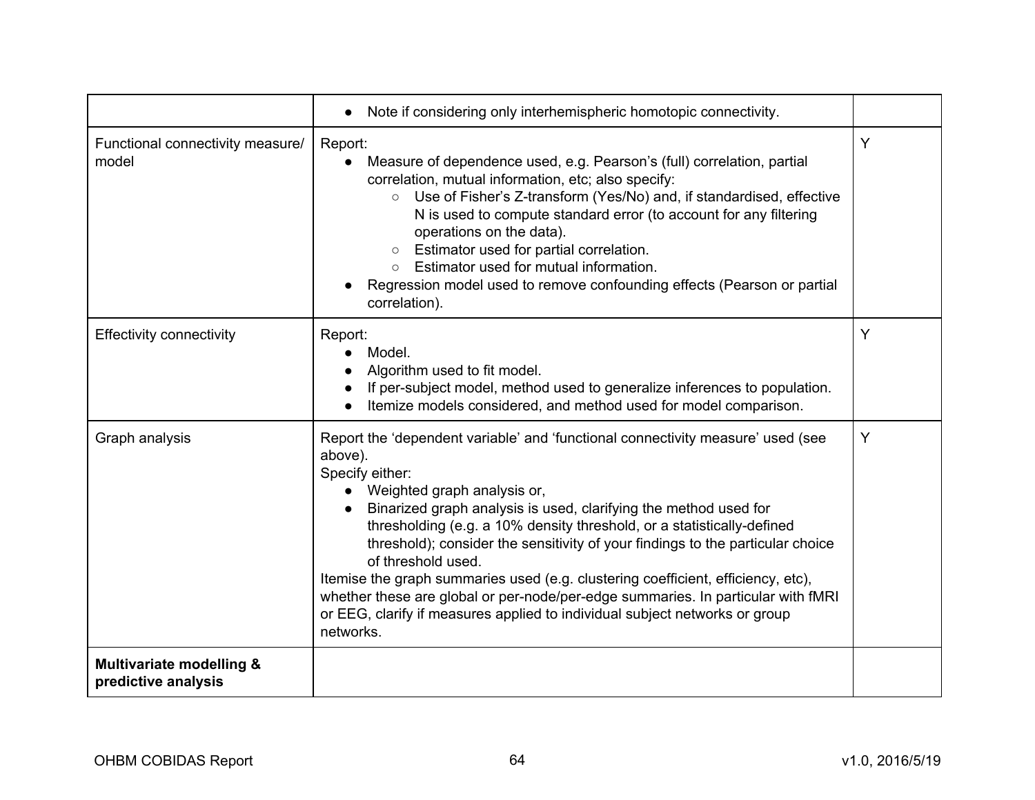| | | |
|---|---|---|
| | • Note if considering only interhemispheric homotopic connectivity. | |
| Functional connectivity measure/ model | Report:<br>• Measure of dependence used, e.g. Pearson's (full) correlation, partial correlation, mutual information, etc; also specify:<br>  ○ Use of Fisher's Z-transform (Yes/No) and, if standardised, effective N is used to compute standard error (to account for any filtering operations on the data).<br>  ○ Estimator used for partial correlation.<br>  ○ Estimator used for mutual information.<br>• Regression model used to remove confounding effects (Pearson or partial correlation). | Y |
| Effectivity connectivity | Report:<br>• Model.<br>• Algorithm used to fit model.<br>• If per-subject model, method used to generalize inferences to population.<br>• Itemize models considered, and method used for model comparison. | Y |
| Graph analysis | Report the 'dependent variable' and 'functional connectivity measure' used (see above).<br>Specify either:<br>• Weighted graph analysis or,<br>• Binarized graph analysis is used, clarifying the method used for thresholding (e.g. a 10% density threshold, or a statistically-defined threshold); consider the sensitivity of your findings to the particular choice of threshold used.<br>Itemise the graph summaries used (e.g. clustering coefficient, efficiency, etc), whether these are global or per-node/per-edge summaries. In particular with fMRI or EEG, clarify if measures applied to individual subject networks or group networks. | Y |
| **Multivariate modelling & predictive analysis** | | |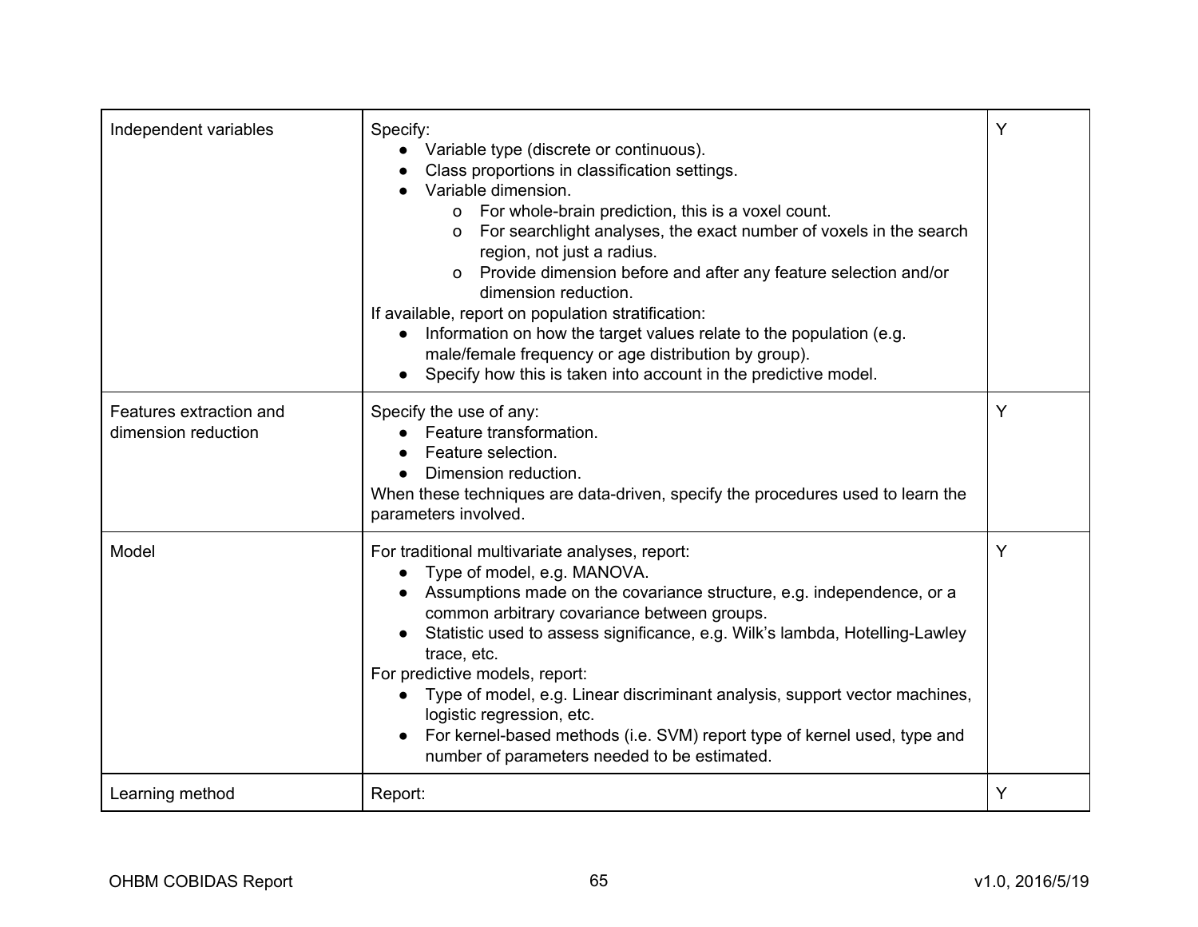| | | |
|---|---|---|
| Independent variables | Specify:<br>● Variable type (discrete or continuous).<br>● Class proportions in classification settings.<br>● Variable dimension.<br>  o For whole-brain prediction, this is a voxel count.<br>  o For searchlight analyses, the exact number of voxels in the search region, not just a radius.<br>  o Provide dimension before and after any feature selection and/or dimension reduction.<br>If available, report on population stratification:<br>● Information on how the target values relate to the population (e.g. male/female frequency or age distribution by group).<br>● Specify how this is taken into account in the predictive model. | Y |
| Features extraction and dimension reduction | Specify the use of any:<br>● Feature transformation.<br>● Feature selection.<br>● Dimension reduction.<br>When these techniques are data-driven, specify the procedures used to learn the parameters involved. | Y |
| Model | For traditional multivariate analyses, report:<br>● Type of model, e.g. MANOVA.<br>● Assumptions made on the covariance structure, e.g. independence, or a common arbitrary covariance between groups.<br>● Statistic used to assess significance, e.g. Wilk's lambda, Hotelling-Lawley trace, etc.<br>For predictive models, report:<br>● Type of model, e.g. Linear discriminant analysis, support vector machines, logistic regression, etc.<br>● For kernel-based methods (i.e. SVM) report type of kernel used, type and number of parameters needed to be estimated. | Y |
| Learning method | Report: | Y |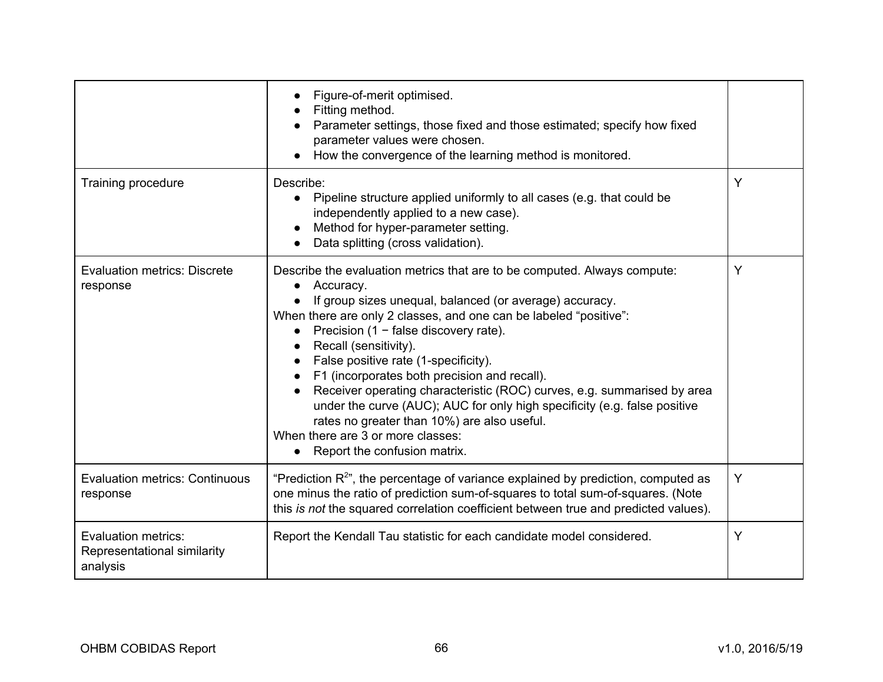| | | |
|---|---|---|
| | • Figure-of-merit optimised.<br>• Fitting method.<br>• Parameter settings, those fixed and those estimated; specify how fixed parameter values were chosen.<br>• How the convergence of the learning method is monitored. | |
| Training procedure | Describe:<br>• Pipeline structure applied uniformly to all cases (e.g. that could be independently applied to a new case).<br>• Method for hyper-parameter setting.<br>• Data splitting (cross validation). | Y |
| Evaluation metrics: Discrete response | Describe the evaluation metrics that are to be computed. Always compute:<br>• Accuracy.<br>• If group sizes unequal, balanced (or average) accuracy.<br>When there are only 2 classes, and one can be labeled "positive":<br>• Precision (1 − false discovery rate).<br>• Recall (sensitivity).<br>• False positive rate (1-specificity).<br>• F1 (incorporates both precision and recall).<br>• Receiver operating characteristic (ROC) curves, e.g. summarised by area under the curve (AUC); AUC for only high specificity (e.g. false positive rates no greater than 10%) are also useful.<br>When there are 3 or more classes:<br>• Report the confusion matrix. | Y |
| Evaluation metrics: Continuous response | "Prediction $R^2$", the percentage of variance explained by prediction, computed as one minus the ratio of prediction sum-of-squares to total sum-of-squares. (Note this *is not* the squared correlation coefficient between true and predicted values). | Y |
| Evaluation metrics: Representational similarity analysis | Report the Kendall Tau statistic for each candidate model considered. | Y |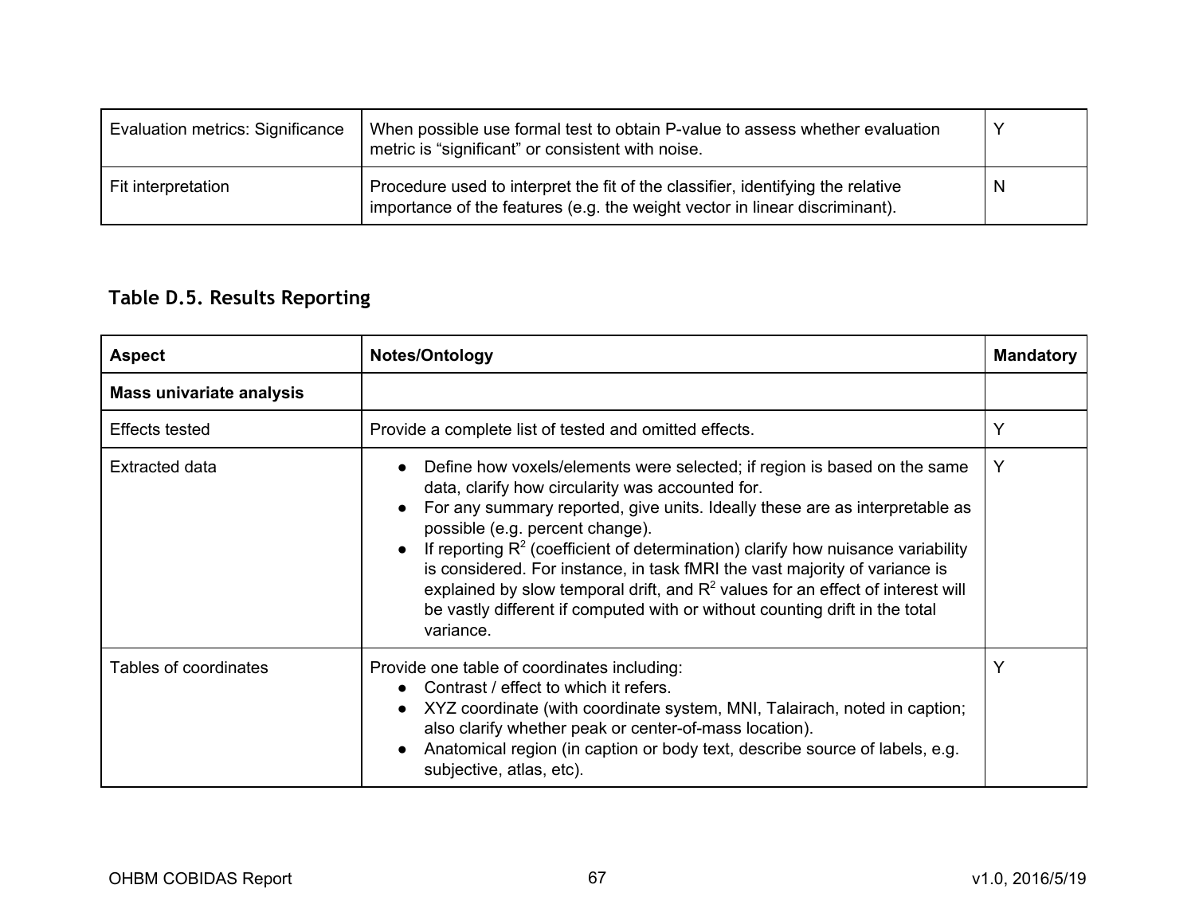| Evaluation metrics: Significance | When possible use formal test to obtain P-value to assess whether evaluation metric is “significant” or consistent with noise. | Y |
|---|---|---|
| Fit interpretation | Procedure used to interpret the fit of the classifier, identifying the relative importance of the features (e.g. the weight vector in linear discriminant). | N |

### Table D.5. Results Reporting

| Aspect | Notes/Ontology | Mandatory |
|---|---|---|
| **Mass univariate analysis** | | |
| Effects tested | Provide a complete list of tested and omitted effects. | Y |
| Extracted data | • Define how voxels/elements were selected; if region is based on the same data, clarify how circularity was accounted for.<br>• For any summary reported, give units. Ideally these are as interpretable as possible (e.g. percent change).<br>• If reporting $R^2$ (coefficient of determination) clarify how nuisance variability is considered. For instance, in task fMRI the vast majority of variance is explained by slow temporal drift, and $R^2$ values for an effect of interest will be vastly different if computed with or without counting drift in the total variance. | Y |
| Tables of coordinates | Provide one table of coordinates including:<br>• Contrast / effect to which it refers.<br>• XYZ coordinate (with coordinate system, MNI, Talairach, noted in caption; also clarify whether peak or center-of-mass location).<br>• Anatomical region (in caption or body text, describe source of labels, e.g. subjective, atlas, etc). | Y |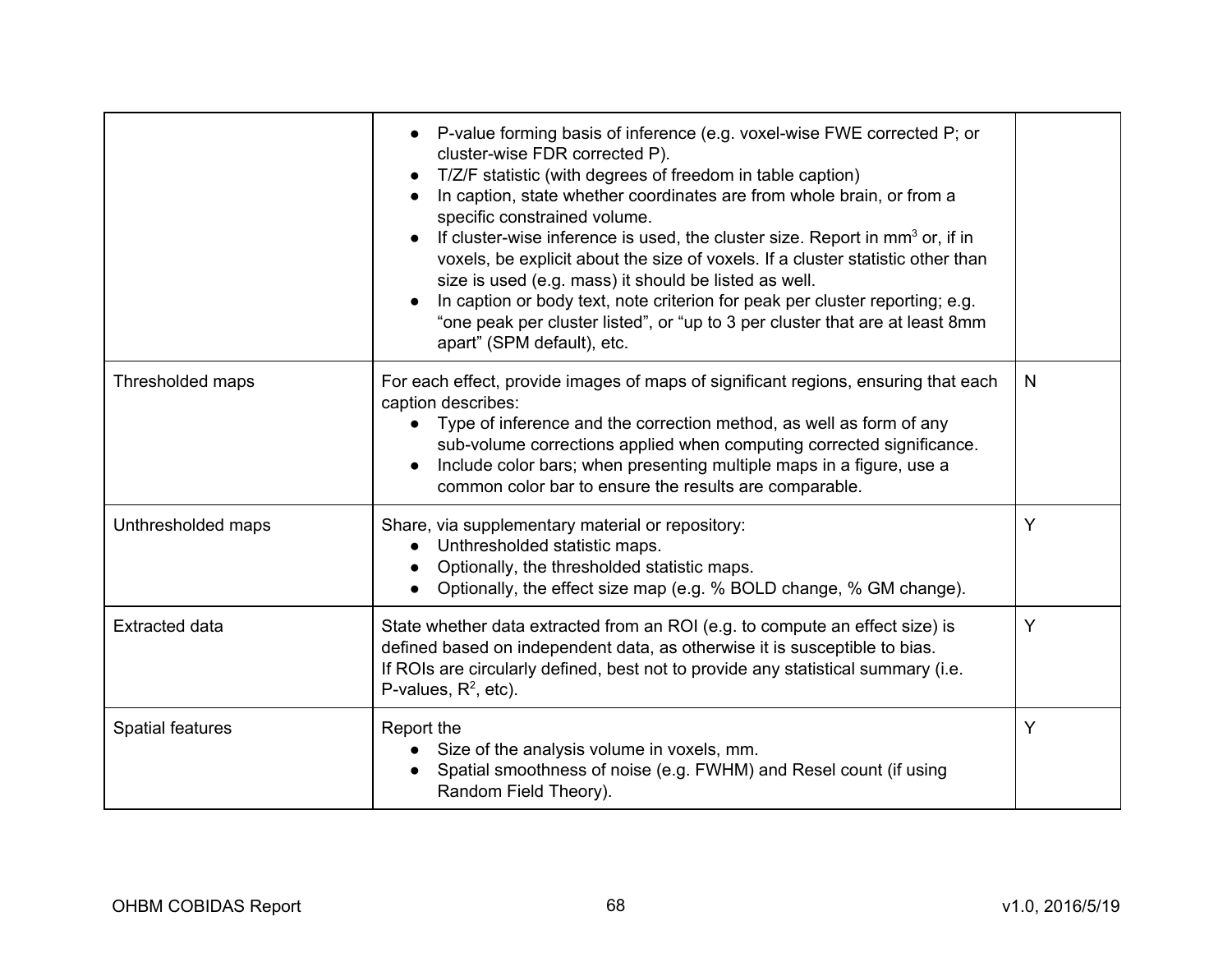| | | |
|---|---|---|
| | • P-value forming basis of inference (e.g. voxel-wise FWE corrected P; or cluster-wise FDR corrected P).<br>• T/Z/F statistic (with degrees of freedom in table caption)<br>• In caption, state whether coordinates are from whole brain, or from a specific constrained volume.<br>• If cluster-wise inference is used, the cluster size. Report in $mm^3$ or, if in voxels, be explicit about the size of voxels. If a cluster statistic other than size is used (e.g. mass) it should be listed as well.<br>• In caption or body text, note criterion for peak per cluster reporting; e.g. "one peak per cluster listed", or "up to 3 per cluster that are at least 8mm apart" (SPM default), etc. | |
| Thresholded maps | For each effect, provide images of maps of significant regions, ensuring that each caption describes:<br>• Type of inference and the correction method, as well as form of any sub-volume corrections applied when computing corrected significance.<br>• Include color bars; when presenting multiple maps in a figure, use a common color bar to ensure the results are comparable. | N |
| Unthresholded maps | Share, via supplementary material or repository:<br>• Unthresholded statistic maps.<br>• Optionally, the thresholded statistic maps.<br>• Optionally, the effect size map (e.g. % BOLD change, % GM change). | Y |
| Extracted data | State whether data extracted from an ROI (e.g. to compute an effect size) is defined based on independent data, as otherwise it is susceptible to bias.<br>If ROIs are circularly defined, best not to provide any statistical summary (i.e. P-values, $R^2$, etc). | Y |
| Spatial features | Report the<br>• Size of the analysis volume in voxels, mm.<br>• Spatial smoothness of noise (e.g. FWHM) and Resel count (if using Random Field Theory). | Y |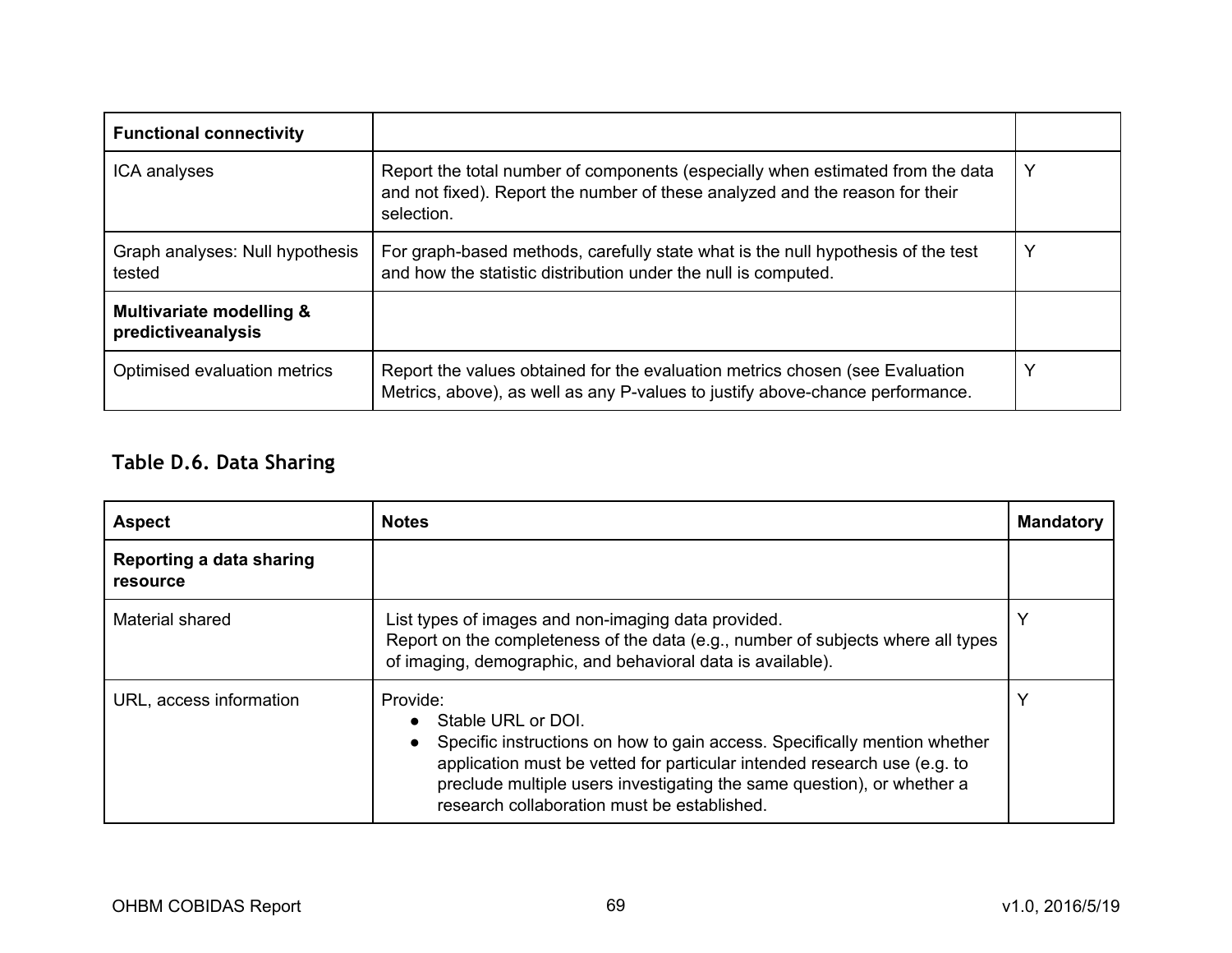| Functional connectivity | | |
|---|---|---|
| ICA analyses | Report the total number of components (especially when estimated from the data and not fixed). Report the number of these analyzed and the reason for their selection. | Y |
| Graph analyses: Null hypothesis tested | For graph-based methods, carefully state what is the null hypothesis of the test and how the statistic distribution under the null is computed. | Y |
| **Multivariate modelling & predictiveanalysis** | | |
| Optimised evaluation metrics | Report the values obtained for the evaluation metrics chosen (see Evaluation Metrics, above), as well as any P-values to justify above-chance performance. | Y |

### Table D.6. Data Sharing

| Aspect | Notes | Mandatory |
|---|---|---|
| **Reporting a data sharing resource** | | |
| Material shared | List types of images and non-imaging data provided.<br>Report on the completeness of the data (e.g., number of subjects where all types of imaging, demographic, and behavioral data is available). | Y |
| URL, access information | Provide:<br>• Stable URL or DOI.<br>• Specific instructions on how to gain access. Specifically mention whether application must be vetted for particular intended research use (e.g. to preclude multiple users investigating the same question), or whether a research collaboration must be established. | Y |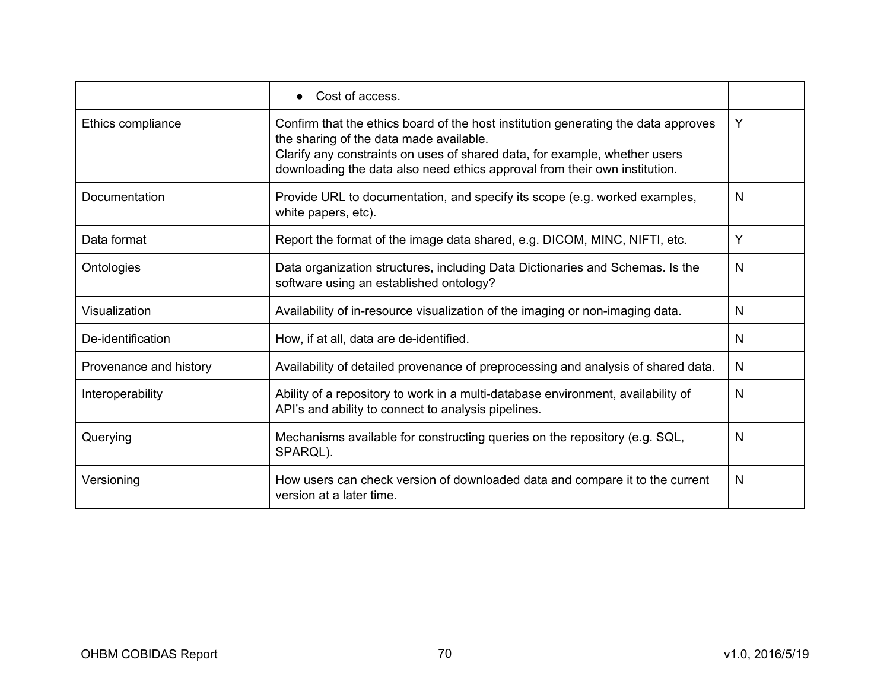| | | |
|---|---|---|
| | • Cost of access. | |
| Ethics compliance | Confirm that the ethics board of the host institution generating the data approves the sharing of the data made available.<br>Clarify any constraints on uses of shared data, for example, whether users downloading the data also need ethics approval from their own institution. | Y |
| Documentation | Provide URL to documentation, and specify its scope (e.g. worked examples, white papers, etc). | N |
| Data format | Report the format of the image data shared, e.g. DICOM, MINC, NIFTI, etc. | Y |
| Ontologies | Data organization structures, including Data Dictionaries and Schemas. Is the software using an established ontology? | N |
| Visualization | Availability of in-resource visualization of the imaging or non-imaging data. | N |
| De-identification | How, if at all, data are de-identified. | N |
| Provenance and history | Availability of detailed provenance of preprocessing and analysis of shared data. | N |
| Interoperability | Ability of a repository to work in a multi-database environment, availability of API's and ability to connect to analysis pipelines. | N |
| Querying | Mechanisms available for constructing queries on the repository (e.g. SQL, SPARQL). | N |
| Versioning | How users can check version of downloaded data and compare it to the current version at a later time. | N |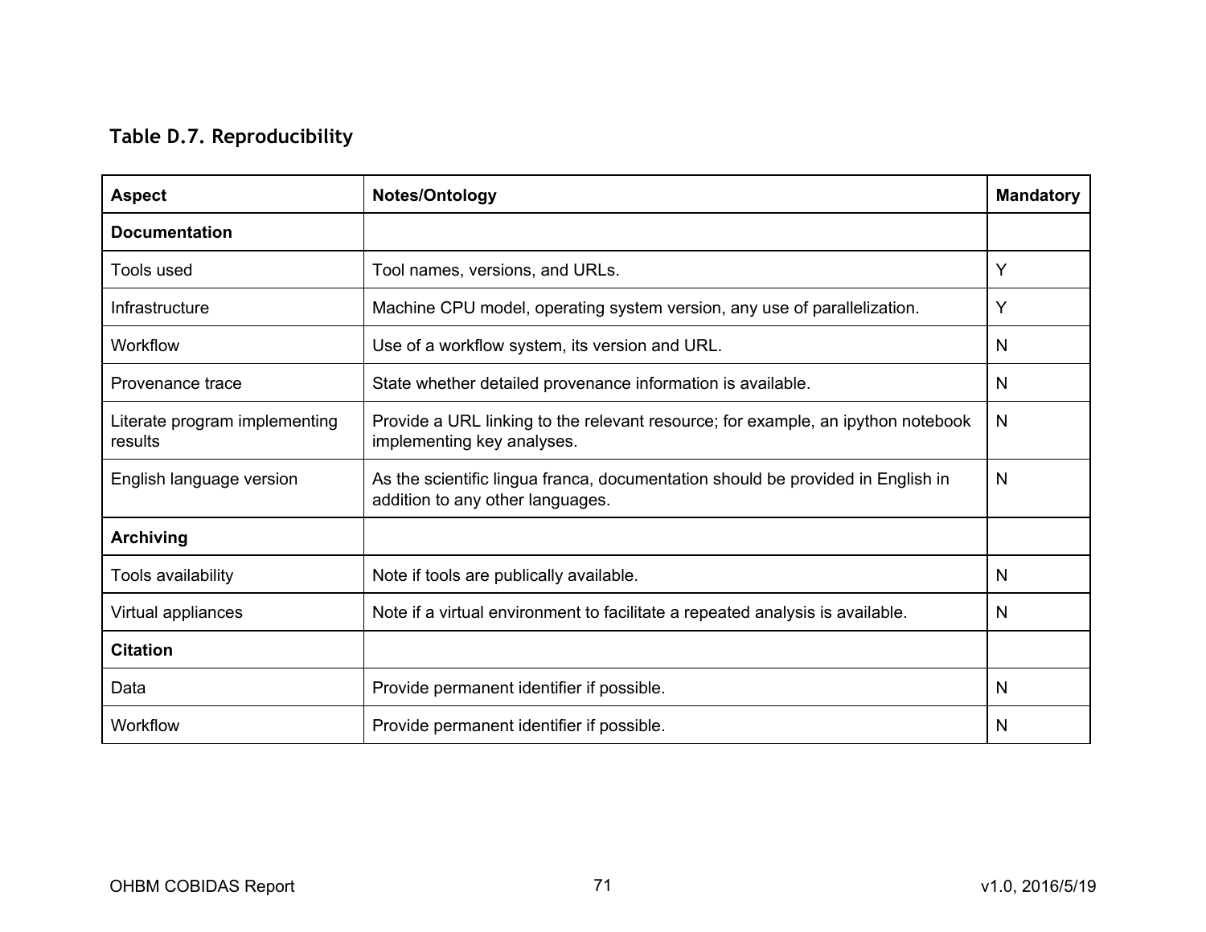### Table D.7. Reproducibility

| Aspect | Notes/Ontology | Mandatory |
|---|---|---|
| **Documentation** | | |
| Tools used | Tool names, versions, and URLs. | Y |
| Infrastructure | Machine CPU model, operating system version, any use of parallelization. | Y |
| Workflow | Use of a workflow system, its version and URL. | N |
| Provenance trace | State whether detailed provenance information is available. | N |
| Literate program implementing results | Provide a URL linking to the relevant resource; for example, an ipython notebook implementing key analyses. | N |
| English language version | As the scientific lingua franca, documentation should be provided in English in addition to any other languages. | N |
| **Archiving** | | |
| Tools availability | Note if tools are publically available. | N |
| Virtual appliances | Note if a virtual environment to facilitate a repeated analysis is available. | N |
| **Citation** | | |
| Data | Provide permanent identifier if possible. | N |
| Workflow | Provide permanent identifier if possible. | N |